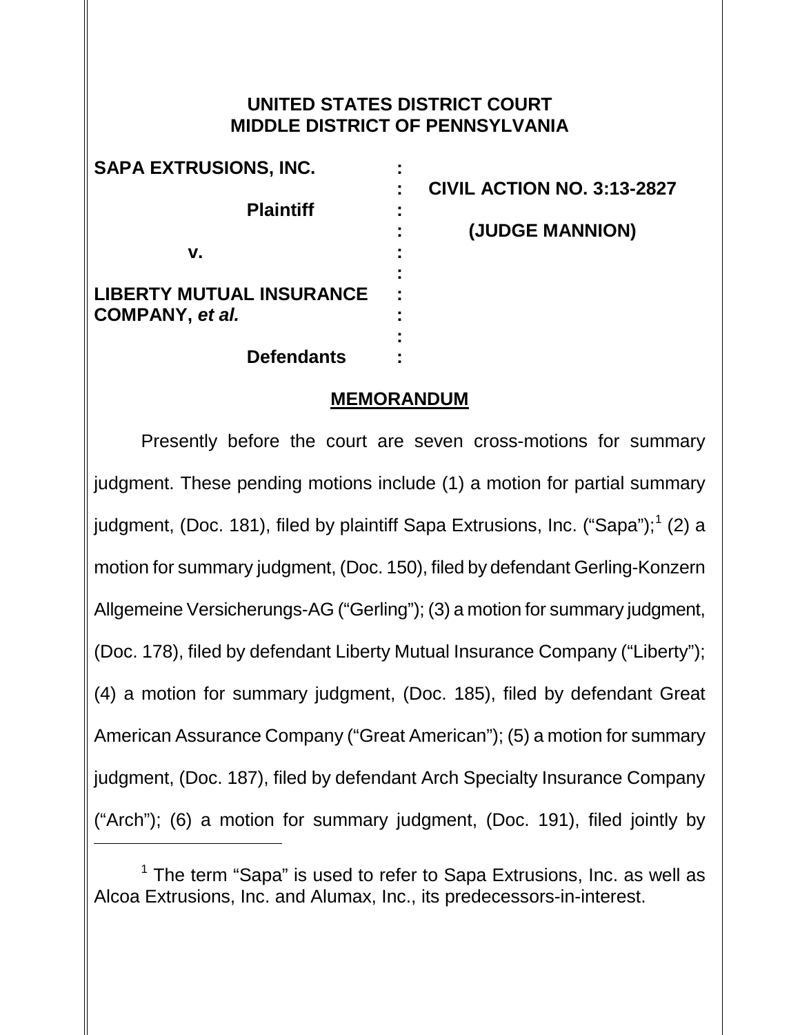**UNITED STATES DISTRICT COURT**
**MIDDLE DISTRICT OF PENNSYLVANIA**

| | | |
|---|---|---|
| **SAPA EXTRUSIONS, INC.** | : | |
| | : | **CIVIL ACTION NO. 3:13-2827** |
| **Plaintiff** | : | |
| | : | **(JUDGE MANNION)** |
| **v.** | : | |
| | : | |
| **LIBERTY MUTUAL INSURANCE COMPANY,** ***et al.*** | : | |
| | : | |
| **Defendants** | : | |

## MEMORANDUM

Presently before the court are seven cross-motions for summary judgment. These pending motions include (1) a motion for partial summary judgment, (Doc. 181), filed by plaintiff Sapa Extrusions, Inc. ("Sapa");[1] (2) a motion for summary judgment, (Doc. 150), filed by defendant Gerling-Konzern Allgemeine Versicherungs-AG ("Gerling"); (3) a motion for summary judgment, (Doc. 178), filed by defendant Liberty Mutual Insurance Company ("Liberty"); (4) a motion for summary judgment, (Doc. 185), filed by defendant Great American Assurance Company ("Great American"); (5) a motion for summary judgment, (Doc. 187), filed by defendant Arch Specialty Insurance Company ("Arch"); (6) a motion for summary judgment, (Doc. 191), filed jointly by

---

[1] The term "Sapa" is used to refer to Sapa Extrusions, Inc. as well as Alcoa Extrusions, Inc. and Alumax, Inc., its predecessors-in-interest.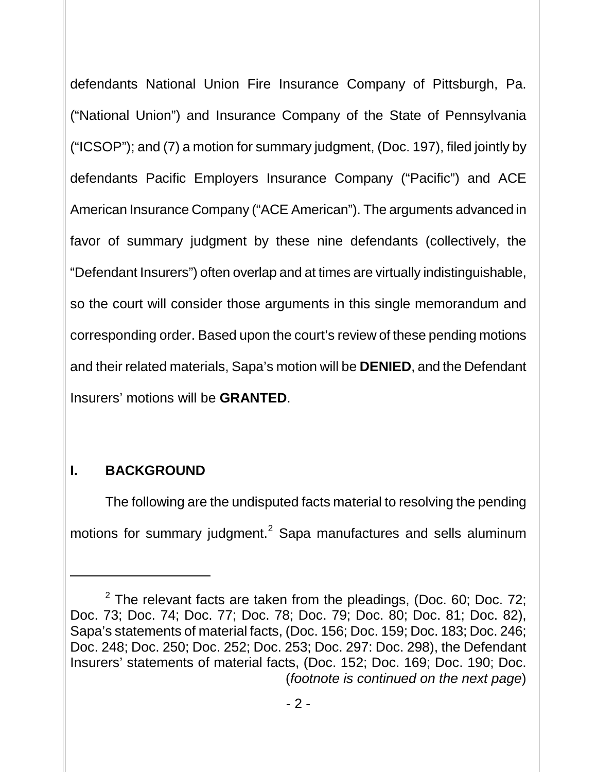defendants National Union Fire Insurance Company of Pittsburgh, Pa. ("National Union") and Insurance Company of the State of Pennsylvania ("ICSOP"); and (7) a motion for summary judgment, (Doc. 197), filed jointly by defendants Pacific Employers Insurance Company ("Pacific") and ACE American Insurance Company ("ACE American"). The arguments advanced in favor of summary judgment by these nine defendants (collectively, the "Defendant Insurers") often overlap and at times are virtually indistinguishable, so the court will consider those arguments in this single memorandum and corresponding order. Based upon the court's review of these pending motions and their related materials, Sapa's motion will be **DENIED**, and the Defendant Insurers' motions will be **GRANTED**.

## I. BACKGROUND

The following are the undisputed facts material to resolving the pending motions for summary judgment.[2] Sapa manufactures and sells aluminum

---

[2] The relevant facts are taken from the pleadings, (Doc. 60; Doc. 72; Doc. 73; Doc. 74; Doc. 77; Doc. 78; Doc. 79; Doc. 80; Doc. 81; Doc. 82), Sapa's statements of material facts, (Doc. 156; Doc. 159; Doc. 183; Doc. 246; Doc. 248; Doc. 250; Doc. 252; Doc. 253; Doc. 297: Doc. 298), the Defendant Insurers' statements of material facts, (Doc. 152; Doc. 169; Doc. 190; Doc.
(*footnote is continued on the next page*)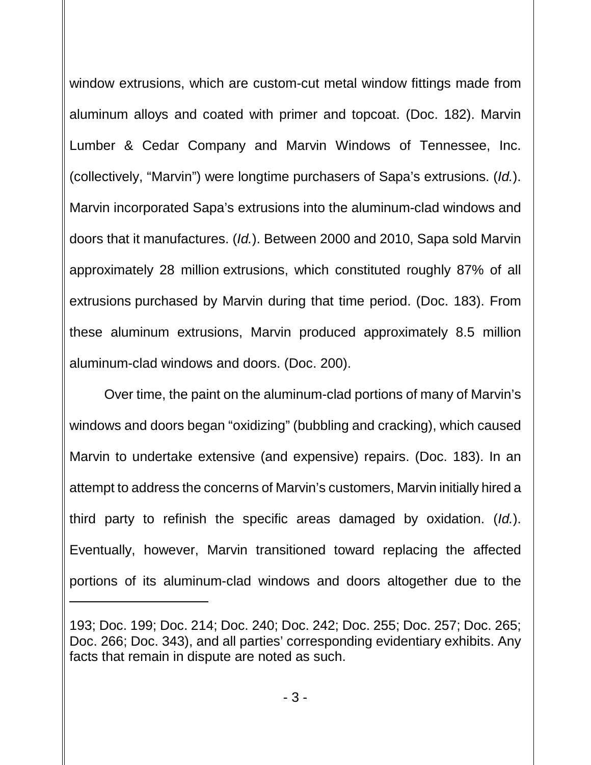window extrusions, which are custom-cut metal window fittings made from aluminum alloys and coated with primer and topcoat. (Doc. 182). Marvin Lumber & Cedar Company and Marvin Windows of Tennessee, Inc. (collectively, "Marvin") were longtime purchasers of Sapa's extrusions. (*Id.*). Marvin incorporated Sapa's extrusions into the aluminum-clad windows and doors that it manufactures. (*Id.*). Between 2000 and 2010, Sapa sold Marvin approximately 28 million extrusions, which constituted roughly 87% of all extrusions purchased by Marvin during that time period. (Doc. 183). From these aluminum extrusions, Marvin produced approximately 8.5 million aluminum-clad windows and doors. (Doc. 200).

Over time, the paint on the aluminum-clad portions of many of Marvin's windows and doors began "oxidizing" (bubbling and cracking), which caused Marvin to undertake extensive (and expensive) repairs. (Doc. 183). In an attempt to address the concerns of Marvin's customers, Marvin initially hired a third party to refinish the specific areas damaged by oxidation. (*Id.*). Eventually, however, Marvin transitioned toward replacing the affected portions of its aluminum-clad windows and doors altogether due to the

---

193; Doc. 199; Doc. 214; Doc. 240; Doc. 242; Doc. 255; Doc. 257; Doc. 265; Doc. 266; Doc. 343), and all parties' corresponding evidentiary exhibits. Any facts that remain in dispute are noted as such.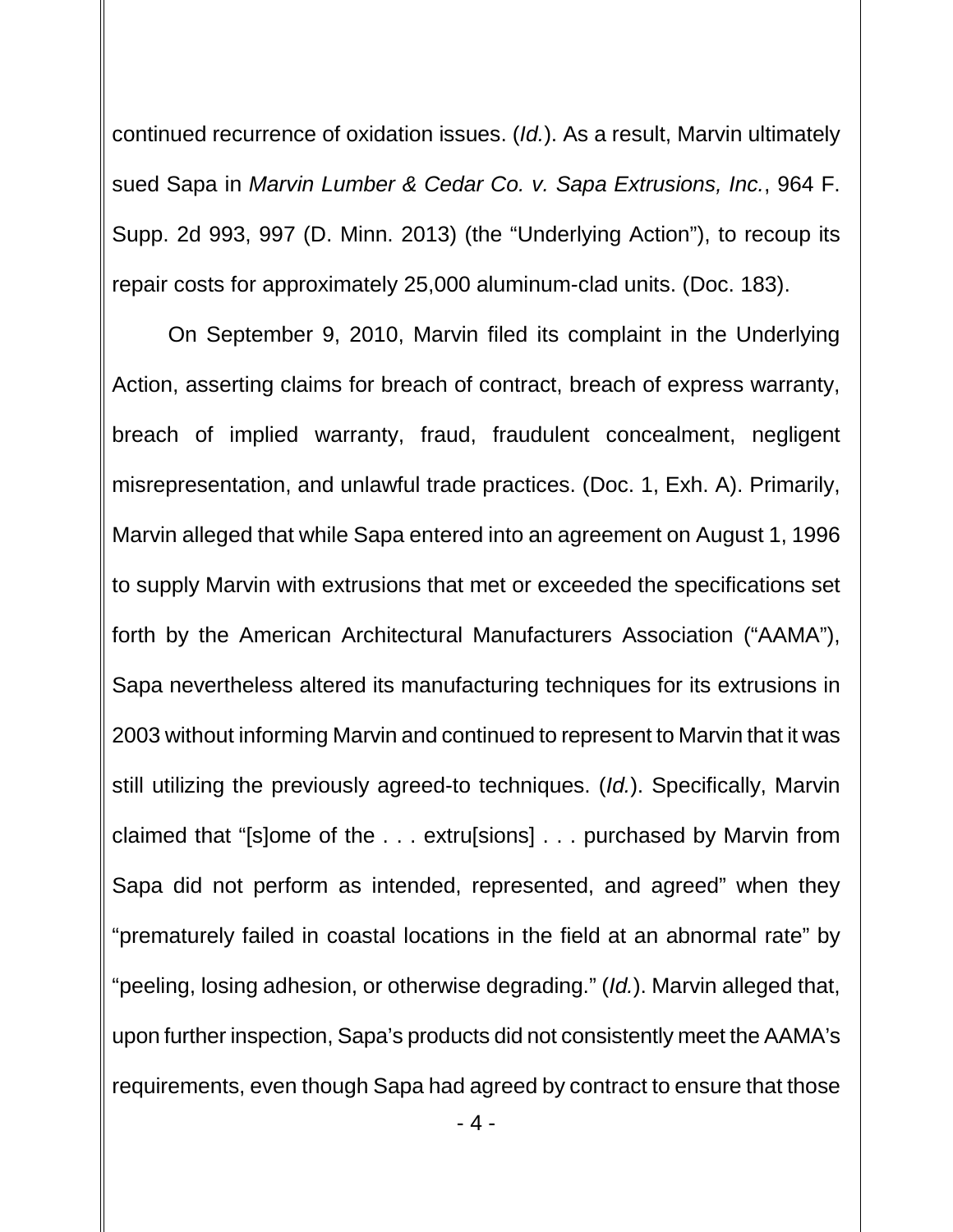continued recurrence of oxidation issues. (*Id.*). As a result, Marvin ultimately sued Sapa in *Marvin Lumber & Cedar Co. v. Sapa Extrusions, Inc.*, 964 F. Supp. 2d 993, 997 (D. Minn. 2013) (the "Underlying Action"), to recoup its repair costs for approximately 25,000 aluminum-clad units. (Doc. 183).

On September 9, 2010, Marvin filed its complaint in the Underlying Action, asserting claims for breach of contract, breach of express warranty, breach of implied warranty, fraud, fraudulent concealment, negligent misrepresentation, and unlawful trade practices. (Doc. 1, Exh. A). Primarily, Marvin alleged that while Sapa entered into an agreement on August 1, 1996 to supply Marvin with extrusions that met or exceeded the specifications set forth by the American Architectural Manufacturers Association ("AAMA"), Sapa nevertheless altered its manufacturing techniques for its extrusions in 2003 without informing Marvin and continued to represent to Marvin that it was still utilizing the previously agreed-to techniques. (*Id.*). Specifically, Marvin claimed that "[s]ome of the . . . extru[sions] . . . purchased by Marvin from Sapa did not perform as intended, represented, and agreed" when they "prematurely failed in coastal locations in the field at an abnormal rate" by "peeling, losing adhesion, or otherwise degrading." (*Id.*). Marvin alleged that, upon further inspection, Sapa's products did not consistently meet the AAMA's requirements, even though Sapa had agreed by contract to ensure that those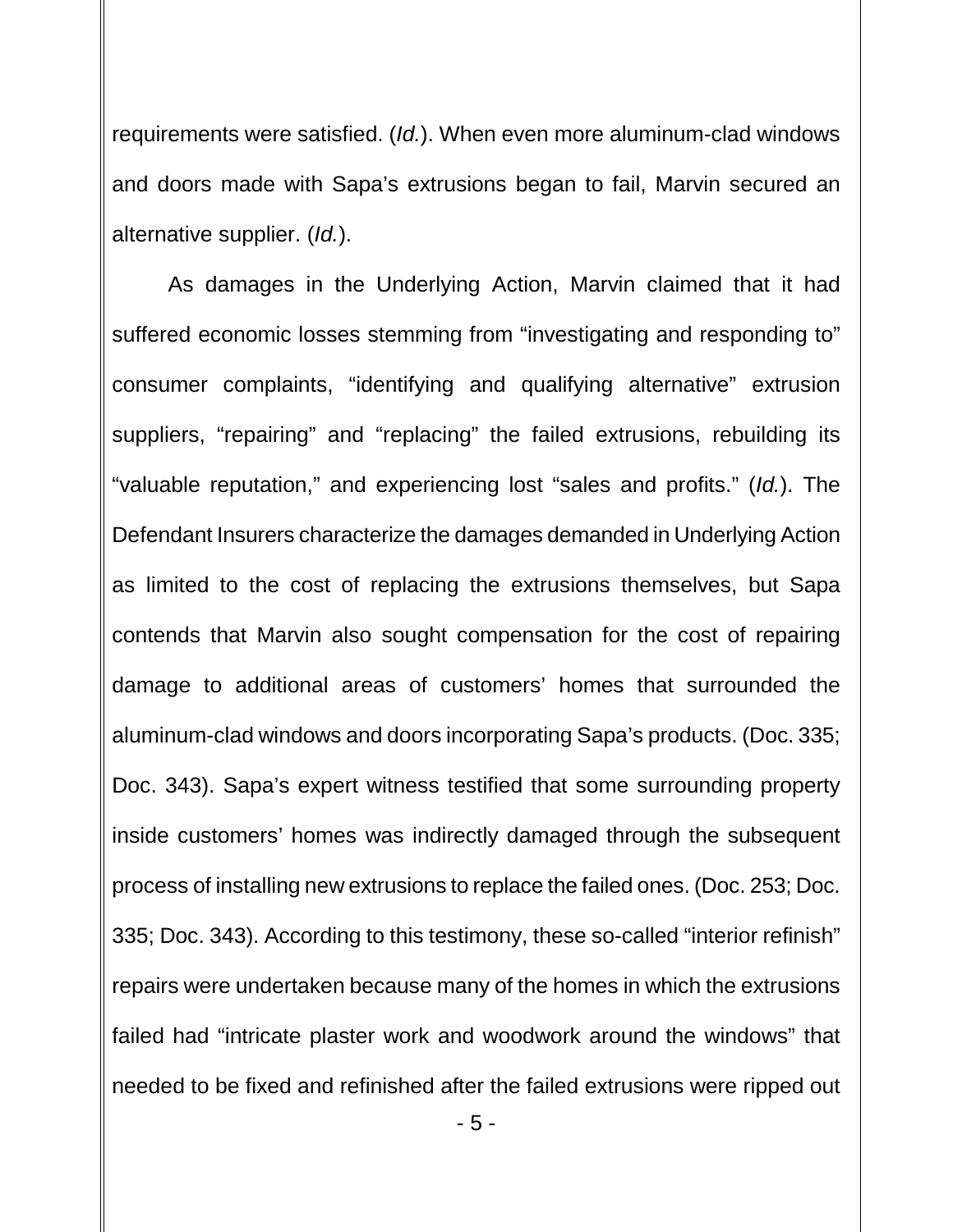requirements were satisfied. (*Id.*). When even more aluminum-clad windows and doors made with Sapa's extrusions began to fail, Marvin secured an alternative supplier. (*Id.*).

As damages in the Underlying Action, Marvin claimed that it had suffered economic losses stemming from "investigating and responding to" consumer complaints, "identifying and qualifying alternative" extrusion suppliers, "repairing" and "replacing" the failed extrusions, rebuilding its "valuable reputation," and experiencing lost "sales and profits." (*Id.*). The Defendant Insurers characterize the damages demanded in Underlying Action as limited to the cost of replacing the extrusions themselves, but Sapa contends that Marvin also sought compensation for the cost of repairing damage to additional areas of customers' homes that surrounded the aluminum-clad windows and doors incorporating Sapa's products. (Doc. 335; Doc. 343). Sapa's expert witness testified that some surrounding property inside customers' homes was indirectly damaged through the subsequent process of installing new extrusions to replace the failed ones. (Doc. 253; Doc. 335; Doc. 343). According to this testimony, these so-called "interior refinish" repairs were undertaken because many of the homes in which the extrusions failed had "intricate plaster work and woodwork around the windows" that needed to be fixed and refinished after the failed extrusions were ripped out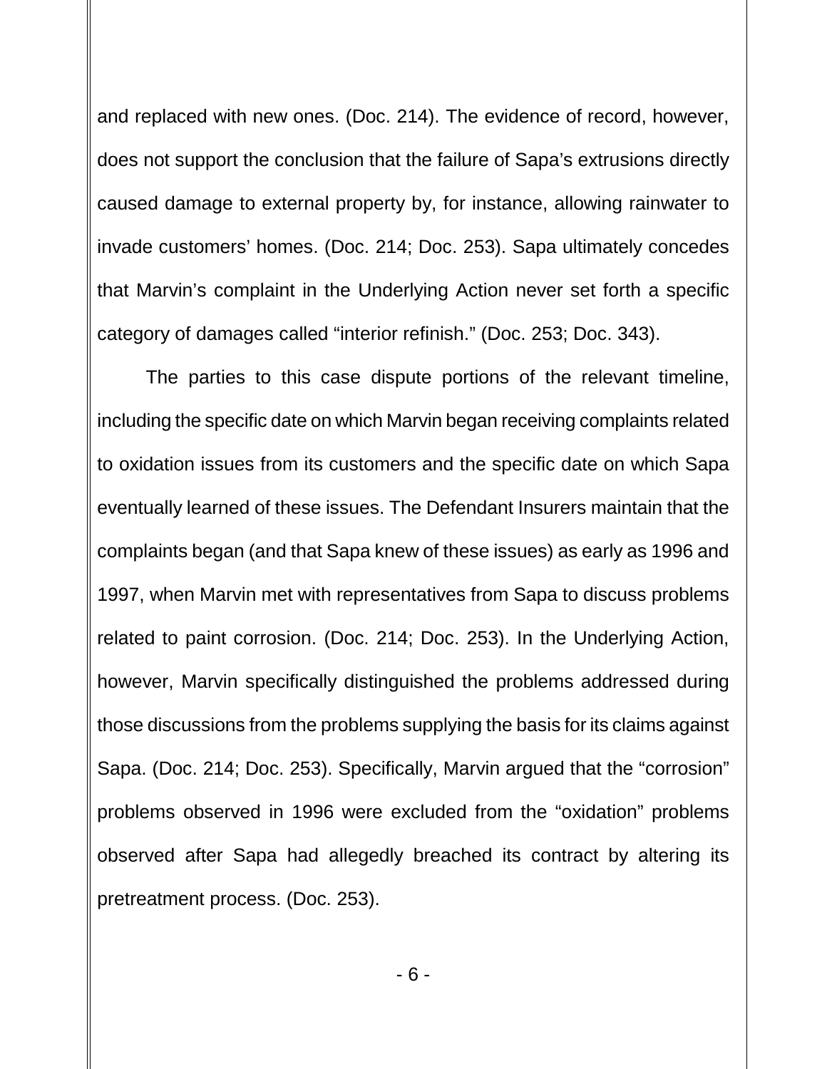and replaced with new ones. (Doc. 214). The evidence of record, however, does not support the conclusion that the failure of Sapa's extrusions directly caused damage to external property by, for instance, allowing rainwater to invade customers' homes. (Doc. 214; Doc. 253). Sapa ultimately concedes that Marvin's complaint in the Underlying Action never set forth a specific category of damages called "interior refinish." (Doc. 253; Doc. 343).

The parties to this case dispute portions of the relevant timeline, including the specific date on which Marvin began receiving complaints related to oxidation issues from its customers and the specific date on which Sapa eventually learned of these issues. The Defendant Insurers maintain that the complaints began (and that Sapa knew of these issues) as early as 1996 and 1997, when Marvin met with representatives from Sapa to discuss problems related to paint corrosion. (Doc. 214; Doc. 253). In the Underlying Action, however, Marvin specifically distinguished the problems addressed during those discussions from the problems supplying the basis for its claims against Sapa. (Doc. 214; Doc. 253). Specifically, Marvin argued that the "corrosion" problems observed in 1996 were excluded from the "oxidation" problems observed after Sapa had allegedly breached its contract by altering its pretreatment process. (Doc. 253).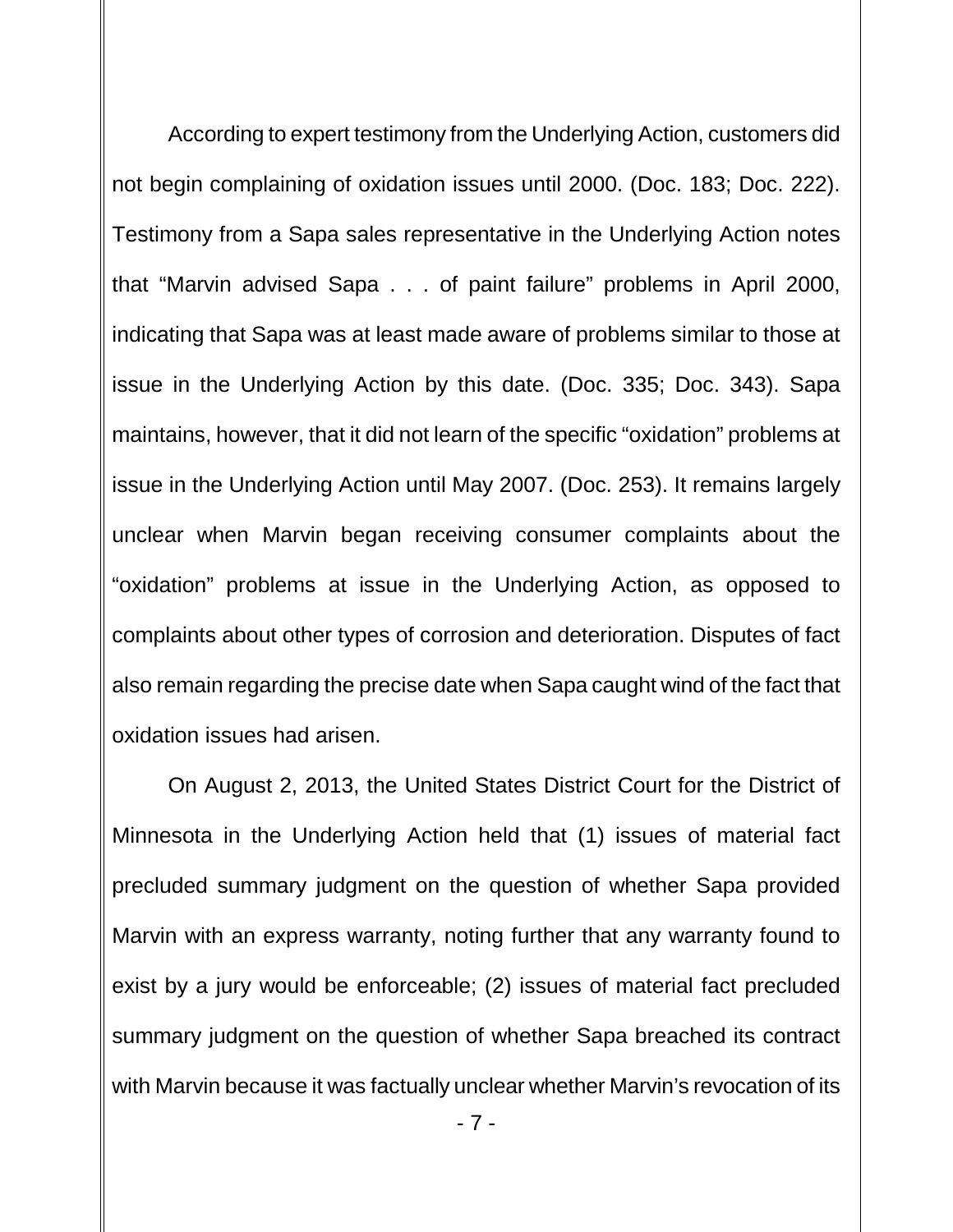According to expert testimony from the Underlying Action, customers did not begin complaining of oxidation issues until 2000. (Doc. 183; Doc. 222). Testimony from a Sapa sales representative in the Underlying Action notes that "Marvin advised Sapa . . . of paint failure" problems in April 2000, indicating that Sapa was at least made aware of problems similar to those at issue in the Underlying Action by this date. (Doc. 335; Doc. 343). Sapa maintains, however, that it did not learn of the specific "oxidation" problems at issue in the Underlying Action until May 2007. (Doc. 253). It remains largely unclear when Marvin began receiving consumer complaints about the "oxidation" problems at issue in the Underlying Action, as opposed to complaints about other types of corrosion and deterioration. Disputes of fact also remain regarding the precise date when Sapa caught wind of the fact that oxidation issues had arisen.

On August 2, 2013, the United States District Court for the District of Minnesota in the Underlying Action held that (1) issues of material fact precluded summary judgment on the question of whether Sapa provided Marvin with an express warranty, noting further that any warranty found to exist by a jury would be enforceable; (2) issues of material fact precluded summary judgment on the question of whether Sapa breached its contract with Marvin because it was factually unclear whether Marvin's revocation of its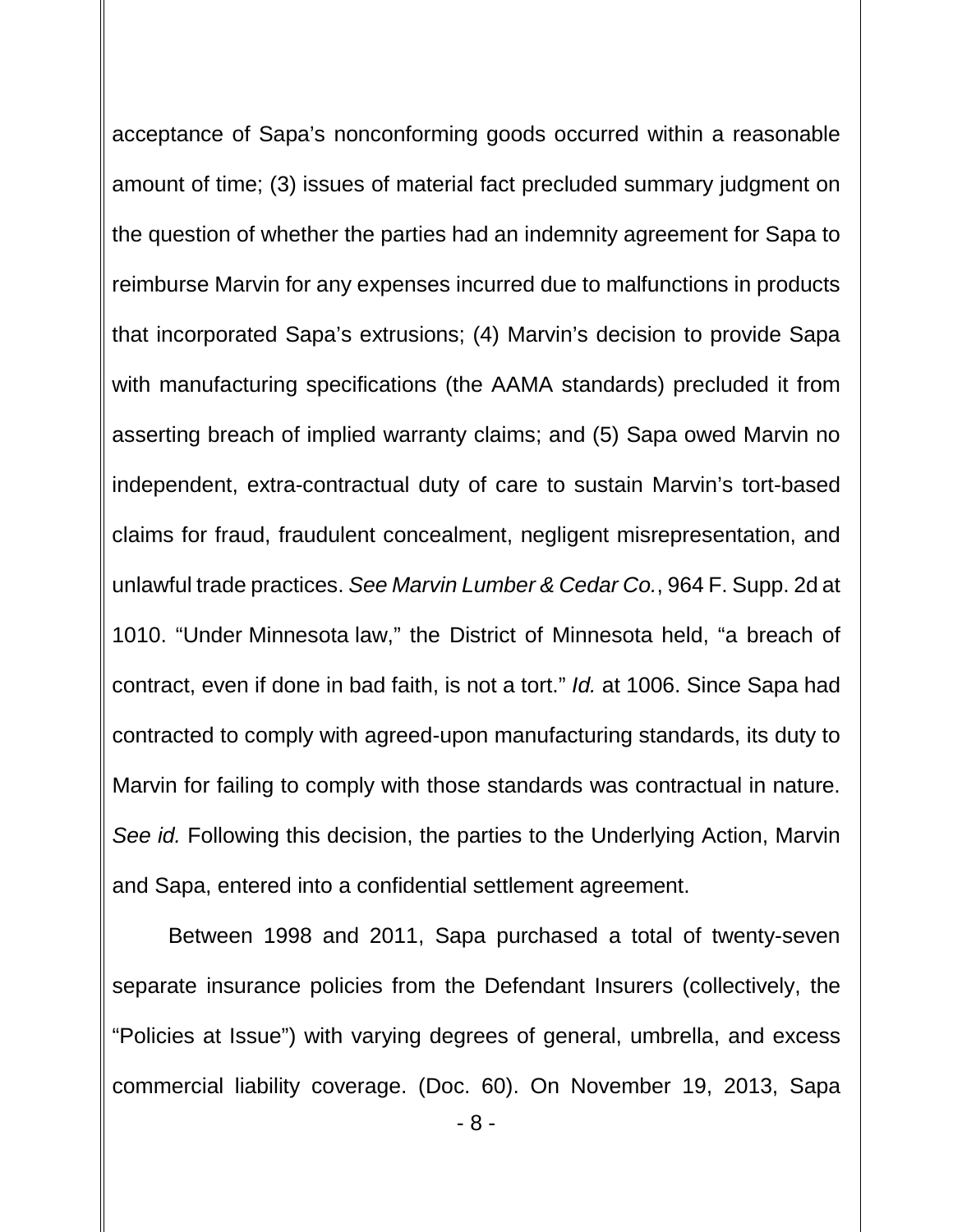acceptance of Sapa's nonconforming goods occurred within a reasonable amount of time; (3) issues of material fact precluded summary judgment on the question of whether the parties had an indemnity agreement for Sapa to reimburse Marvin for any expenses incurred due to malfunctions in products that incorporated Sapa's extrusions; (4) Marvin's decision to provide Sapa with manufacturing specifications (the AAMA standards) precluded it from asserting breach of implied warranty claims; and (5) Sapa owed Marvin no independent, extra-contractual duty of care to sustain Marvin's tort-based claims for fraud, fraudulent concealment, negligent misrepresentation, and unlawful trade practices. *See Marvin Lumber & Cedar Co.*, 964 F. Supp. 2d at 1010. "Under Minnesota law," the District of Minnesota held, "a breach of contract, even if done in bad faith, is not a tort." *Id.* at 1006. Since Sapa had contracted to comply with agreed-upon manufacturing standards, its duty to Marvin for failing to comply with those standards was contractual in nature. *See id.* Following this decision, the parties to the Underlying Action, Marvin and Sapa, entered into a confidential settlement agreement.

Between 1998 and 2011, Sapa purchased a total of twenty-seven separate insurance policies from the Defendant Insurers (collectively, the "Policies at Issue") with varying degrees of general, umbrella, and excess commercial liability coverage. (Doc. 60). On November 19, 2013, Sapa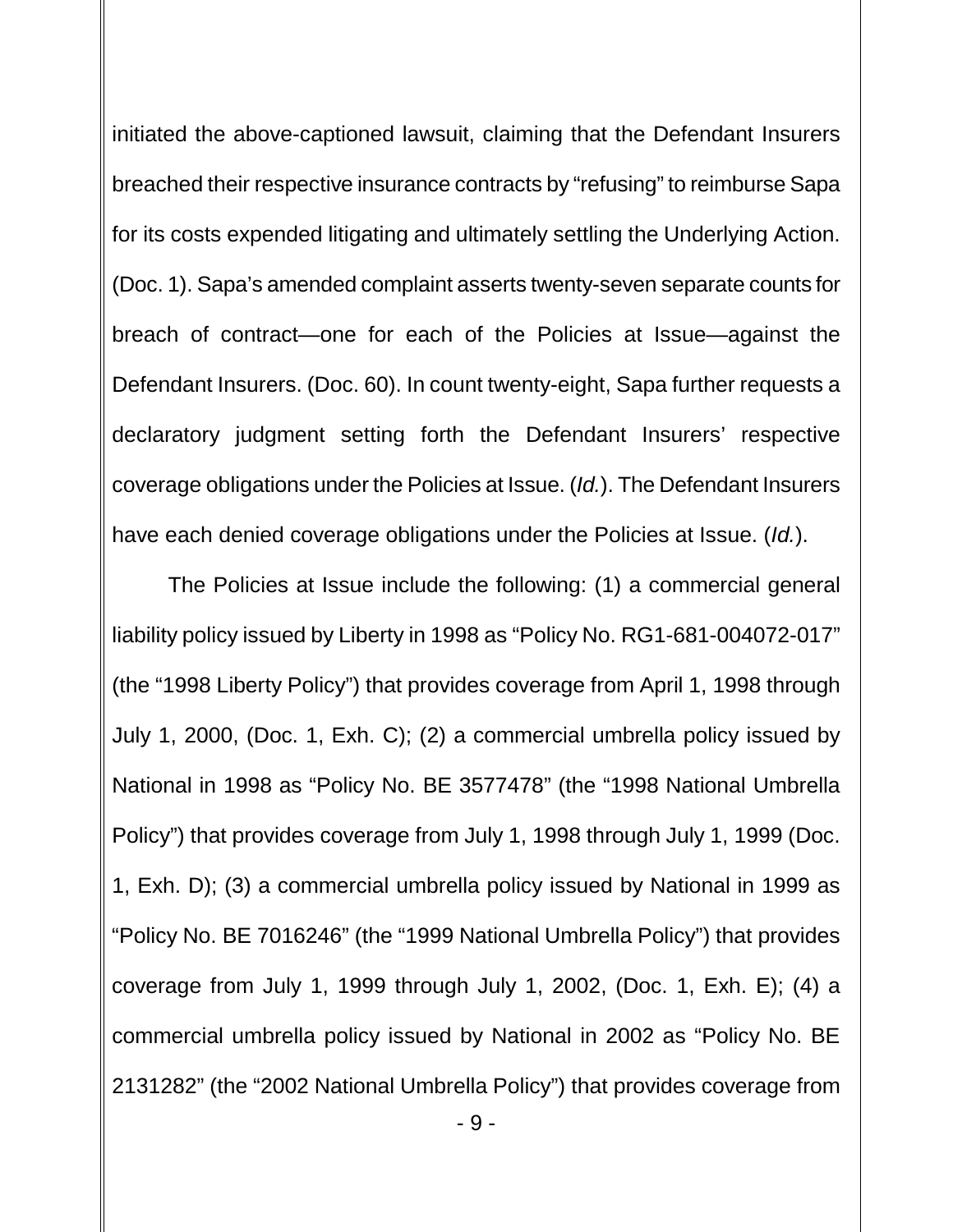initiated the above-captioned lawsuit, claiming that the Defendant Insurers breached their respective insurance contracts by "refusing" to reimburse Sapa for its costs expended litigating and ultimately settling the Underlying Action. (Doc. 1). Sapa's amended complaint asserts twenty-seven separate counts for breach of contract—one for each of the Policies at Issue—against the Defendant Insurers. (Doc. 60). In count twenty-eight, Sapa further requests a declaratory judgment setting forth the Defendant Insurers' respective coverage obligations under the Policies at Issue. (*Id.*). The Defendant Insurers have each denied coverage obligations under the Policies at Issue. (*Id.*).

The Policies at Issue include the following: (1) a commercial general liability policy issued by Liberty in 1998 as "Policy No. RG1-681-004072-017" (the "1998 Liberty Policy") that provides coverage from April 1, 1998 through July 1, 2000, (Doc. 1, Exh. C); (2) a commercial umbrella policy issued by National in 1998 as "Policy No. BE 3577478" (the "1998 National Umbrella Policy") that provides coverage from July 1, 1998 through July 1, 1999 (Doc. 1, Exh. D); (3) a commercial umbrella policy issued by National in 1999 as "Policy No. BE 7016246" (the "1999 National Umbrella Policy") that provides coverage from July 1, 1999 through July 1, 2002, (Doc. 1, Exh. E); (4) a commercial umbrella policy issued by National in 2002 as "Policy No. BE 2131282" (the "2002 National Umbrella Policy") that provides coverage from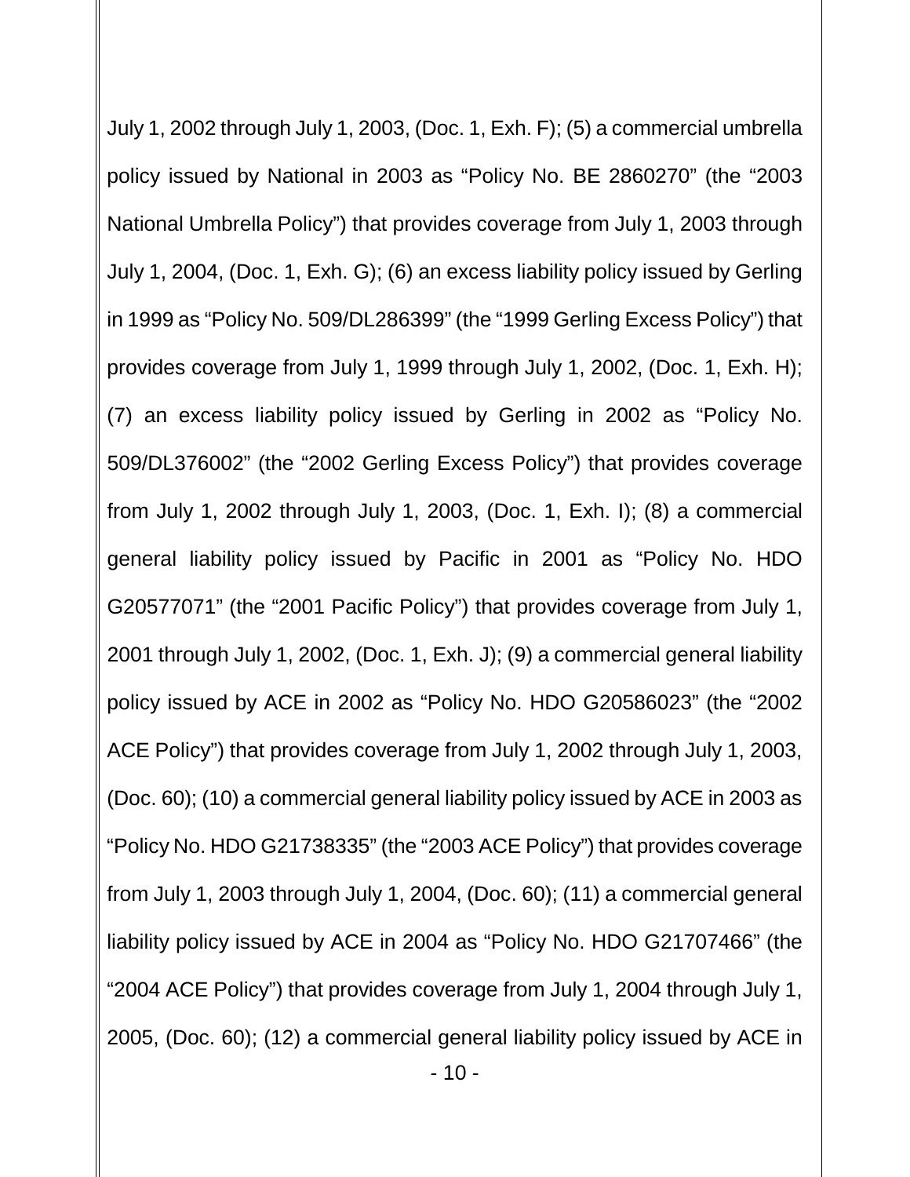July 1, 2002 through July 1, 2003, (Doc. 1, Exh. F); (5) a commercial umbrella policy issued by National in 2003 as "Policy No. BE 2860270" (the "2003 National Umbrella Policy") that provides coverage from July 1, 2003 through July 1, 2004, (Doc. 1, Exh. G); (6) an excess liability policy issued by Gerling in 1999 as "Policy No. 509/DL286399" (the "1999 Gerling Excess Policy") that provides coverage from July 1, 1999 through July 1, 2002, (Doc. 1, Exh. H); (7) an excess liability policy issued by Gerling in 2002 as "Policy No. 509/DL376002" (the "2002 Gerling Excess Policy") that provides coverage from July 1, 2002 through July 1, 2003, (Doc. 1, Exh. I); (8) a commercial general liability policy issued by Pacific in 2001 as "Policy No. HDO G20577071" (the "2001 Pacific Policy") that provides coverage from July 1, 2001 through July 1, 2002, (Doc. 1, Exh. J); (9) a commercial general liability policy issued by ACE in 2002 as "Policy No. HDO G20586023" (the "2002 ACE Policy") that provides coverage from July 1, 2002 through July 1, 2003, (Doc. 60); (10) a commercial general liability policy issued by ACE in 2003 as "Policy No. HDO G21738335" (the "2003 ACE Policy") that provides coverage from July 1, 2003 through July 1, 2004, (Doc. 60); (11) a commercial general liability policy issued by ACE in 2004 as "Policy No. HDO G21707466" (the "2004 ACE Policy") that provides coverage from July 1, 2004 through July 1, 2005, (Doc. 60); (12) a commercial general liability policy issued by ACE in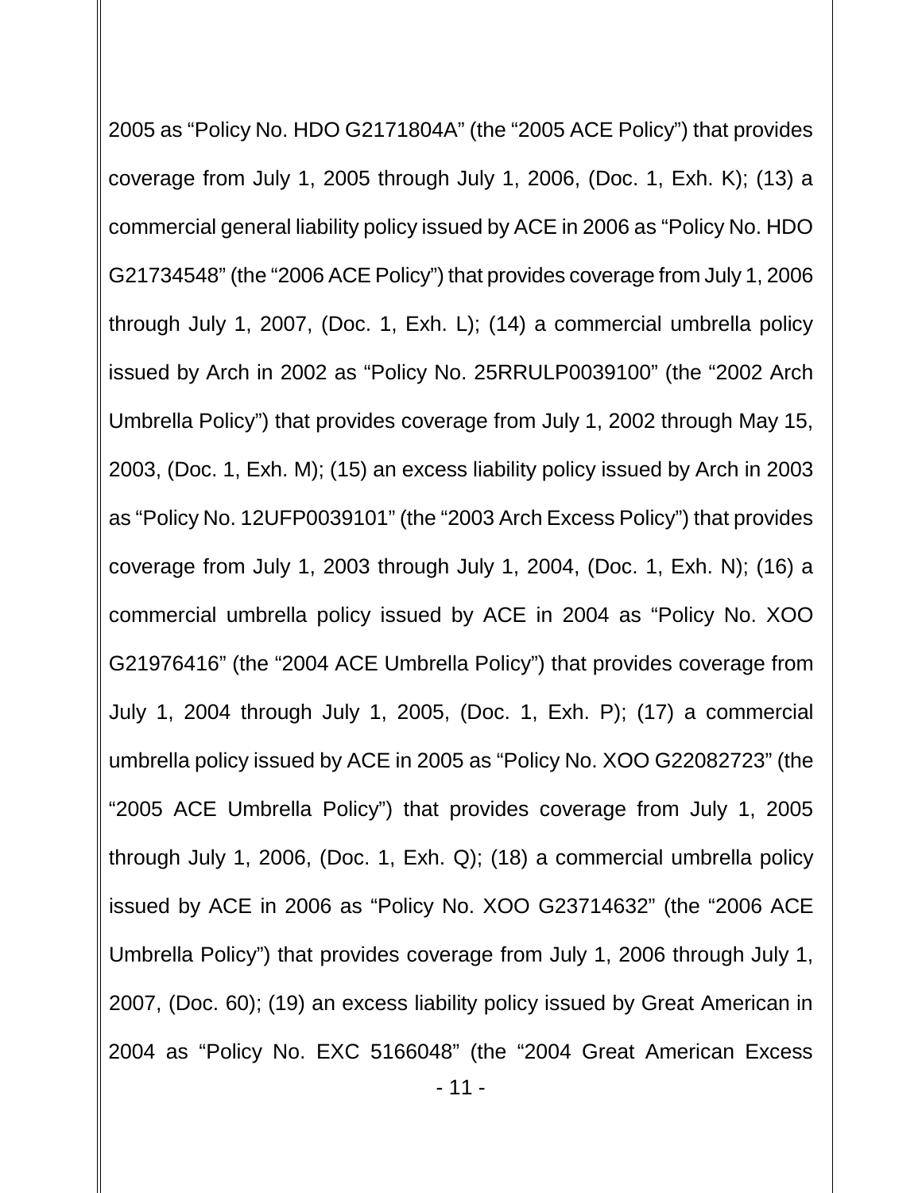2005 as "Policy No. HDO G2171804A" (the "2005 ACE Policy") that provides coverage from July 1, 2005 through July 1, 2006, (Doc. 1, Exh. K); (13) a commercial general liability policy issued by ACE in 2006 as "Policy No. HDO G21734548" (the "2006 ACE Policy") that provides coverage from July 1, 2006 through July 1, 2007, (Doc. 1, Exh. L); (14) a commercial umbrella policy issued by Arch in 2002 as "Policy No. 25RRULP0039100" (the "2002 Arch Umbrella Policy") that provides coverage from July 1, 2002 through May 15, 2003, (Doc. 1, Exh. M); (15) an excess liability policy issued by Arch in 2003 as "Policy No. 12UFP0039101" (the "2003 Arch Excess Policy") that provides coverage from July 1, 2003 through July 1, 2004, (Doc. 1, Exh. N); (16) a commercial umbrella policy issued by ACE in 2004 as "Policy No. XOO G21976416" (the "2004 ACE Umbrella Policy") that provides coverage from July 1, 2004 through July 1, 2005, (Doc. 1, Exh. P); (17) a commercial umbrella policy issued by ACE in 2005 as "Policy No. XOO G22082723" (the "2005 ACE Umbrella Policy") that provides coverage from July 1, 2005 through July 1, 2006, (Doc. 1, Exh. Q); (18) a commercial umbrella policy issued by ACE in 2006 as "Policy No. XOO G23714632" (the "2006 ACE Umbrella Policy") that provides coverage from July 1, 2006 through July 1, 2007, (Doc. 60); (19) an excess liability policy issued by Great American in 2004 as "Policy No. EXC 5166048" (the "2004 Great American Excess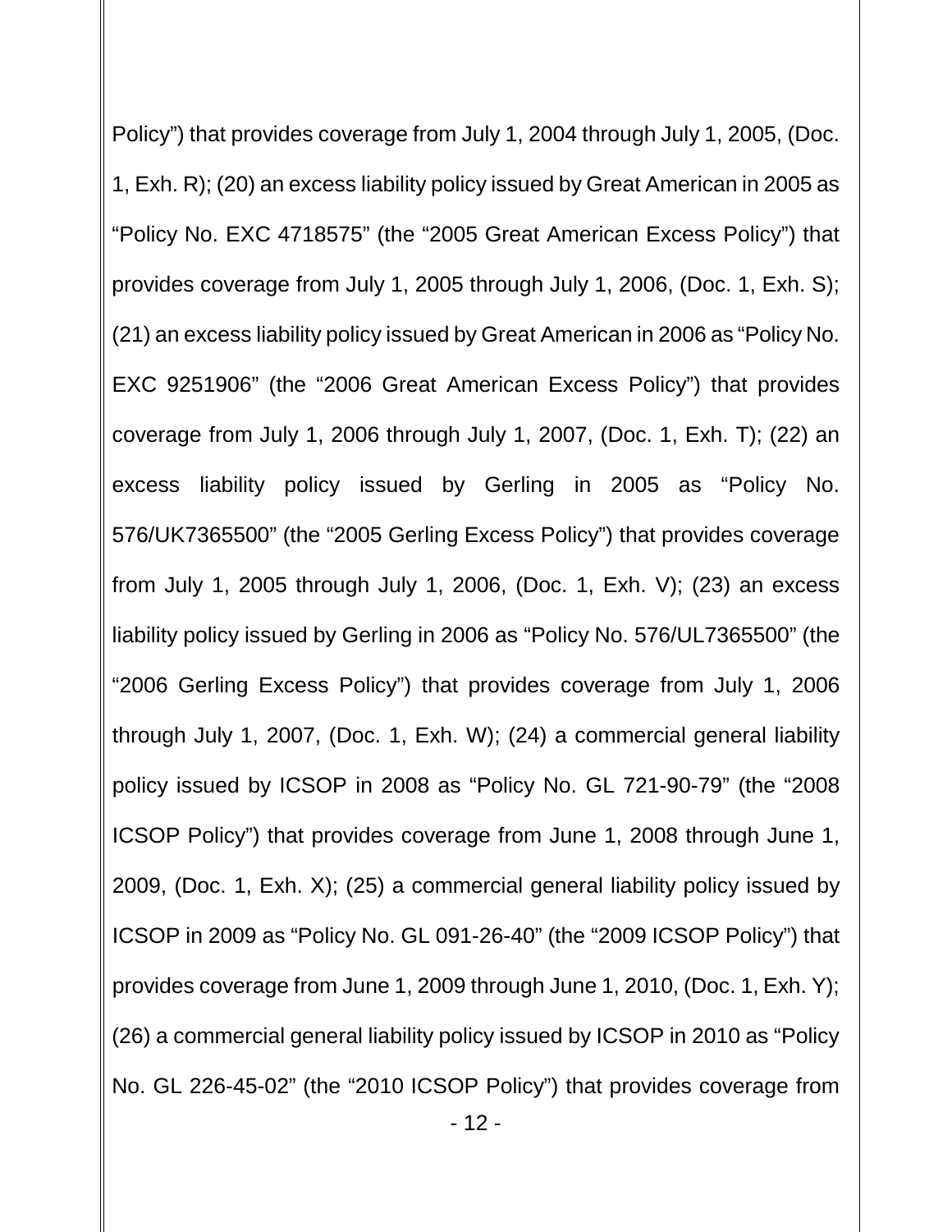Policy") that provides coverage from July 1, 2004 through July 1, 2005, (Doc. 1, Exh. R); (20) an excess liability policy issued by Great American in 2005 as "Policy No. EXC 4718575" (the "2005 Great American Excess Policy") that provides coverage from July 1, 2005 through July 1, 2006, (Doc. 1, Exh. S); (21) an excess liability policy issued by Great American in 2006 as "Policy No. EXC 9251906" (the "2006 Great American Excess Policy") that provides coverage from July 1, 2006 through July 1, 2007, (Doc. 1, Exh. T); (22) an excess liability policy issued by Gerling in 2005 as "Policy No. 576/UK7365500" (the "2005 Gerling Excess Policy") that provides coverage from July 1, 2005 through July 1, 2006, (Doc. 1, Exh. V); (23) an excess liability policy issued by Gerling in 2006 as "Policy No. 576/UL7365500" (the "2006 Gerling Excess Policy") that provides coverage from July 1, 2006 through July 1, 2007, (Doc. 1, Exh. W); (24) a commercial general liability policy issued by ICSOP in 2008 as "Policy No. GL 721-90-79" (the "2008 ICSOP Policy") that provides coverage from June 1, 2008 through June 1, 2009, (Doc. 1, Exh. X); (25) a commercial general liability policy issued by ICSOP in 2009 as "Policy No. GL 091-26-40" (the "2009 ICSOP Policy") that provides coverage from June 1, 2009 through June 1, 2010, (Doc. 1, Exh. Y); (26) a commercial general liability policy issued by ICSOP in 2010 as "Policy No. GL 226-45-02" (the "2010 ICSOP Policy") that provides coverage from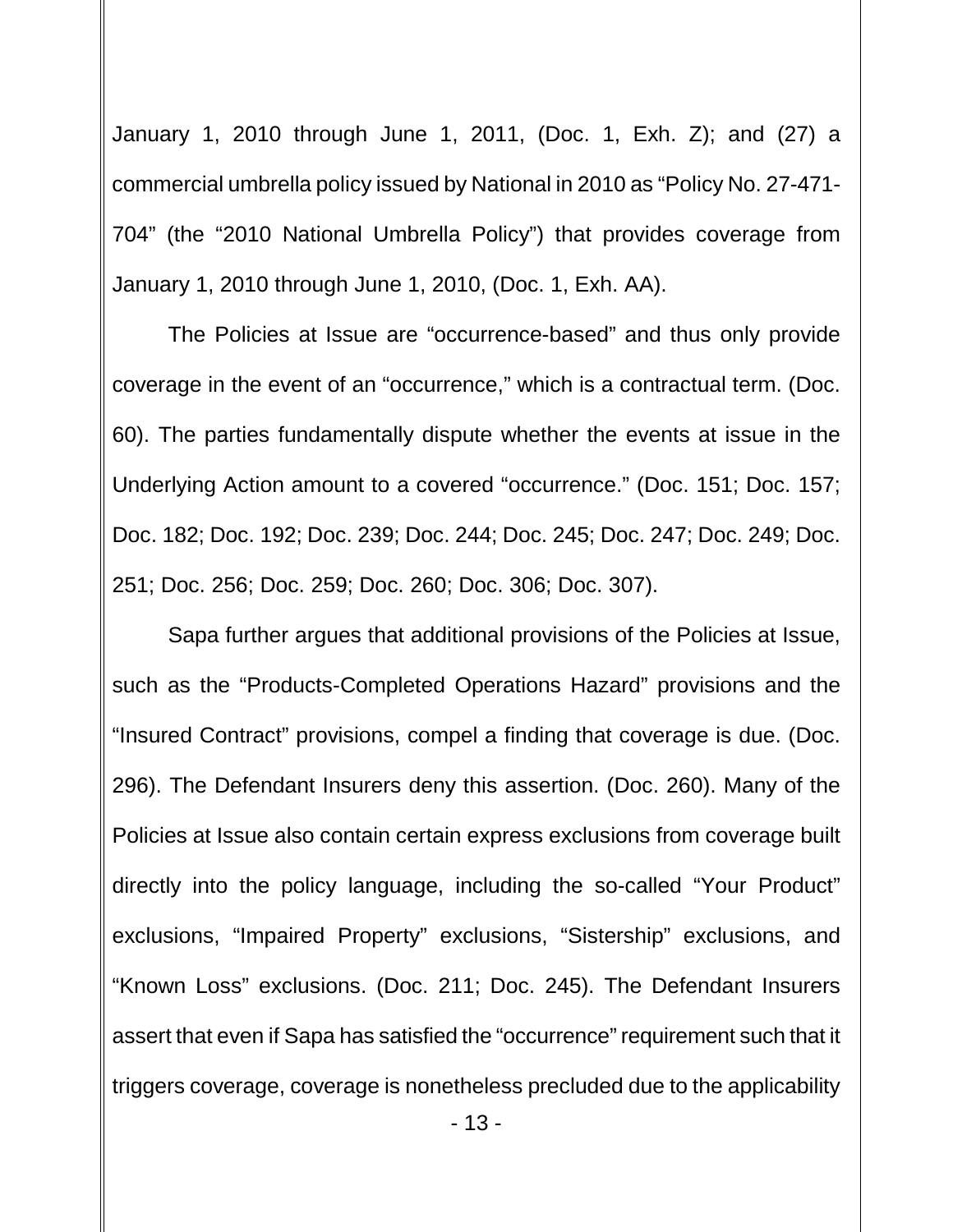January 1, 2010 through June 1, 2011, (Doc. 1, Exh. Z); and (27) a commercial umbrella policy issued by National in 2010 as "Policy No. 27-471-704" (the "2010 National Umbrella Policy") that provides coverage from January 1, 2010 through June 1, 2010, (Doc. 1, Exh. AA).

The Policies at Issue are "occurrence-based" and thus only provide coverage in the event of an "occurrence," which is a contractual term. (Doc. 60). The parties fundamentally dispute whether the events at issue in the Underlying Action amount to a covered "occurrence." (Doc. 151; Doc. 157; Doc. 182; Doc. 192; Doc. 239; Doc. 244; Doc. 245; Doc. 247; Doc. 249; Doc. 251; Doc. 256; Doc. 259; Doc. 260; Doc. 306; Doc. 307).

Sapa further argues that additional provisions of the Policies at Issue, such as the "Products-Completed Operations Hazard" provisions and the "Insured Contract" provisions, compel a finding that coverage is due. (Doc. 296). The Defendant Insurers deny this assertion. (Doc. 260). Many of the Policies at Issue also contain certain express exclusions from coverage built directly into the policy language, including the so-called "Your Product" exclusions, "Impaired Property" exclusions, "Sistership" exclusions, and "Known Loss" exclusions. (Doc. 211; Doc. 245). The Defendant Insurers assert that even if Sapa has satisfied the "occurrence" requirement such that it triggers coverage, coverage is nonetheless precluded due to the applicability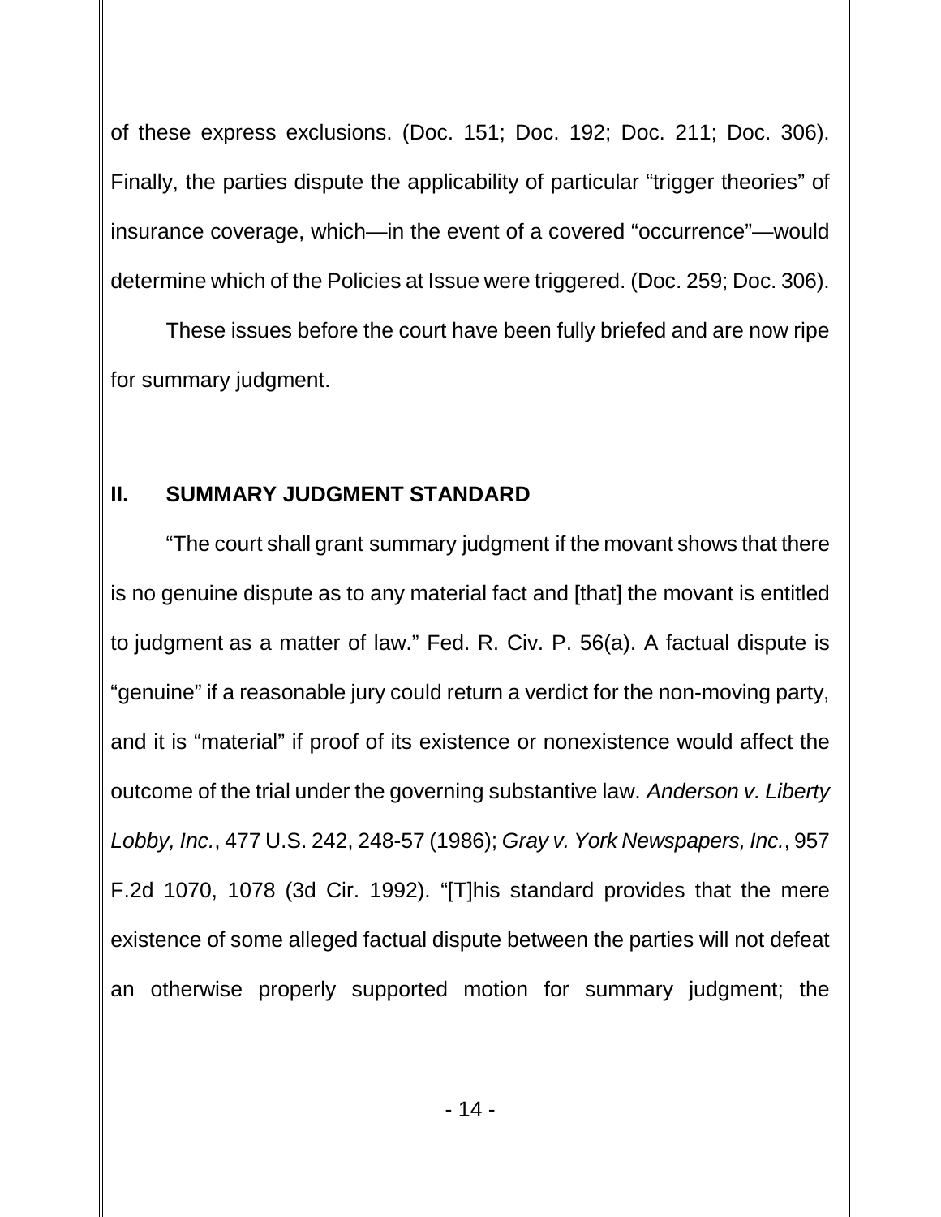of these express exclusions. (Doc. 151; Doc. 192; Doc. 211; Doc. 306). Finally, the parties dispute the applicability of particular "trigger theories" of insurance coverage, which—in the event of a covered "occurrence"—would determine which of the Policies at Issue were triggered. (Doc. 259; Doc. 306).

These issues before the court have been fully briefed and are now ripe for summary judgment.

## II. SUMMARY JUDGMENT STANDARD

"The court shall grant summary judgment if the movant shows that there is no genuine dispute as to any material fact and [that] the movant is entitled to judgment as a matter of law." Fed. R. Civ. P. 56(a). A factual dispute is "genuine" if a reasonable jury could return a verdict for the non-moving party, and it is "material" if proof of its existence or nonexistence would affect the outcome of the trial under the governing substantive law. *Anderson v. Liberty Lobby, Inc.*, 477 U.S. 242, 248-57 (1986); *Gray v. York Newspapers, Inc.*, 957 F.2d 1070, 1078 (3d Cir. 1992). "[T]his standard provides that the mere existence of some alleged factual dispute between the parties will not defeat an otherwise properly supported motion for summary judgment; the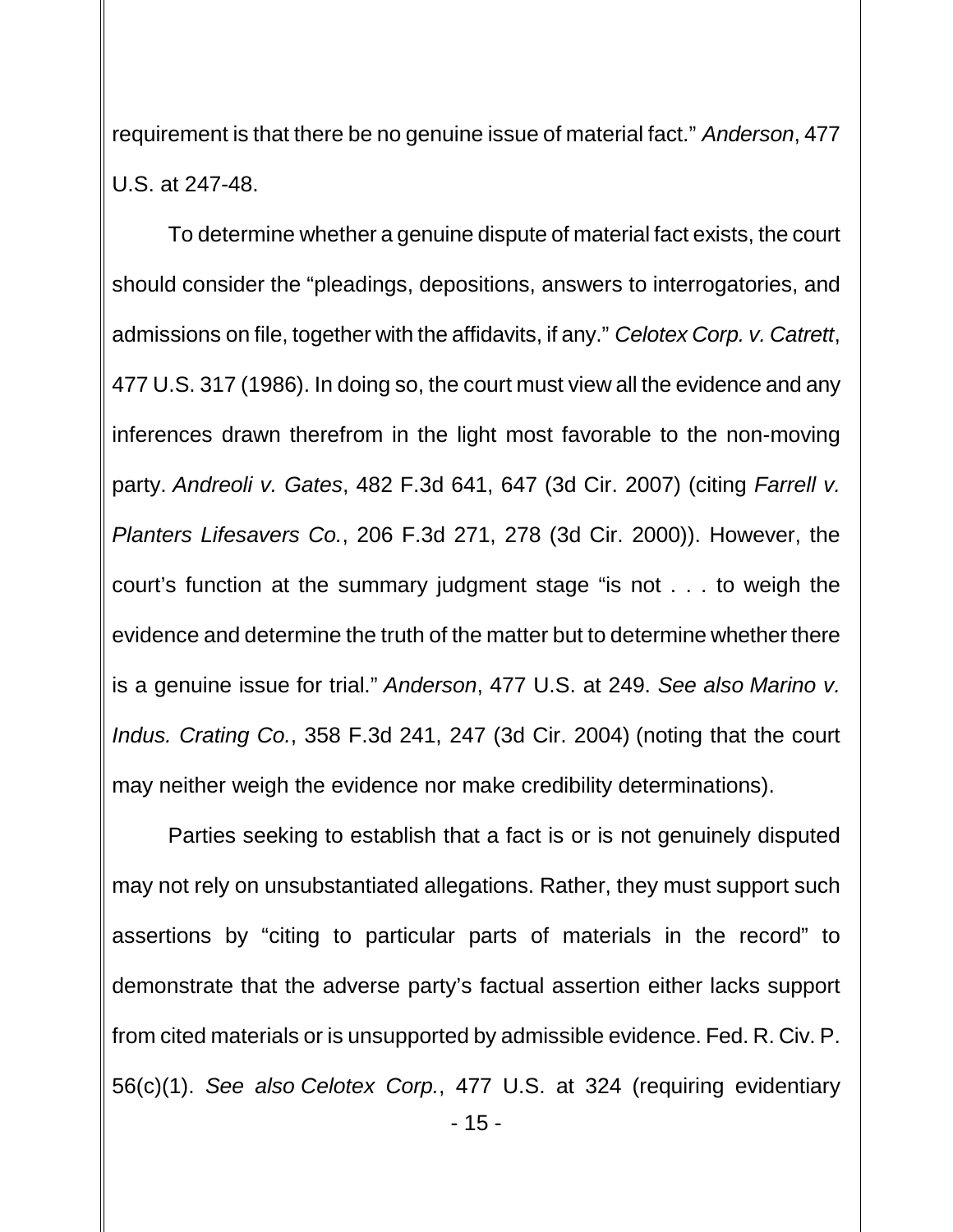requirement is that there be no genuine issue of material fact." *Anderson*, 477 U.S. at 247-48.

To determine whether a genuine dispute of material fact exists, the court should consider the "pleadings, depositions, answers to interrogatories, and admissions on file, together with the affidavits, if any." *Celotex Corp. v. Catrett*, 477 U.S. 317 (1986). In doing so, the court must view all the evidence and any inferences drawn therefrom in the light most favorable to the non-moving party. *Andreoli v. Gates*, 482 F.3d 641, 647 (3d Cir. 2007) (citing *Farrell v. Planters Lifesavers Co.*, 206 F.3d 271, 278 (3d Cir. 2000)). However, the court's function at the summary judgment stage "is not . . . to weigh the evidence and determine the truth of the matter but to determine whether there is a genuine issue for trial." *Anderson*, 477 U.S. at 249. *See also Marino v. Indus. Crating Co.*, 358 F.3d 241, 247 (3d Cir. 2004) (noting that the court may neither weigh the evidence nor make credibility determinations).

Parties seeking to establish that a fact is or is not genuinely disputed may not rely on unsubstantiated allegations. Rather, they must support such assertions by "citing to particular parts of materials in the record" to demonstrate that the adverse party's factual assertion either lacks support from cited materials or is unsupported by admissible evidence. Fed. R. Civ. P. 56(c)(1). *See also Celotex Corp.*, 477 U.S. at 324 (requiring evidentiary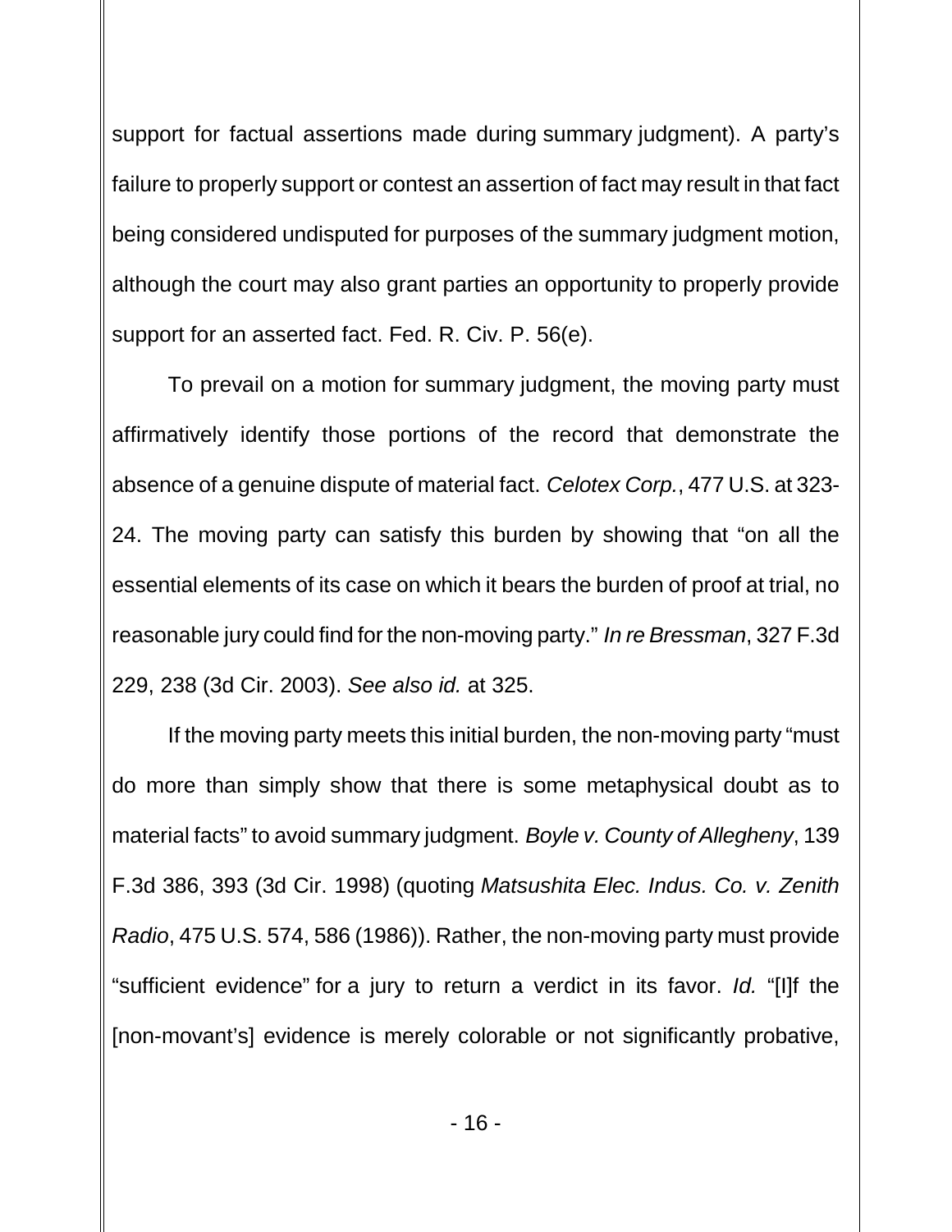support for factual assertions made during summary judgment). A party's failure to properly support or contest an assertion of fact may result in that fact being considered undisputed for purposes of the summary judgment motion, although the court may also grant parties an opportunity to properly provide support for an asserted fact. Fed. R. Civ. P. 56(e).

To prevail on a motion for summary judgment, the moving party must affirmatively identify those portions of the record that demonstrate the absence of a genuine dispute of material fact. *Celotex Corp.*, 477 U.S. at 323-24. The moving party can satisfy this burden by showing that "on all the essential elements of its case on which it bears the burden of proof at trial, no reasonable jury could find for the non-moving party." *In re Bressman*, 327 F.3d 229, 238 (3d Cir. 2003). *See also id.* at 325.

If the moving party meets this initial burden, the non-moving party "must do more than simply show that there is some metaphysical doubt as to material facts" to avoid summary judgment. *Boyle v. County of Allegheny*, 139 F.3d 386, 393 (3d Cir. 1998) (quoting *Matsushita Elec. Indus. Co. v. Zenith Radio*, 475 U.S. 574, 586 (1986)). Rather, the non-moving party must provide "sufficient evidence" for a jury to return a verdict in its favor. *Id.* "[I]f the [non-movant's] evidence is merely colorable or not significantly probative,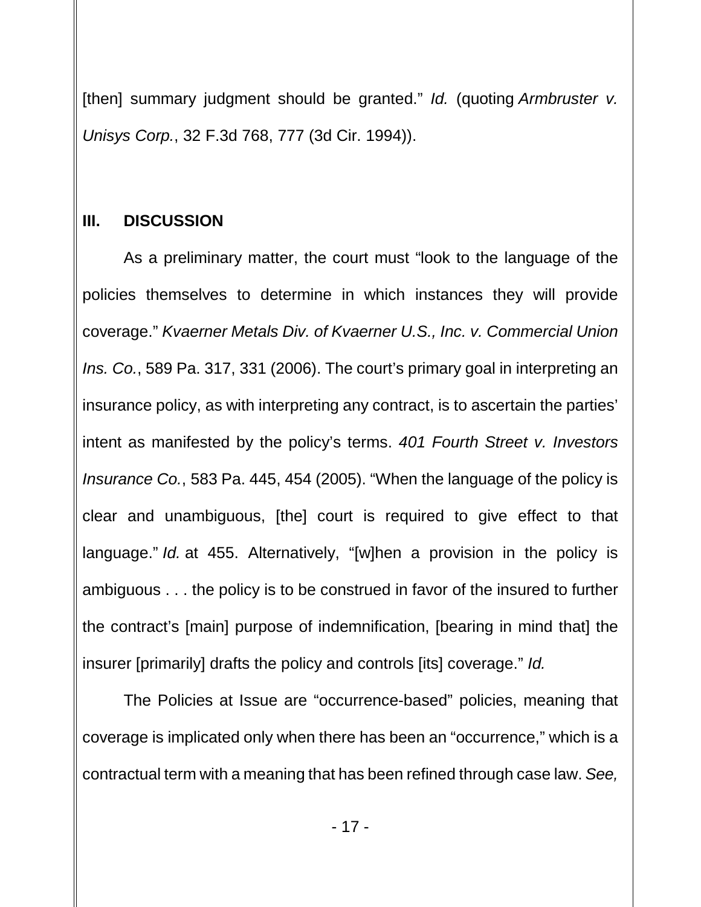[then] summary judgment should be granted." *Id.* (quoting *Armbruster v. Unisys Corp.*, 32 F.3d 768, 777 (3d Cir. 1994)).

## III. DISCUSSION

As a preliminary matter, the court must "look to the language of the policies themselves to determine in which instances they will provide coverage." *Kvaerner Metals Div. of Kvaerner U.S., Inc. v. Commercial Union Ins. Co.*, 589 Pa. 317, 331 (2006). The court's primary goal in interpreting an insurance policy, as with interpreting any contract, is to ascertain the parties' intent as manifested by the policy's terms. *401 Fourth Street v. Investors Insurance Co.*, 583 Pa. 445, 454 (2005). "When the language of the policy is clear and unambiguous, [the] court is required to give effect to that language." *Id.* at 455. Alternatively, "[w]hen a provision in the policy is ambiguous . . . the policy is to be construed in favor of the insured to further the contract's [main] purpose of indemnification, [bearing in mind that] the insurer [primarily] drafts the policy and controls [its] coverage." *Id.*

The Policies at Issue are "occurrence-based" policies, meaning that coverage is implicated only when there has been an "occurrence," which is a contractual term with a meaning that has been refined through case law. *See,*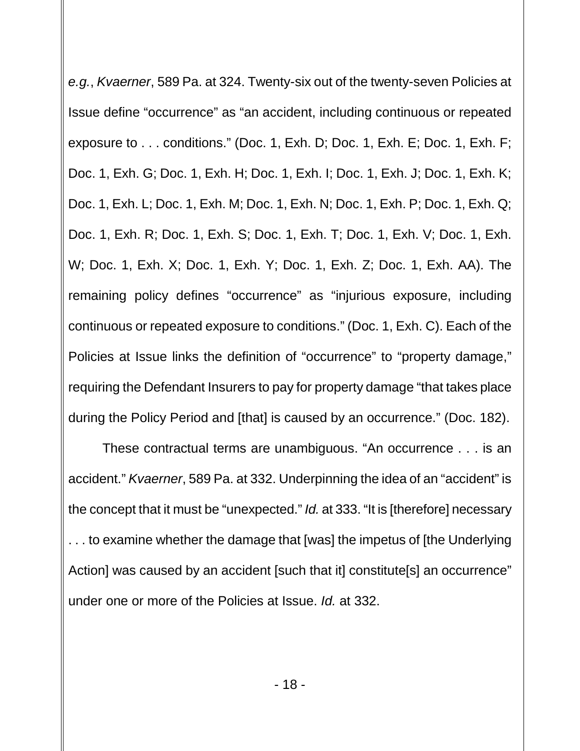*e.g.*, *Kvaerner*, 589 Pa. at 324. Twenty-six out of the twenty-seven Policies at Issue define "occurrence" as "an accident, including continuous or repeated exposure to . . . conditions." (Doc. 1, Exh. D; Doc. 1, Exh. E; Doc. 1, Exh. F; Doc. 1, Exh. G; Doc. 1, Exh. H; Doc. 1, Exh. I; Doc. 1, Exh. J; Doc. 1, Exh. K; Doc. 1, Exh. L; Doc. 1, Exh. M; Doc. 1, Exh. N; Doc. 1, Exh. P; Doc. 1, Exh. Q; Doc. 1, Exh. R; Doc. 1, Exh. S; Doc. 1, Exh. T; Doc. 1, Exh. V; Doc. 1, Exh. W; Doc. 1, Exh. X; Doc. 1, Exh. Y; Doc. 1, Exh. Z; Doc. 1, Exh. AA). The remaining policy defines "occurrence" as "injurious exposure, including continuous or repeated exposure to conditions." (Doc. 1, Exh. C). Each of the Policies at Issue links the definition of "occurrence" to "property damage," requiring the Defendant Insurers to pay for property damage "that takes place during the Policy Period and [that] is caused by an occurrence." (Doc. 182).

These contractual terms are unambiguous. "An occurrence . . . is an accident." *Kvaerner*, 589 Pa. at 332. Underpinning the idea of an "accident" is the concept that it must be "unexpected." *Id.* at 333. "It is [therefore] necessary . . . to examine whether the damage that [was] the impetus of [the Underlying Action] was caused by an accident [such that it] constitute[s] an occurrence" under one or more of the Policies at Issue. *Id.* at 332.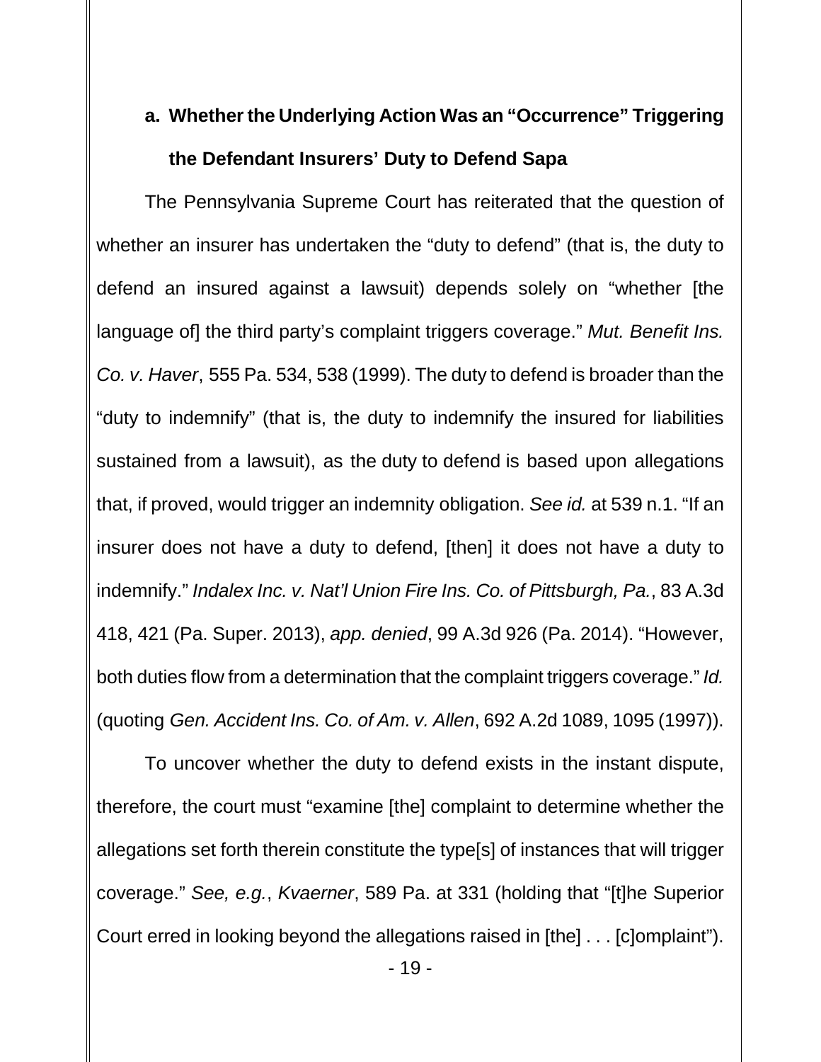**a. Whether the Underlying Action Was an "Occurrence" Triggering the Defendant Insurers' Duty to Defend Sapa**

The Pennsylvania Supreme Court has reiterated that the question of whether an insurer has undertaken the "duty to defend" (that is, the duty to defend an insured against a lawsuit) depends solely on "whether [the language of] the third party's complaint triggers coverage." *Mut. Benefit Ins. Co. v. Haver*, 555 Pa. 534, 538 (1999). The duty to defend is broader than the "duty to indemnify" (that is, the duty to indemnify the insured for liabilities sustained from a lawsuit), as the duty to defend is based upon allegations that, if proved, would trigger an indemnity obligation. *See id.* at 539 n.1. "If an insurer does not have a duty to defend, [then] it does not have a duty to indemnify." *Indalex Inc. v. Nat'l Union Fire Ins. Co. of Pittsburgh, Pa.*, 83 A.3d 418, 421 (Pa. Super. 2013), *app. denied*, 99 A.3d 926 (Pa. 2014). "However, both duties flow from a determination that the complaint triggers coverage." *Id.* (quoting *Gen. Accident Ins. Co. of Am. v. Allen*, 692 A.2d 1089, 1095 (1997)).

To uncover whether the duty to defend exists in the instant dispute, therefore, the court must "examine [the] complaint to determine whether the allegations set forth therein constitute the type[s] of instances that will trigger coverage." *See, e.g.*, *Kvaerner*, 589 Pa. at 331 (holding that "[t]he Superior Court erred in looking beyond the allegations raised in [the] . . . [c]omplaint").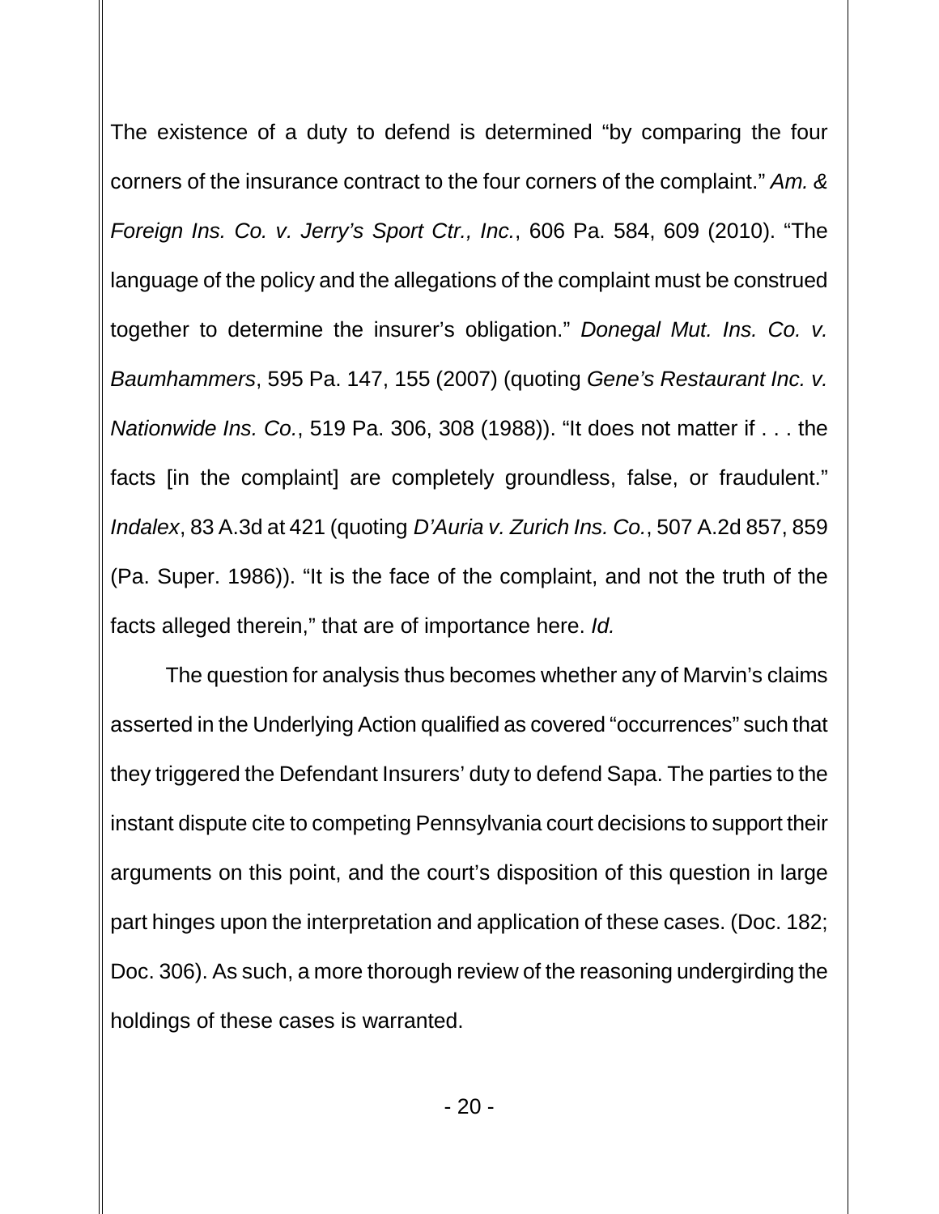The existence of a duty to defend is determined "by comparing the four corners of the insurance contract to the four corners of the complaint." *Am. & Foreign Ins. Co. v. Jerry's Sport Ctr., Inc.*, 606 Pa. 584, 609 (2010). "The language of the policy and the allegations of the complaint must be construed together to determine the insurer's obligation." *Donegal Mut. Ins. Co. v. Baumhammers*, 595 Pa. 147, 155 (2007) (quoting *Gene's Restaurant Inc. v. Nationwide Ins. Co.*, 519 Pa. 306, 308 (1988)). "It does not matter if . . . the facts [in the complaint] are completely groundless, false, or fraudulent." *Indalex*, 83 A.3d at 421 (quoting *D'Auria v. Zurich Ins. Co.*, 507 A.2d 857, 859 (Pa. Super. 1986)). "It is the face of the complaint, and not the truth of the facts alleged therein," that are of importance here. *Id.*

The question for analysis thus becomes whether any of Marvin's claims asserted in the Underlying Action qualified as covered "occurrences" such that they triggered the Defendant Insurers' duty to defend Sapa. The parties to the instant dispute cite to competing Pennsylvania court decisions to support their arguments on this point, and the court's disposition of this question in large part hinges upon the interpretation and application of these cases. (Doc. 182; Doc. 306). As such, a more thorough review of the reasoning undergirding the holdings of these cases is warranted.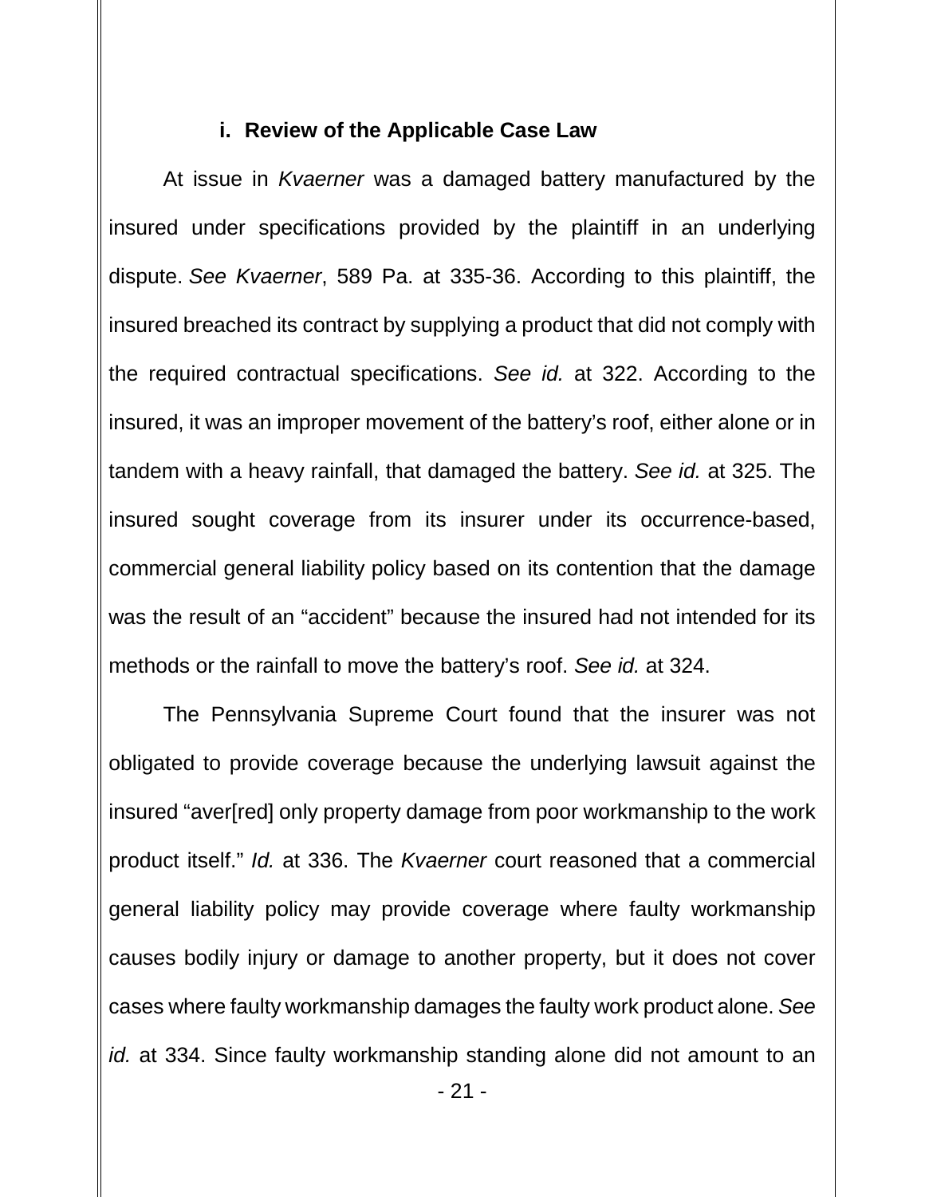### i. Review of the Applicable Case Law

At issue in *Kvaerner* was a damaged battery manufactured by the insured under specifications provided by the plaintiff in an underlying dispute. *See Kvaerner*, 589 Pa. at 335-36. According to this plaintiff, the insured breached its contract by supplying a product that did not comply with the required contractual specifications. *See id.* at 322. According to the insured, it was an improper movement of the battery's roof, either alone or in tandem with a heavy rainfall, that damaged the battery. *See id.* at 325. The insured sought coverage from its insurer under its occurrence-based, commercial general liability policy based on its contention that the damage was the result of an "accident" because the insured had not intended for its methods or the rainfall to move the battery's roof. *See id.* at 324.

The Pennsylvania Supreme Court found that the insurer was not obligated to provide coverage because the underlying lawsuit against the insured "aver[red] only property damage from poor workmanship to the work product itself." *Id.* at 336. The *Kvaerner* court reasoned that a commercial general liability policy may provide coverage where faulty workmanship causes bodily injury or damage to another property, but it does not cover cases where faulty workmanship damages the faulty work product alone. *See id.* at 334. Since faulty workmanship standing alone did not amount to an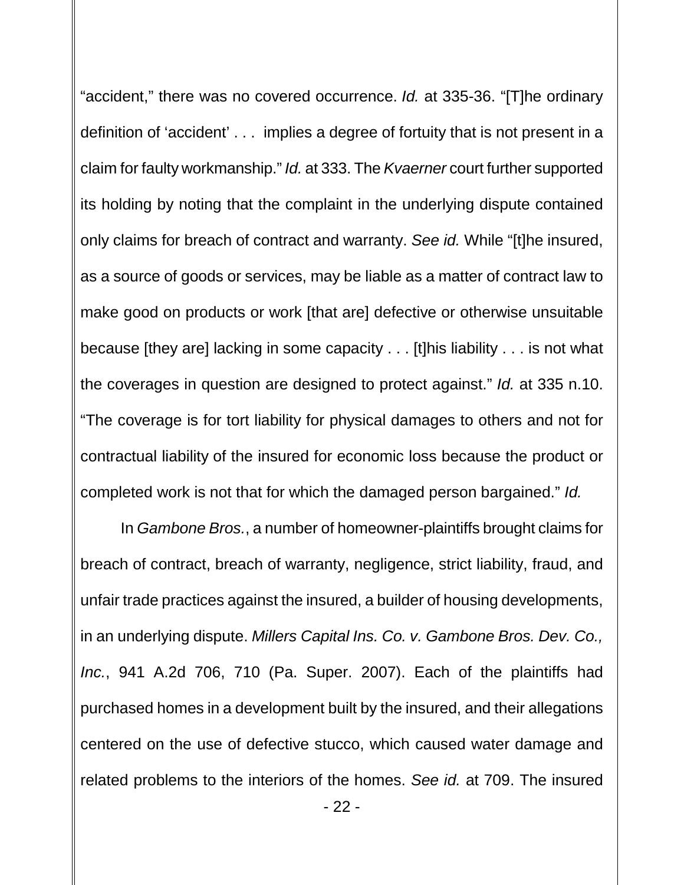"accident," there was no covered occurrence. *Id.* at 335-36. "[T]he ordinary definition of 'accident' . . . implies a degree of fortuity that is not present in a claim for faulty workmanship." *Id.* at 333. The *Kvaerner* court further supported its holding by noting that the complaint in the underlying dispute contained only claims for breach of contract and warranty. *See id.* While "[t]he insured, as a source of goods or services, may be liable as a matter of contract law to make good on products or work [that are] defective or otherwise unsuitable because [they are] lacking in some capacity . . . [t]his liability . . . is not what the coverages in question are designed to protect against." *Id.* at 335 n.10. "The coverage is for tort liability for physical damages to others and not for contractual liability of the insured for economic loss because the product or completed work is not that for which the damaged person bargained." *Id.*

In *Gambone Bros.*, a number of homeowner-plaintiffs brought claims for breach of contract, breach of warranty, negligence, strict liability, fraud, and unfair trade practices against the insured, a builder of housing developments, in an underlying dispute. *Millers Capital Ins. Co. v. Gambone Bros. Dev. Co., Inc.*, 941 A.2d 706, 710 (Pa. Super. 2007). Each of the plaintiffs had purchased homes in a development built by the insured, and their allegations centered on the use of defective stucco, which caused water damage and related problems to the interiors of the homes. *See id.* at 709. The insured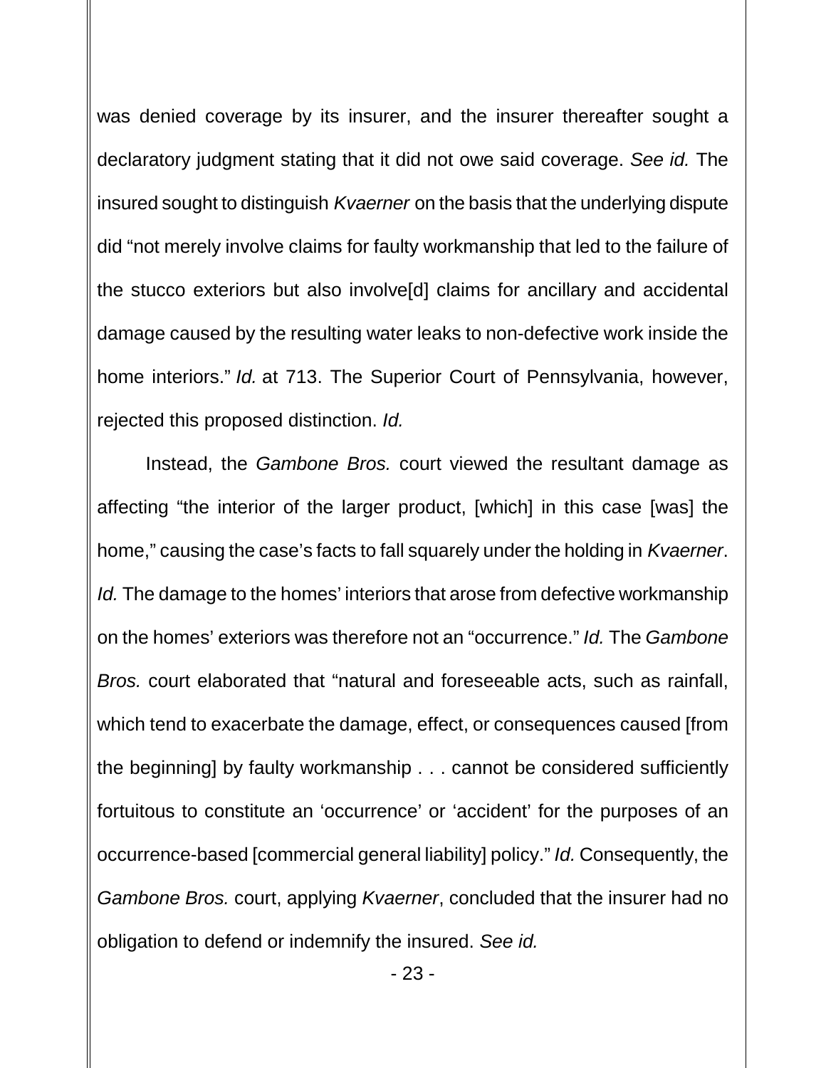was denied coverage by its insurer, and the insurer thereafter sought a declaratory judgment stating that it did not owe said coverage. *See id.* The insured sought to distinguish *Kvaerner* on the basis that the underlying dispute did "not merely involve claims for faulty workmanship that led to the failure of the stucco exteriors but also involve[d] claims for ancillary and accidental damage caused by the resulting water leaks to non-defective work inside the home interiors." *Id.* at 713. The Superior Court of Pennsylvania, however, rejected this proposed distinction. *Id.*

Instead, the *Gambone Bros.* court viewed the resultant damage as affecting "the interior of the larger product, [which] in this case [was] the home," causing the case's facts to fall squarely under the holding in *Kvaerner*. *Id.* The damage to the homes' interiors that arose from defective workmanship on the homes' exteriors was therefore not an "occurrence." *Id.* The *Gambone Bros.* court elaborated that "natural and foreseeable acts, such as rainfall, which tend to exacerbate the damage, effect, or consequences caused [from the beginning] by faulty workmanship . . . cannot be considered sufficiently fortuitous to constitute an 'occurrence' or 'accident' for the purposes of an occurrence-based [commercial general liability] policy." *Id.* Consequently, the *Gambone Bros.* court, applying *Kvaerner*, concluded that the insurer had no obligation to defend or indemnify the insured. *See id.*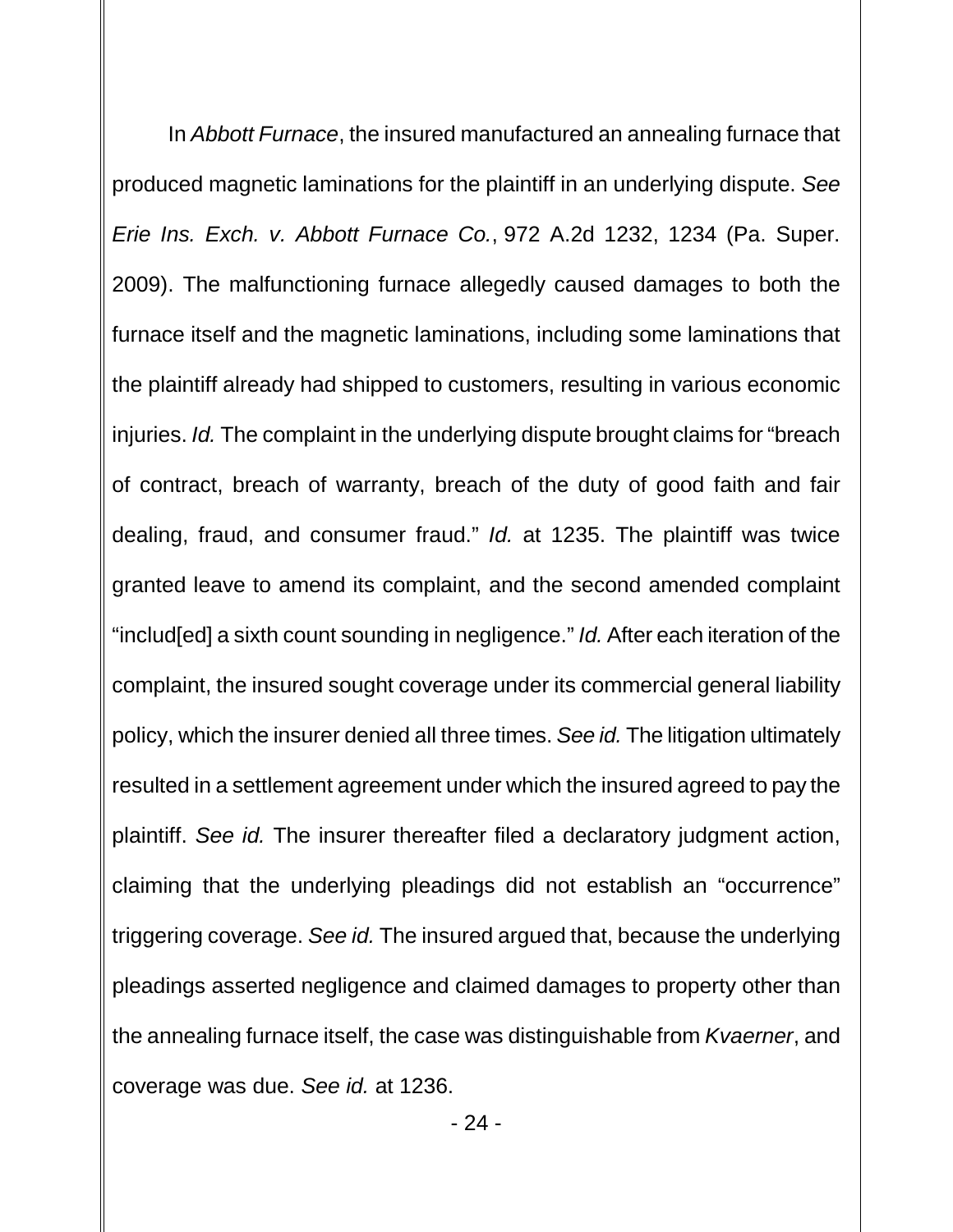In *Abbott Furnace*, the insured manufactured an annealing furnace that produced magnetic laminations for the plaintiff in an underlying dispute. *See Erie Ins. Exch. v. Abbott Furnace Co.*, 972 A.2d 1232, 1234 (Pa. Super. 2009). The malfunctioning furnace allegedly caused damages to both the furnace itself and the magnetic laminations, including some laminations that the plaintiff already had shipped to customers, resulting in various economic injuries. *Id.* The complaint in the underlying dispute brought claims for "breach of contract, breach of warranty, breach of the duty of good faith and fair dealing, fraud, and consumer fraud." *Id.* at 1235. The plaintiff was twice granted leave to amend its complaint, and the second amended complaint "includ[ed] a sixth count sounding in negligence." *Id.* After each iteration of the complaint, the insured sought coverage under its commercial general liability policy, which the insurer denied all three times. *See id.* The litigation ultimately resulted in a settlement agreement under which the insured agreed to pay the plaintiff. *See id.* The insurer thereafter filed a declaratory judgment action, claiming that the underlying pleadings did not establish an "occurrence" triggering coverage. *See id.* The insured argued that, because the underlying pleadings asserted negligence and claimed damages to property other than the annealing furnace itself, the case was distinguishable from *Kvaerner*, and coverage was due. *See id.* at 1236.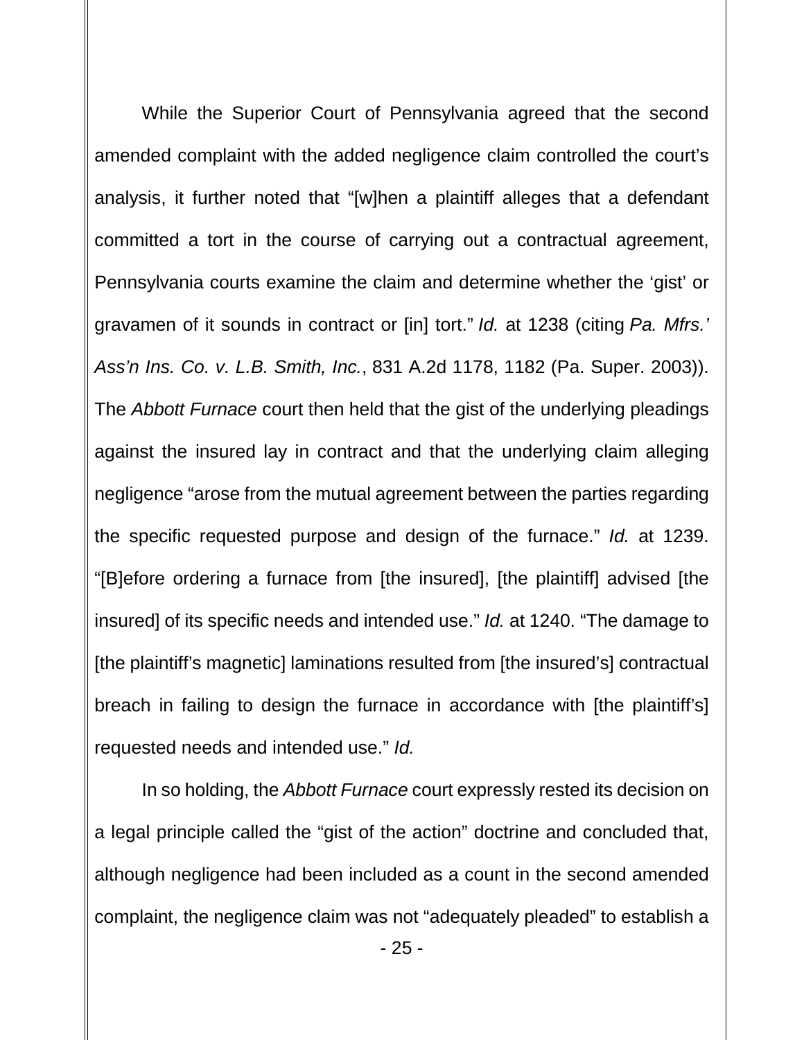While the Superior Court of Pennsylvania agreed that the second amended complaint with the added negligence claim controlled the court's analysis, it further noted that "[w]hen a plaintiff alleges that a defendant committed a tort in the course of carrying out a contractual agreement, Pennsylvania courts examine the claim and determine whether the 'gist' or gravamen of it sounds in contract or [in] tort." *Id.* at 1238 (citing *Pa. Mfrs.' Ass'n Ins. Co. v. L.B. Smith, Inc.*, 831 A.2d 1178, 1182 (Pa. Super. 2003)). The *Abbott Furnace* court then held that the gist of the underlying pleadings against the insured lay in contract and that the underlying claim alleging negligence "arose from the mutual agreement between the parties regarding the specific requested purpose and design of the furnace." *Id.* at 1239. "[B]efore ordering a furnace from [the insured], [the plaintiff] advised [the insured] of its specific needs and intended use." *Id.* at 1240. "The damage to [the plaintiff's magnetic] laminations resulted from [the insured's] contractual breach in failing to design the furnace in accordance with [the plaintiff's] requested needs and intended use." *Id.*

In so holding, the *Abbott Furnace* court expressly rested its decision on a legal principle called the "gist of the action" doctrine and concluded that, although negligence had been included as a count in the second amended complaint, the negligence claim was not "adequately pleaded" to establish a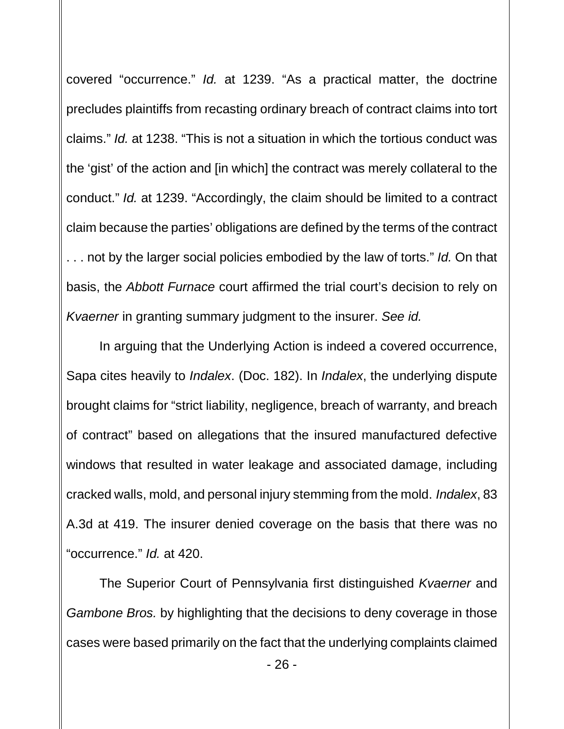covered "occurrence." *Id.* at 1239. "As a practical matter, the doctrine precludes plaintiffs from recasting ordinary breach of contract claims into tort claims." *Id.* at 1238. "This is not a situation in which the tortious conduct was the 'gist' of the action and [in which] the contract was merely collateral to the conduct." *Id.* at 1239. "Accordingly, the claim should be limited to a contract claim because the parties' obligations are defined by the terms of the contract . . . not by the larger social policies embodied by the law of torts." *Id.* On that basis, the *Abbott Furnace* court affirmed the trial court's decision to rely on *Kvaerner* in granting summary judgment to the insurer. *See id.*

In arguing that the Underlying Action is indeed a covered occurrence, Sapa cites heavily to *Indalex*. (Doc. 182). In *Indalex*, the underlying dispute brought claims for "strict liability, negligence, breach of warranty, and breach of contract" based on allegations that the insured manufactured defective windows that resulted in water leakage and associated damage, including cracked walls, mold, and personal injury stemming from the mold. *Indalex*, 83 A.3d at 419. The insurer denied coverage on the basis that there was no "occurrence." *Id.* at 420.

The Superior Court of Pennsylvania first distinguished *Kvaerner* and *Gambone Bros.* by highlighting that the decisions to deny coverage in those cases were based primarily on the fact that the underlying complaints claimed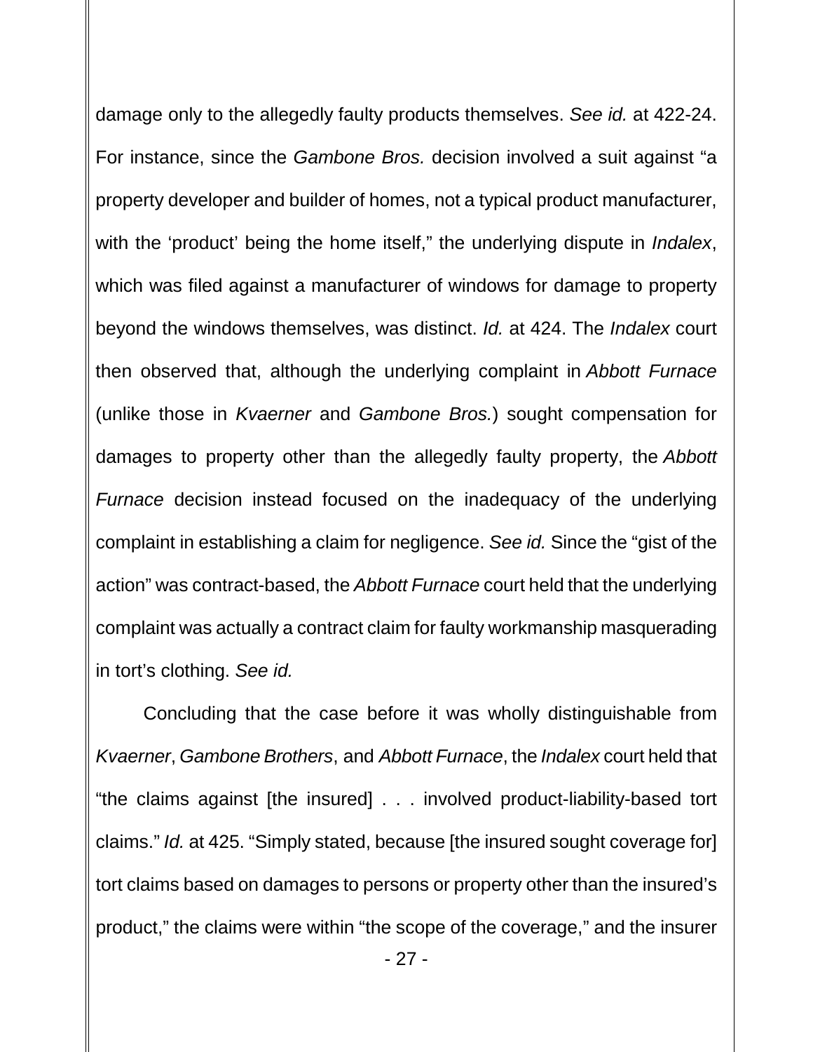damage only to the allegedly faulty products themselves. *See id.* at 422-24. For instance, since the *Gambone Bros.* decision involved a suit against "a property developer and builder of homes, not a typical product manufacturer, with the 'product' being the home itself," the underlying dispute in *Indalex*, which was filed against a manufacturer of windows for damage to property beyond the windows themselves, was distinct. *Id.* at 424. The *Indalex* court then observed that, although the underlying complaint in *Abbott Furnace* (unlike those in *Kvaerner* and *Gambone Bros.*) sought compensation for damages to property other than the allegedly faulty property, the *Abbott Furnace* decision instead focused on the inadequacy of the underlying complaint in establishing a claim for negligence. *See id.* Since the "gist of the action" was contract-based, the *Abbott Furnace* court held that the underlying complaint was actually a contract claim for faulty workmanship masquerading in tort's clothing. *See id.*

Concluding that the case before it was wholly distinguishable from *Kvaerner*, *Gambone Brothers*, and *Abbott Furnace*, the *Indalex* court held that "the claims against [the insured] . . . involved product-liability-based tort claims." *Id.* at 425. "Simply stated, because [the insured sought coverage for] tort claims based on damages to persons or property other than the insured's product," the claims were within "the scope of the coverage," and the insurer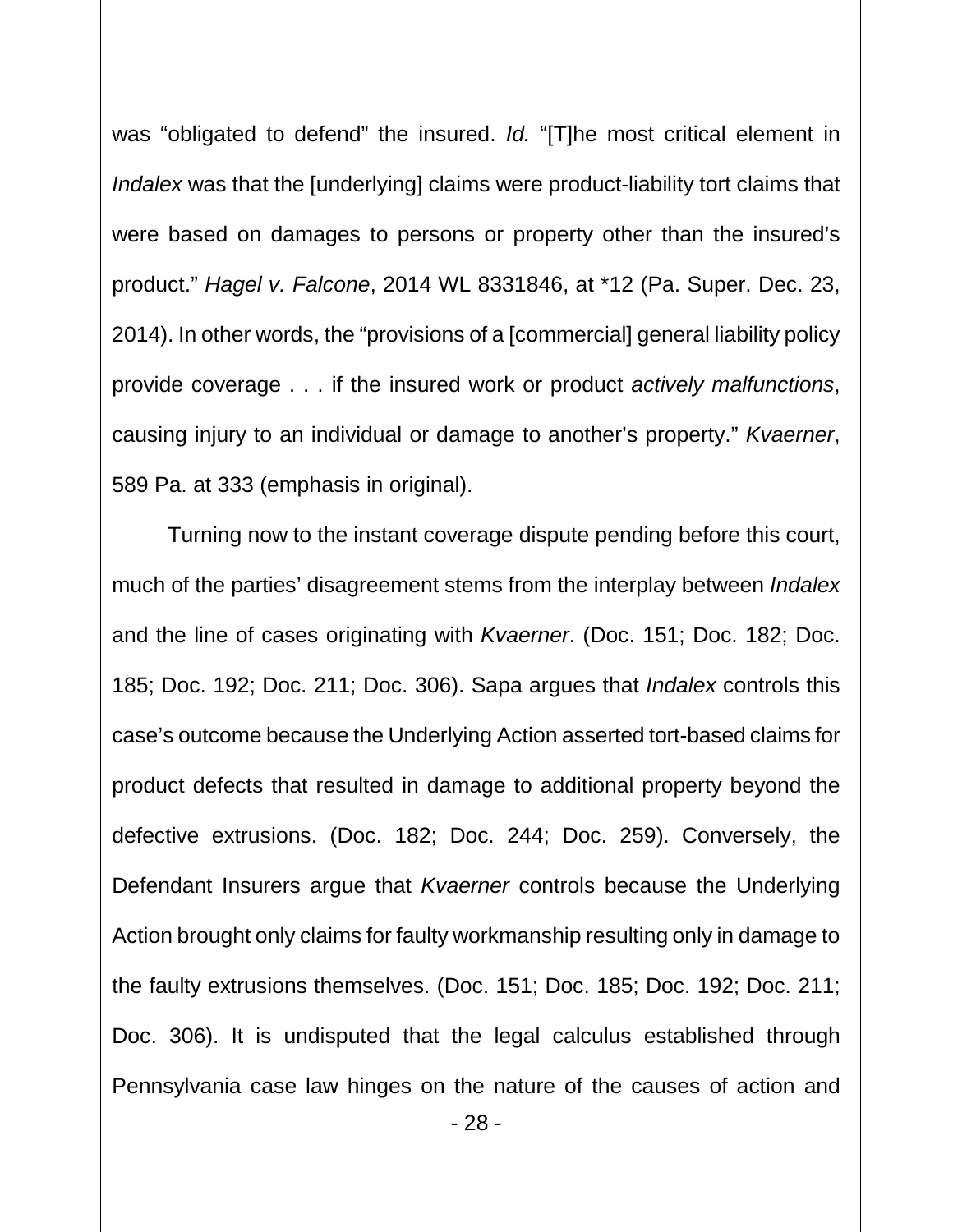was "obligated to defend" the insured. *Id.* "[T]he most critical element in *Indalex* was that the [underlying] claims were product-liability tort claims that were based on damages to persons or property other than the insured's product." *Hagel v. Falcone*, 2014 WL 8331846, at *12 (Pa. Super. Dec. 23, 2014). In other words, the "provisions of a [commercial] general liability policy provide coverage . . . if the insured work or product *actively malfunctions*, causing injury to an individual or damage to another's property." *Kvaerner*, 589 Pa. at 333 (emphasis in original).

Turning now to the instant coverage dispute pending before this court, much of the parties' disagreement stems from the interplay between *Indalex* and the line of cases originating with *Kvaerner*. (Doc. 151; Doc. 182; Doc. 185; Doc. 192; Doc. 211; Doc. 306). Sapa argues that *Indalex* controls this case's outcome because the Underlying Action asserted tort-based claims for product defects that resulted in damage to additional property beyond the defective extrusions. (Doc. 182; Doc. 244; Doc. 259). Conversely, the Defendant Insurers argue that *Kvaerner* controls because the Underlying Action brought only claims for faulty workmanship resulting only in damage to the faulty extrusions themselves. (Doc. 151; Doc. 185; Doc. 192; Doc. 211; Doc. 306). It is undisputed that the legal calculus established through Pennsylvania case law hinges on the nature of the causes of action and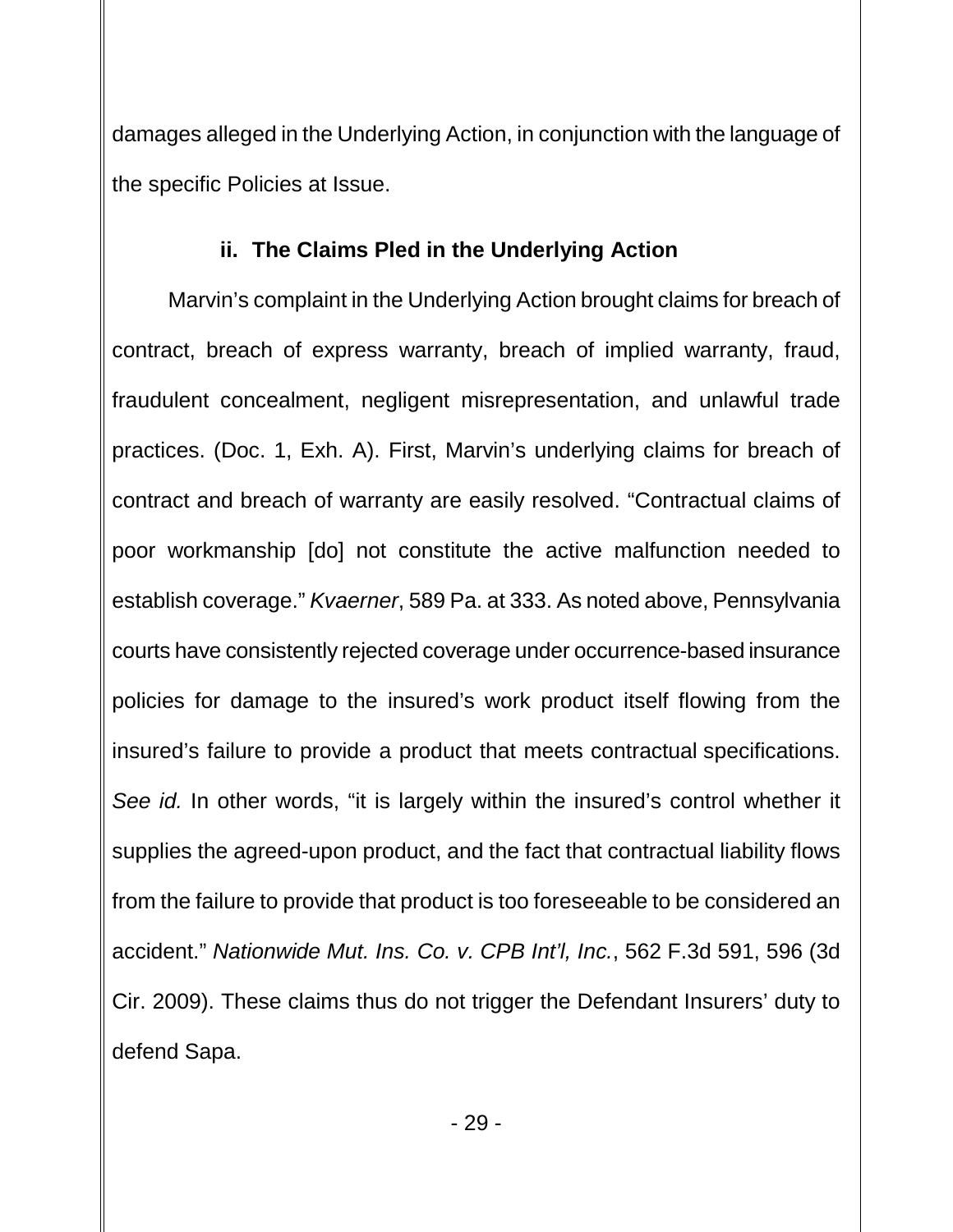damages alleged in the Underlying Action, in conjunction with the language of the specific Policies at Issue.

### ii. The Claims Pled in the Underlying Action

Marvin's complaint in the Underlying Action brought claims for breach of contract, breach of express warranty, breach of implied warranty, fraud, fraudulent concealment, negligent misrepresentation, and unlawful trade practices. (Doc. 1, Exh. A). First, Marvin's underlying claims for breach of contract and breach of warranty are easily resolved. "Contractual claims of poor workmanship [do] not constitute the active malfunction needed to establish coverage." *Kvaerner*, 589 Pa. at 333. As noted above, Pennsylvania courts have consistently rejected coverage under occurrence-based insurance policies for damage to the insured's work product itself flowing from the insured's failure to provide a product that meets contractual specifications. *See id.* In other words, "it is largely within the insured's control whether it supplies the agreed-upon product, and the fact that contractual liability flows from the failure to provide that product is too foreseeable to be considered an accident." *Nationwide Mut. Ins. Co. v. CPB Int'l, Inc.*, 562 F.3d 591, 596 (3d Cir. 2009). These claims thus do not trigger the Defendant Insurers' duty to defend Sapa.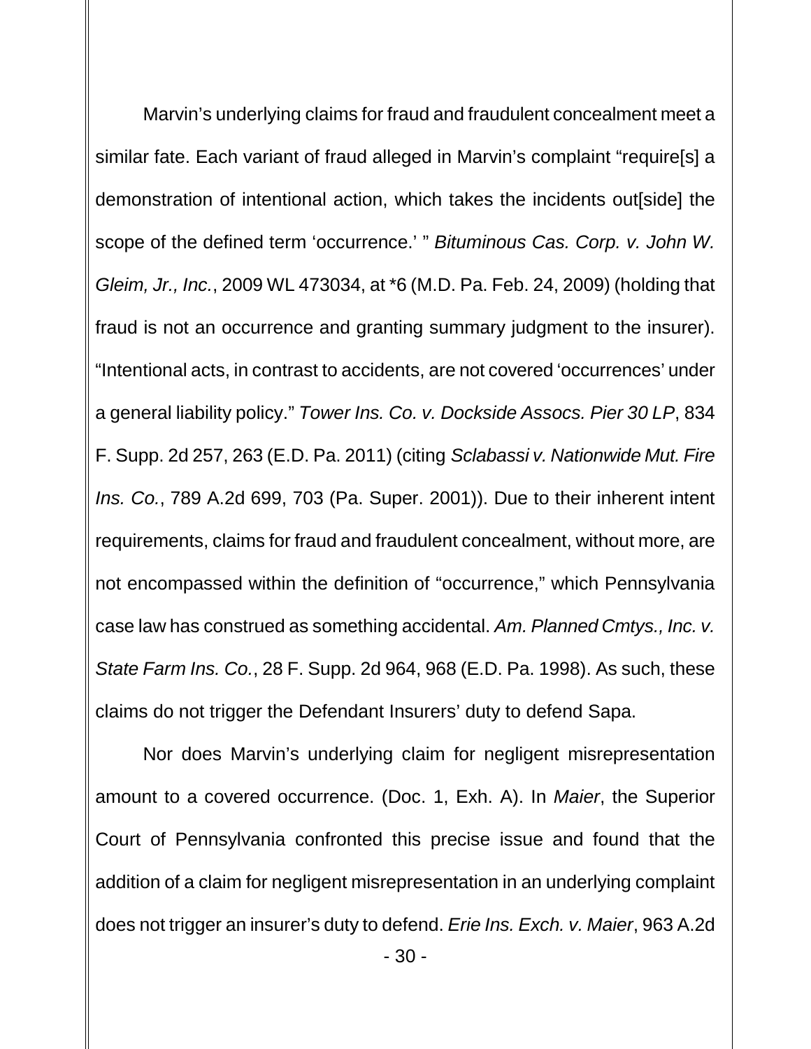Marvin's underlying claims for fraud and fraudulent concealment meet a similar fate. Each variant of fraud alleged in Marvin's complaint "require[s] a demonstration of intentional action, which takes the incidents out[side] the scope of the defined term 'occurrence.' " *Bituminous Cas. Corp. v. John W. Gleim, Jr., Inc.*, 2009 WL 473034, at *6 (M.D. Pa. Feb. 24, 2009) (holding that fraud is not an occurrence and granting summary judgment to the insurer). "Intentional acts, in contrast to accidents, are not covered 'occurrences' under a general liability policy." *Tower Ins. Co. v. Dockside Assocs. Pier 30 LP*, 834 F. Supp. 2d 257, 263 (E.D. Pa. 2011) (citing *Sclabassi v. Nationwide Mut. Fire Ins. Co.*, 789 A.2d 699, 703 (Pa. Super. 2001)). Due to their inherent intent requirements, claims for fraud and fraudulent concealment, without more, are not encompassed within the definition of "occurrence," which Pennsylvania case law has construed as something accidental. *Am. Planned Cmtys., Inc. v. State Farm Ins. Co.*, 28 F. Supp. 2d 964, 968 (E.D. Pa. 1998). As such, these claims do not trigger the Defendant Insurers' duty to defend Sapa.

Nor does Marvin's underlying claim for negligent misrepresentation amount to a covered occurrence. (Doc. 1, Exh. A). In *Maier*, the Superior Court of Pennsylvania confronted this precise issue and found that the addition of a claim for negligent misrepresentation in an underlying complaint does not trigger an insurer's duty to defend. *Erie Ins. Exch. v. Maier*, 963 A.2d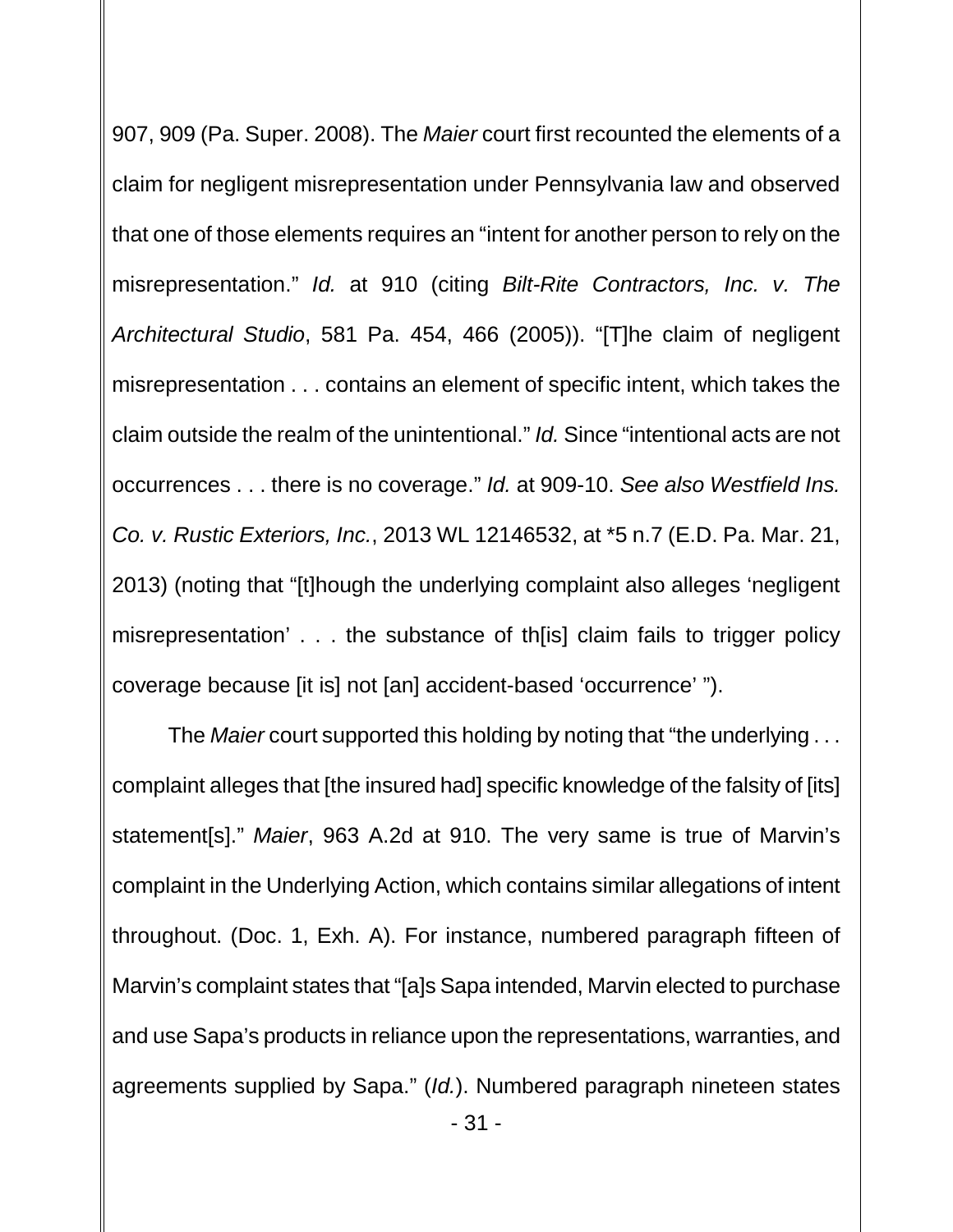907, 909 (Pa. Super. 2008). The *Maier* court first recounted the elements of a claim for negligent misrepresentation under Pennsylvania law and observed that one of those elements requires an "intent for another person to rely on the misrepresentation." *Id.* at 910 (citing *Bilt-Rite Contractors, Inc. v. The Architectural Studio*, 581 Pa. 454, 466 (2005)). "[T]he claim of negligent misrepresentation . . . contains an element of specific intent, which takes the claim outside the realm of the unintentional." *Id.* Since "intentional acts are not occurrences . . . there is no coverage." *Id.* at 909-10. *See also Westfield Ins. Co. v. Rustic Exteriors, Inc.*, 2013 WL 12146532, at *5 n.7 (E.D. Pa. Mar. 21, 2013) (noting that "[t]hough the underlying complaint also alleges 'negligent misrepresentation' . . . the substance of th[is] claim fails to trigger policy coverage because [it is] not [an] accident-based 'occurrence' ").

The *Maier* court supported this holding by noting that "the underlying . . . complaint alleges that [the insured had] specific knowledge of the falsity of [its] statement[s]." *Maier*, 963 A.2d at 910. The very same is true of Marvin's complaint in the Underlying Action, which contains similar allegations of intent throughout. (Doc. 1, Exh. A). For instance, numbered paragraph fifteen of Marvin's complaint states that "[a]s Sapa intended, Marvin elected to purchase and use Sapa's products in reliance upon the representations, warranties, and agreements supplied by Sapa." (*Id.*). Numbered paragraph nineteen states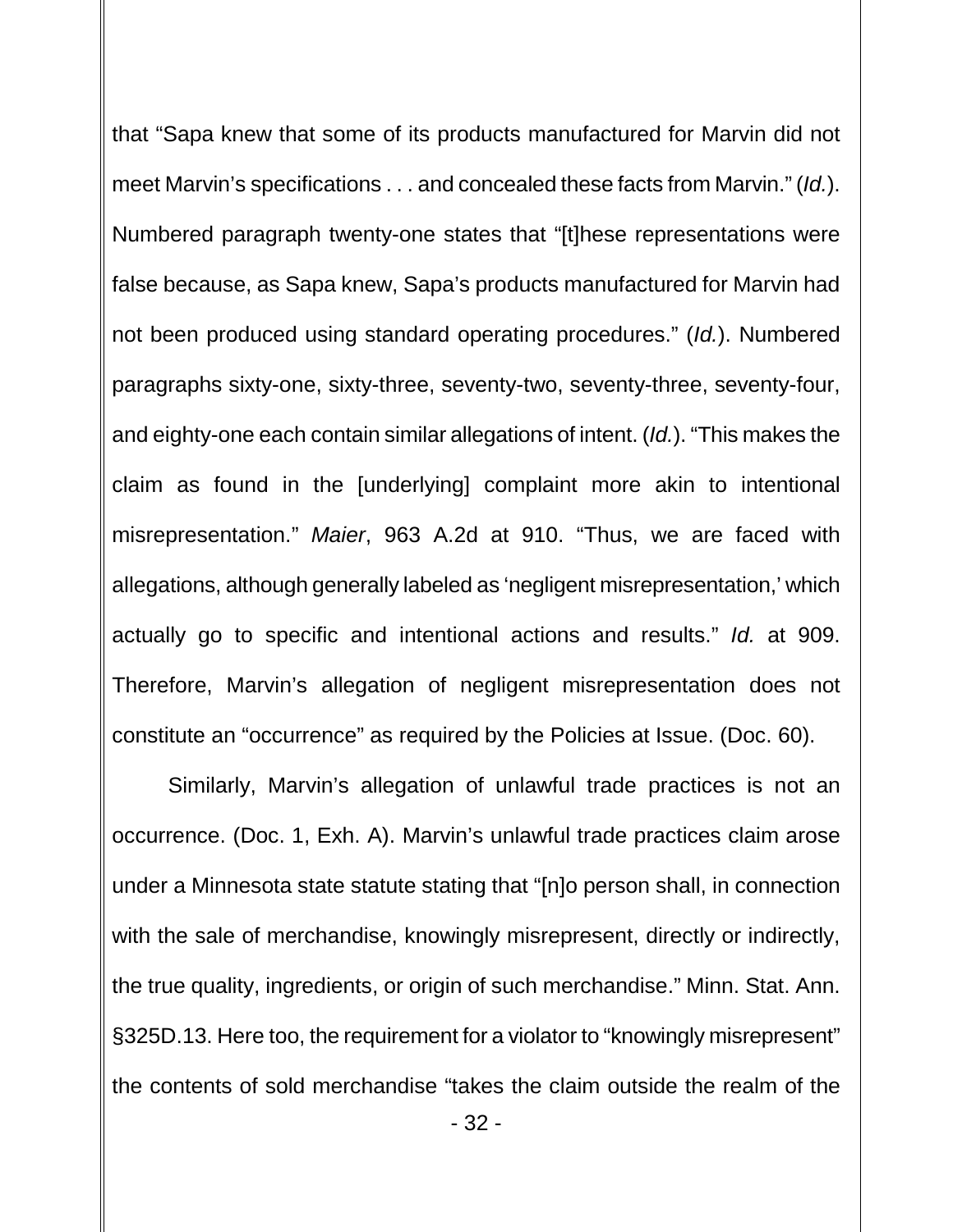that "Sapa knew that some of its products manufactured for Marvin did not meet Marvin's specifications . . . and concealed these facts from Marvin." (*Id.*). Numbered paragraph twenty-one states that "[t]hese representations were false because, as Sapa knew, Sapa's products manufactured for Marvin had not been produced using standard operating procedures." (*Id.*). Numbered paragraphs sixty-one, sixty-three, seventy-two, seventy-three, seventy-four, and eighty-one each contain similar allegations of intent. (*Id.*). "This makes the claim as found in the [underlying] complaint more akin to intentional misrepresentation." *Maier*, 963 A.2d at 910. "Thus, we are faced with allegations, although generally labeled as 'negligent misrepresentation,' which actually go to specific and intentional actions and results." *Id.* at 909. Therefore, Marvin's allegation of negligent misrepresentation does not constitute an "occurrence" as required by the Policies at Issue. (Doc. 60).

Similarly, Marvin's allegation of unlawful trade practices is not an occurrence. (Doc. 1, Exh. A). Marvin's unlawful trade practices claim arose under a Minnesota state statute stating that "[n]o person shall, in connection with the sale of merchandise, knowingly misrepresent, directly or indirectly, the true quality, ingredients, or origin of such merchandise." Minn. Stat. Ann. §325D.13. Here too, the requirement for a violator to "knowingly misrepresent" the contents of sold merchandise "takes the claim outside the realm of the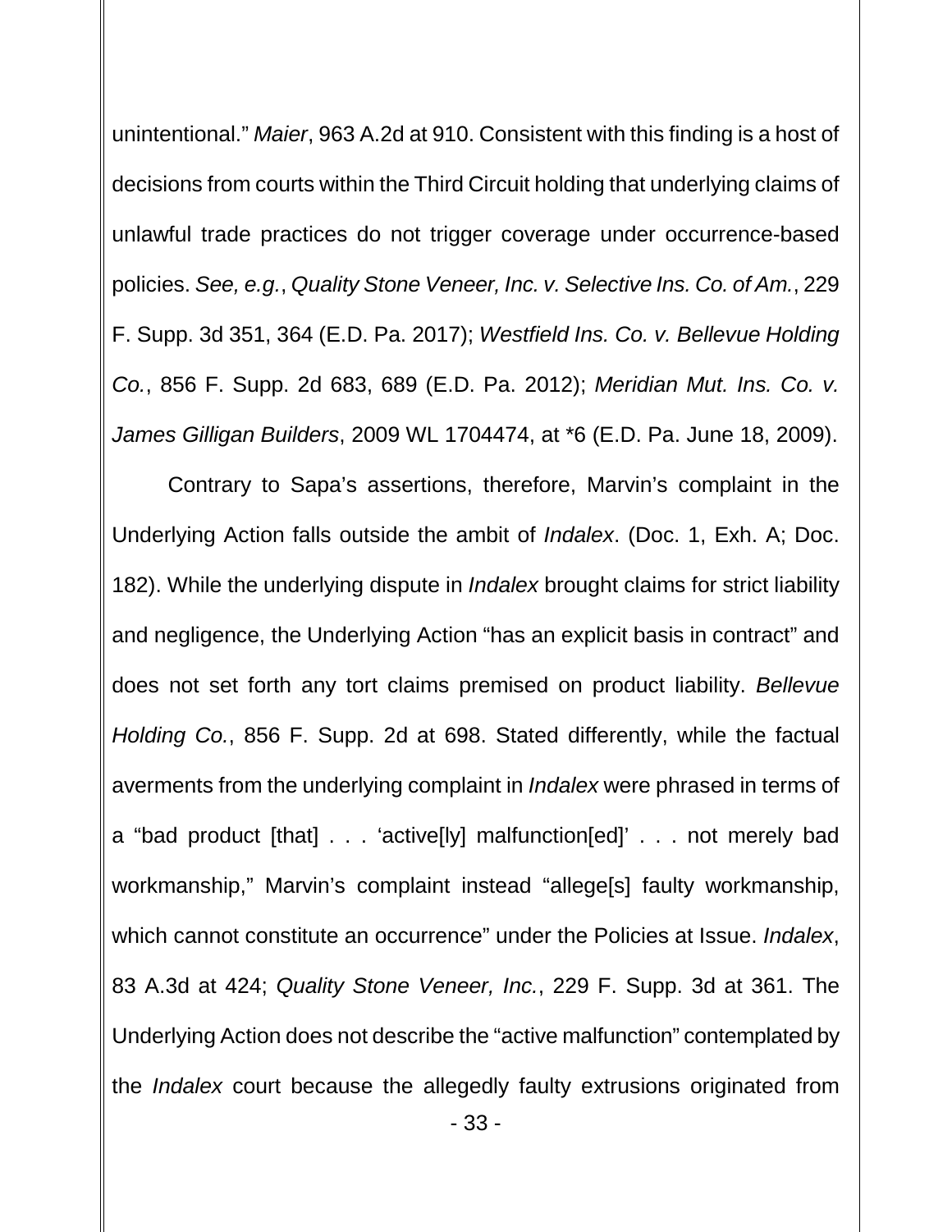unintentional." *Maier*, 963 A.2d at 910. Consistent with this finding is a host of decisions from courts within the Third Circuit holding that underlying claims of unlawful trade practices do not trigger coverage under occurrence-based policies. *See, e.g.*, *Quality Stone Veneer, Inc. v. Selective Ins. Co. of Am.*, 229 F. Supp. 3d 351, 364 (E.D. Pa. 2017); *Westfield Ins. Co. v. Bellevue Holding Co.*, 856 F. Supp. 2d 683, 689 (E.D. Pa. 2012); *Meridian Mut. Ins. Co. v. James Gilligan Builders*, 2009 WL 1704474, at *6 (E.D. Pa. June 18, 2009).

Contrary to Sapa's assertions, therefore, Marvin's complaint in the Underlying Action falls outside the ambit of *Indalex*. (Doc. 1, Exh. A; Doc. 182). While the underlying dispute in *Indalex* brought claims for strict liability and negligence, the Underlying Action "has an explicit basis in contract" and does not set forth any tort claims premised on product liability. *Bellevue Holding Co.*, 856 F. Supp. 2d at 698. Stated differently, while the factual averments from the underlying complaint in *Indalex* were phrased in terms of a "bad product [that] . . . 'active[ly] malfunction[ed]' . . . not merely bad workmanship," Marvin's complaint instead "allege[s] faulty workmanship, which cannot constitute an occurrence" under the Policies at Issue. *Indalex*, 83 A.3d at 424; *Quality Stone Veneer, Inc.*, 229 F. Supp. 3d at 361. The Underlying Action does not describe the "active malfunction" contemplated by the *Indalex* court because the allegedly faulty extrusions originated from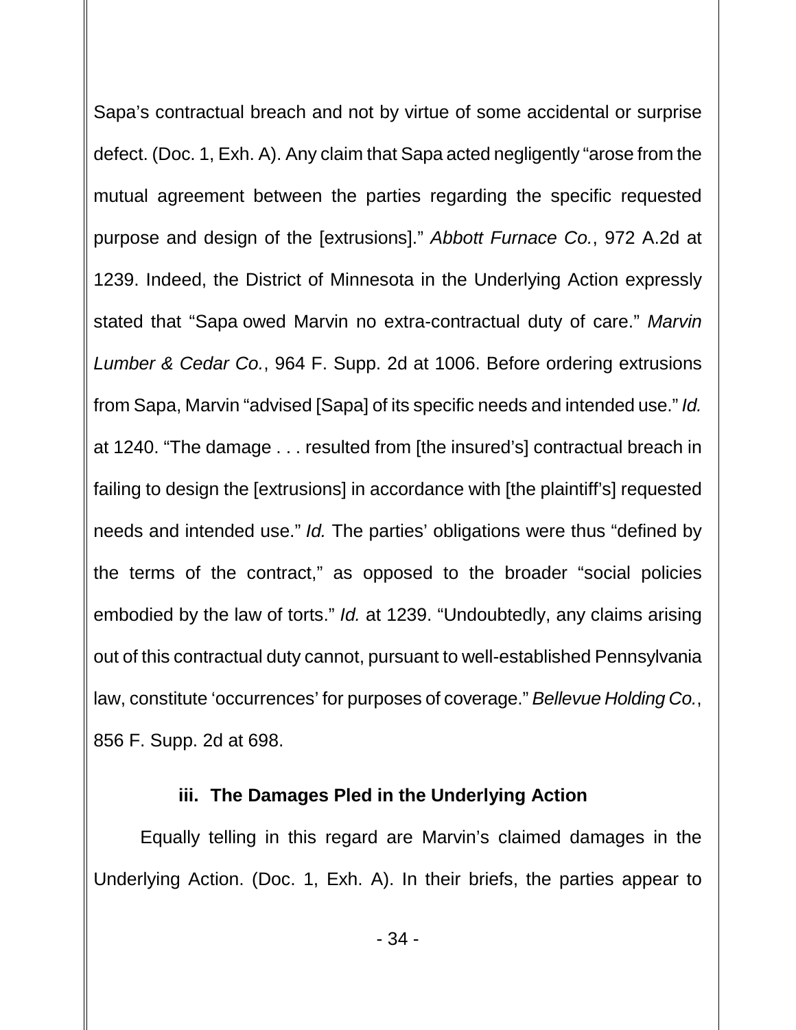Sapa's contractual breach and not by virtue of some accidental or surprise defect. (Doc. 1, Exh. A). Any claim that Sapa acted negligently "arose from the mutual agreement between the parties regarding the specific requested purpose and design of the [extrusions]." *Abbott Furnace Co.*, 972 A.2d at 1239. Indeed, the District of Minnesota in the Underlying Action expressly stated that "Sapa owed Marvin no extra-contractual duty of care." *Marvin Lumber & Cedar Co.*, 964 F. Supp. 2d at 1006. Before ordering extrusions from Sapa, Marvin "advised [Sapa] of its specific needs and intended use." *Id.* at 1240. "The damage . . . resulted from [the insured's] contractual breach in failing to design the [extrusions] in accordance with [the plaintiff's] requested needs and intended use." *Id.* The parties' obligations were thus "defined by the terms of the contract," as opposed to the broader "social policies embodied by the law of torts." *Id.* at 1239. "Undoubtedly, any claims arising out of this contractual duty cannot, pursuant to well-established Pennsylvania law, constitute 'occurrences' for purposes of coverage." *Bellevue Holding Co.*, 856 F. Supp. 2d at 698.

### iii. The Damages Pled in the Underlying Action

Equally telling in this regard are Marvin's claimed damages in the Underlying Action. (Doc. 1, Exh. A). In their briefs, the parties appear to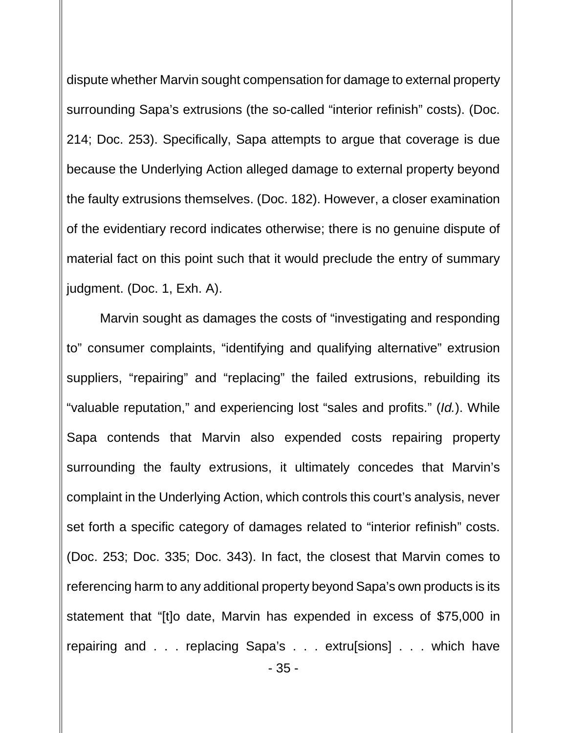dispute whether Marvin sought compensation for damage to external property surrounding Sapa's extrusions (the so-called "interior refinish" costs). (Doc. 214; Doc. 253). Specifically, Sapa attempts to argue that coverage is due because the Underlying Action alleged damage to external property beyond the faulty extrusions themselves. (Doc. 182). However, a closer examination of the evidentiary record indicates otherwise; there is no genuine dispute of material fact on this point such that it would preclude the entry of summary judgment. (Doc. 1, Exh. A).

Marvin sought as damages the costs of "investigating and responding to" consumer complaints, "identifying and qualifying alternative" extrusion suppliers, "repairing" and "replacing" the failed extrusions, rebuilding its "valuable reputation," and experiencing lost "sales and profits." (*Id.*). While Sapa contends that Marvin also expended costs repairing property surrounding the faulty extrusions, it ultimately concedes that Marvin's complaint in the Underlying Action, which controls this court's analysis, never set forth a specific category of damages related to "interior refinish" costs. (Doc. 253; Doc. 335; Doc. 343). In fact, the closest that Marvin comes to referencing harm to any additional property beyond Sapa's own products is its statement that "[t]o date, Marvin has expended in excess of $75,000 in repairing and . . . replacing Sapa's . . . extru[sions] . . . which have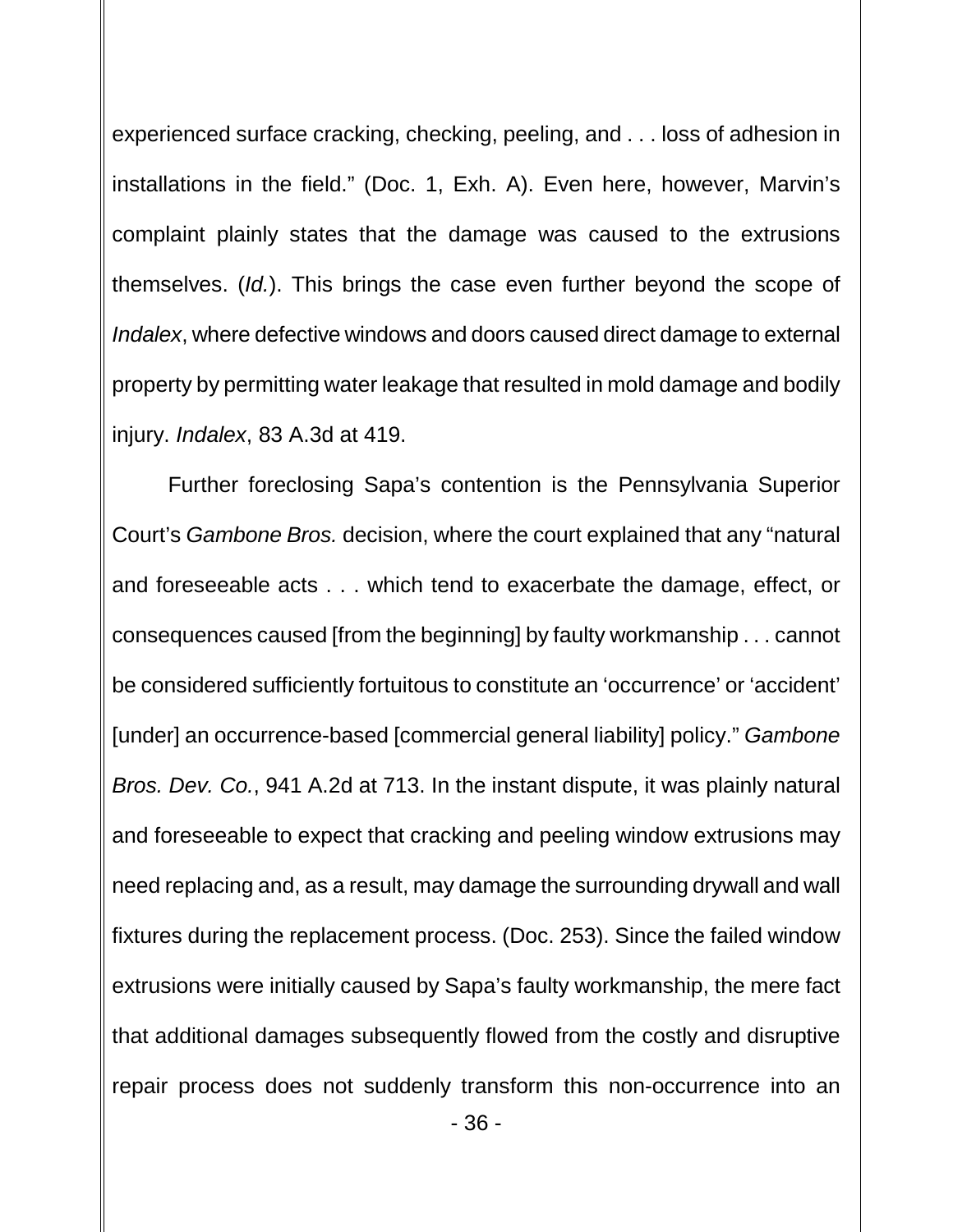experienced surface cracking, checking, peeling, and . . . loss of adhesion in installations in the field." (Doc. 1, Exh. A). Even here, however, Marvin's complaint plainly states that the damage was caused to the extrusions themselves. (*Id.*). This brings the case even further beyond the scope of *Indalex*, where defective windows and doors caused direct damage to external property by permitting water leakage that resulted in mold damage and bodily injury. *Indalex*, 83 A.3d at 419.

Further foreclosing Sapa's contention is the Pennsylvania Superior Court's *Gambone Bros.* decision, where the court explained that any "natural and foreseeable acts . . . which tend to exacerbate the damage, effect, or consequences caused [from the beginning] by faulty workmanship . . . cannot be considered sufficiently fortuitous to constitute an 'occurrence' or 'accident' [under] an occurrence-based [commercial general liability] policy." *Gambone Bros. Dev. Co.*, 941 A.2d at 713. In the instant dispute, it was plainly natural and foreseeable to expect that cracking and peeling window extrusions may need replacing and, as a result, may damage the surrounding drywall and wall fixtures during the replacement process. (Doc. 253). Since the failed window extrusions were initially caused by Sapa's faulty workmanship, the mere fact that additional damages subsequently flowed from the costly and disruptive repair process does not suddenly transform this non-occurrence into an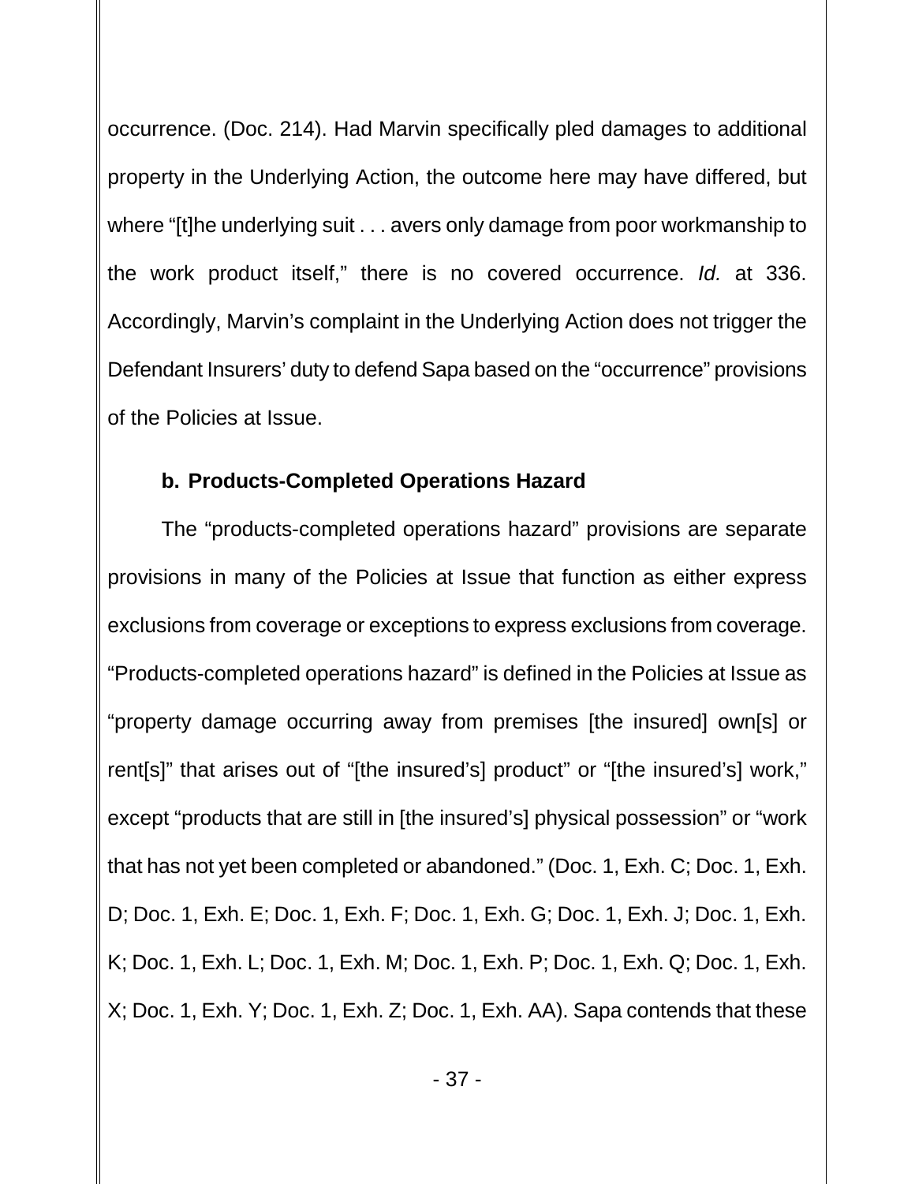occurrence. (Doc. 214). Had Marvin specifically pled damages to additional property in the Underlying Action, the outcome here may have differed, but where "[t]he underlying suit . . . avers only damage from poor workmanship to the work product itself," there is no covered occurrence. *Id.* at 336. Accordingly, Marvin's complaint in the Underlying Action does not trigger the Defendant Insurers' duty to defend Sapa based on the "occurrence" provisions of the Policies at Issue.

**b. Products-Completed Operations Hazard**

The "products-completed operations hazard" provisions are separate provisions in many of the Policies at Issue that function as either express exclusions from coverage or exceptions to express exclusions from coverage. "Products-completed operations hazard" is defined in the Policies at Issue as "property damage occurring away from premises [the insured] own[s] or rent[s]" that arises out of "[the insured's] product" or "[the insured's] work," except "products that are still in [the insured's] physical possession" or "work that has not yet been completed or abandoned." (Doc. 1, Exh. C; Doc. 1, Exh. D; Doc. 1, Exh. E; Doc. 1, Exh. F; Doc. 1, Exh. G; Doc. 1, Exh. J; Doc. 1, Exh. K; Doc. 1, Exh. L; Doc. 1, Exh. M; Doc. 1, Exh. P; Doc. 1, Exh. Q; Doc. 1, Exh. X; Doc. 1, Exh. Y; Doc. 1, Exh. Z; Doc. 1, Exh. AA). Sapa contends that these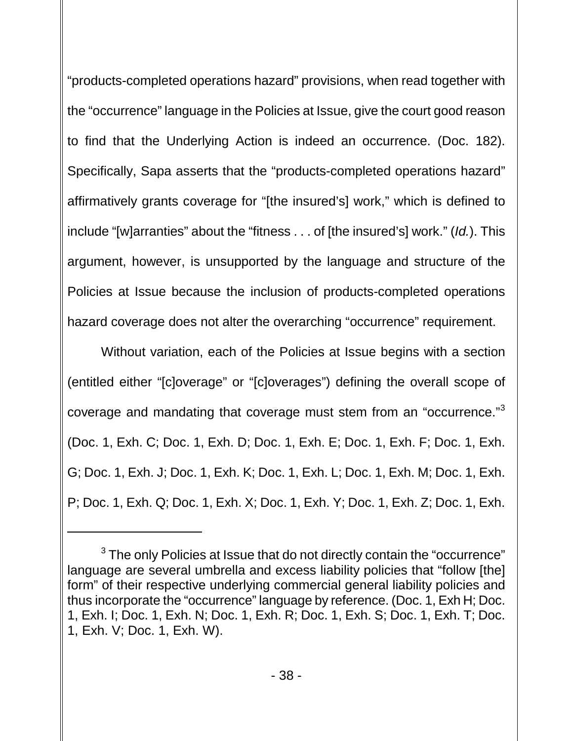"products-completed operations hazard" provisions, when read together with the "occurrence" language in the Policies at Issue, give the court good reason to find that the Underlying Action is indeed an occurrence. (Doc. 182). Specifically, Sapa asserts that the "products-completed operations hazard" affirmatively grants coverage for "[the insured's] work," which is defined to include "[w]arranties" about the "fitness . . . of [the insured's] work." (*Id.*). This argument, however, is unsupported by the language and structure of the Policies at Issue because the inclusion of products-completed operations hazard coverage does not alter the overarching "occurrence" requirement.

Without variation, each of the Policies at Issue begins with a section (entitled either "[c]overage" or "[c]overages") defining the overall scope of coverage and mandating that coverage must stem from an "occurrence."[3] (Doc. 1, Exh. C; Doc. 1, Exh. D; Doc. 1, Exh. E; Doc. 1, Exh. F; Doc. 1, Exh. G; Doc. 1, Exh. J; Doc. 1, Exh. K; Doc. 1, Exh. L; Doc. 1, Exh. M; Doc. 1, Exh. P; Doc. 1, Exh. Q; Doc. 1, Exh. X; Doc. 1, Exh. Y; Doc. 1, Exh. Z; Doc. 1, Exh.

---

[3] The only Policies at Issue that do not directly contain the "occurrence" language are several umbrella and excess liability policies that "follow [the] form" of their respective underlying commercial general liability policies and thus incorporate the "occurrence" language by reference. (Doc. 1, Exh H; Doc. 1, Exh. I; Doc. 1, Exh. N; Doc. 1, Exh. R; Doc. 1, Exh. S; Doc. 1, Exh. T; Doc. 1, Exh. V; Doc. 1, Exh. W).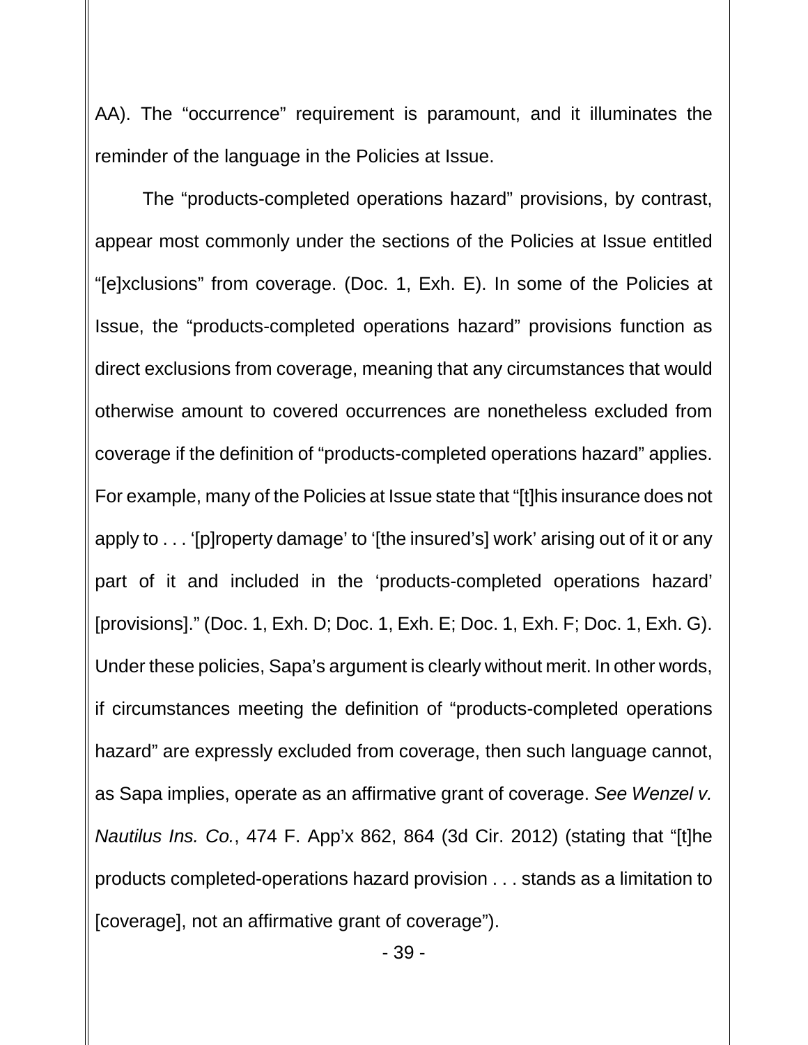AA). The "occurrence" requirement is paramount, and it illuminates the reminder of the language in the Policies at Issue.

The "products-completed operations hazard" provisions, by contrast, appear most commonly under the sections of the Policies at Issue entitled "[e]xclusions" from coverage. (Doc. 1, Exh. E). In some of the Policies at Issue, the "products-completed operations hazard" provisions function as direct exclusions from coverage, meaning that any circumstances that would otherwise amount to covered occurrences are nonetheless excluded from coverage if the definition of "products-completed operations hazard" applies. For example, many of the Policies at Issue state that "[t]his insurance does not apply to . . . '[p]roperty damage' to '[the insured's] work' arising out of it or any part of it and included in the 'products-completed operations hazard' [provisions]." (Doc. 1, Exh. D; Doc. 1, Exh. E; Doc. 1, Exh. F; Doc. 1, Exh. G). Under these policies, Sapa's argument is clearly without merit. In other words, if circumstances meeting the definition of "products-completed operations hazard" are expressly excluded from coverage, then such language cannot, as Sapa implies, operate as an affirmative grant of coverage. *See Wenzel v. Nautilus Ins. Co.*, 474 F. App'x 862, 864 (3d Cir. 2012) (stating that "[t]he products completed-operations hazard provision . . . stands as a limitation to [coverage], not an affirmative grant of coverage").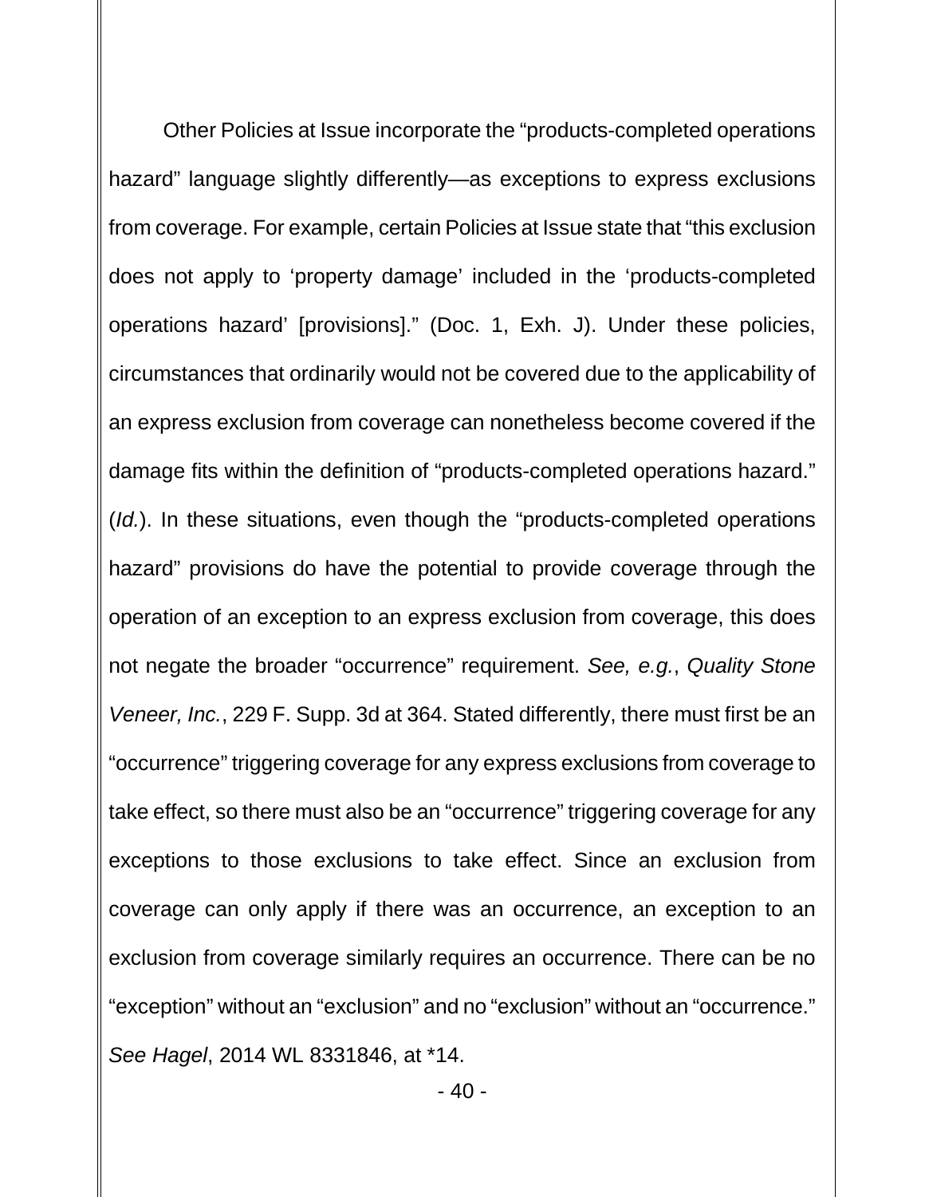Other Policies at Issue incorporate the "products-completed operations hazard" language slightly differently—as exceptions to express exclusions from coverage. For example, certain Policies at Issue state that "this exclusion does not apply to 'property damage' included in the 'products-completed operations hazard' [provisions]." (Doc. 1, Exh. J). Under these policies, circumstances that ordinarily would not be covered due to the applicability of an express exclusion from coverage can nonetheless become covered if the damage fits within the definition of "products-completed operations hazard." (*Id.*). In these situations, even though the "products-completed operations hazard" provisions do have the potential to provide coverage through the operation of an exception to an express exclusion from coverage, this does not negate the broader "occurrence" requirement. *See, e.g.*, *Quality Stone Veneer, Inc.*, 229 F. Supp. 3d at 364. Stated differently, there must first be an "occurrence" triggering coverage for any express exclusions from coverage to take effect, so there must also be an "occurrence" triggering coverage for any exceptions to those exclusions to take effect. Since an exclusion from coverage can only apply if there was an occurrence, an exception to an exclusion from coverage similarly requires an occurrence. There can be no "exception" without an "exclusion" and no "exclusion" without an "occurrence." *See Hagel*, 2014 WL 8331846, at *14.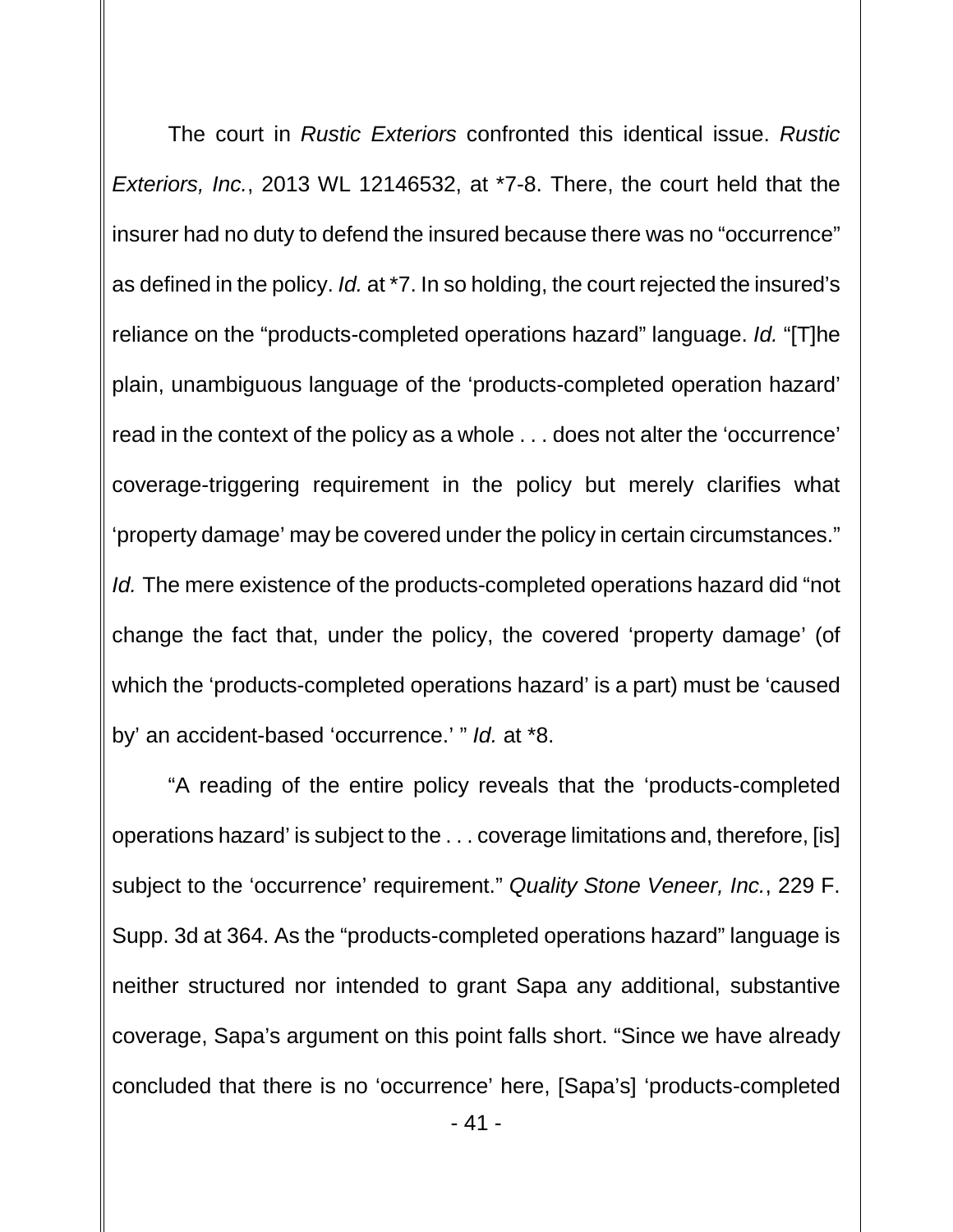The court in *Rustic Exteriors* confronted this identical issue. *Rustic Exteriors, Inc.*, 2013 WL 12146532, at *7-8. There, the court held that the insurer had no duty to defend the insured because there was no "occurrence" as defined in the policy. *Id.* at *7. In so holding, the court rejected the insured's reliance on the "products-completed operations hazard" language. *Id.* "[T]he plain, unambiguous language of the 'products-completed operation hazard' read in the context of the policy as a whole . . . does not alter the 'occurrence' coverage-triggering requirement in the policy but merely clarifies what 'property damage' may be covered under the policy in certain circumstances." *Id.* The mere existence of the products-completed operations hazard did "not change the fact that, under the policy, the covered 'property damage' (of which the 'products-completed operations hazard' is a part) must be 'caused by' an accident-based 'occurrence.' " *Id.* at *8.

"A reading of the entire policy reveals that the 'products-completed operations hazard' is subject to the . . . coverage limitations and, therefore, [is] subject to the 'occurrence' requirement." *Quality Stone Veneer, Inc.*, 229 F. Supp. 3d at 364. As the "products-completed operations hazard" language is neither structured nor intended to grant Sapa any additional, substantive coverage, Sapa's argument on this point falls short. "Since we have already concluded that there is no 'occurrence' here, [Sapa's] 'products-completed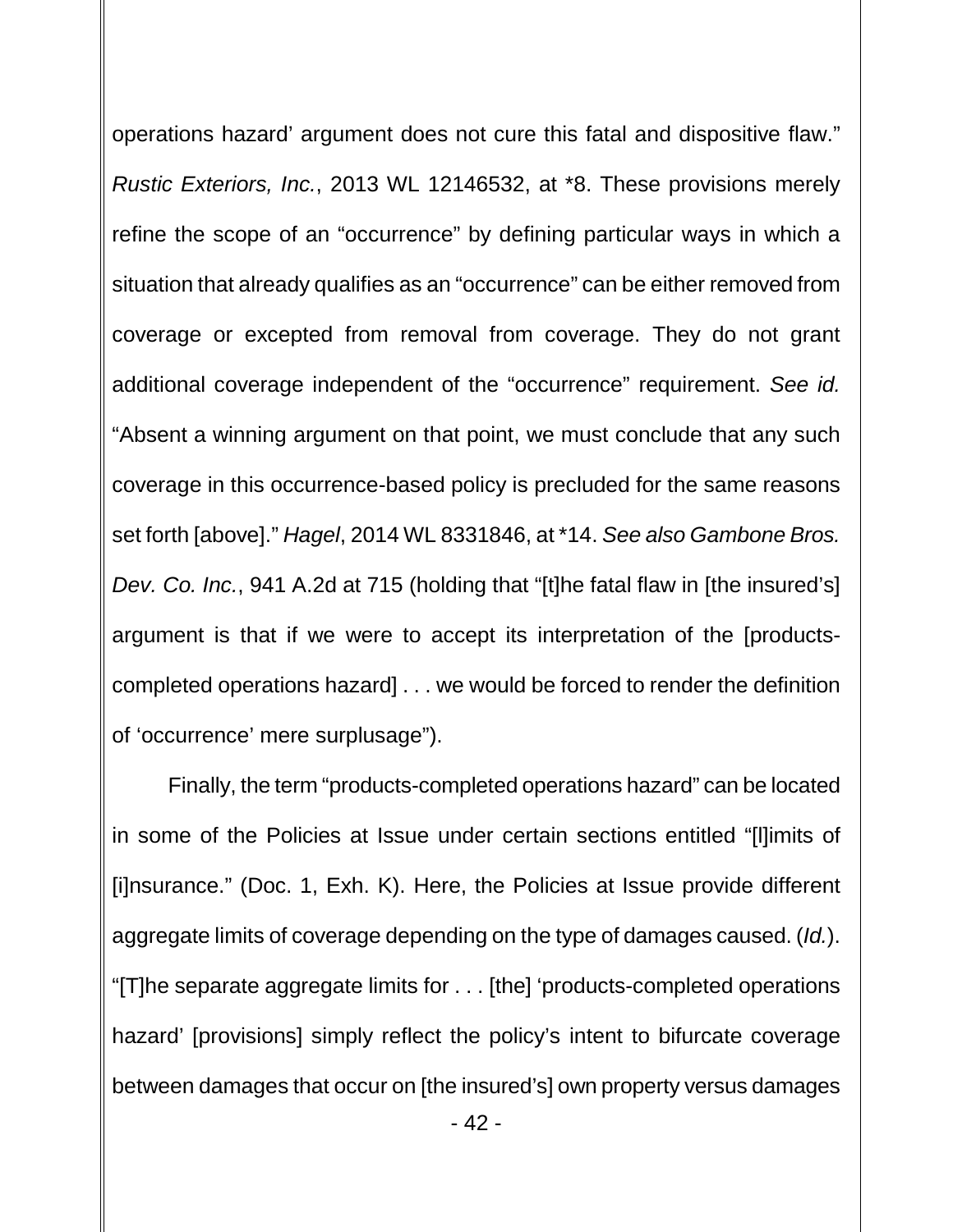operations hazard' argument does not cure this fatal and dispositive flaw." *Rustic Exteriors, Inc.*, 2013 WL 12146532, at *8. These provisions merely refine the scope of an "occurrence" by defining particular ways in which a situation that already qualifies as an "occurrence" can be either removed from coverage or excepted from removal from coverage. They do not grant additional coverage independent of the "occurrence" requirement. *See id.* "Absent a winning argument on that point, we must conclude that any such coverage in this occurrence-based policy is precluded for the same reasons set forth [above]." *Hagel*, 2014 WL 8331846, at *14. *See also Gambone Bros. Dev. Co. Inc.*, 941 A.2d at 715 (holding that "[t]he fatal flaw in [the insured's] argument is that if we were to accept its interpretation of the [products-completed operations hazard] . . . we would be forced to render the definition of 'occurrence' mere surplusage").

Finally, the term "products-completed operations hazard" can be located in some of the Policies at Issue under certain sections entitled "[l]imits of [i]nsurance." (Doc. 1, Exh. K). Here, the Policies at Issue provide different aggregate limits of coverage depending on the type of damages caused. (*Id.*). "[T]he separate aggregate limits for . . . [the] 'products-completed operations hazard' [provisions] simply reflect the policy's intent to bifurcate coverage between damages that occur on [the insured's] own property versus damages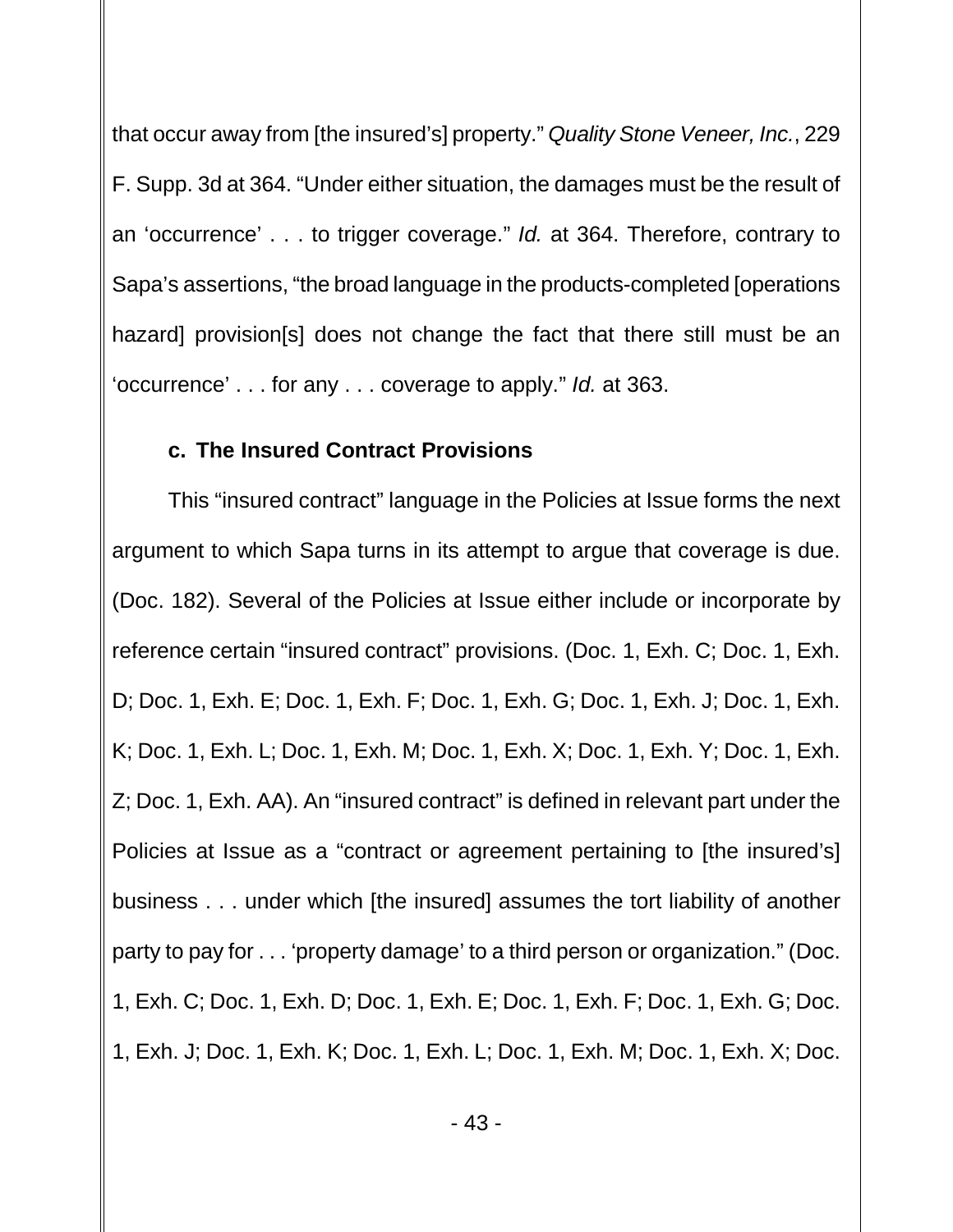that occur away from [the insured's] property." *Quality Stone Veneer, Inc.*, 229 F. Supp. 3d at 364. "Under either situation, the damages must be the result of an 'occurrence' . . . to trigger coverage." *Id.* at 364. Therefore, contrary to Sapa's assertions, "the broad language in the products-completed [operations hazard] provision[s] does not change the fact that there still must be an 'occurrence' . . . for any . . . coverage to apply." *Id.* at 363.

**c. The Insured Contract Provisions**

This "insured contract" language in the Policies at Issue forms the next argument to which Sapa turns in its attempt to argue that coverage is due. (Doc. 182). Several of the Policies at Issue either include or incorporate by reference certain "insured contract" provisions. (Doc. 1, Exh. C; Doc. 1, Exh. D; Doc. 1, Exh. E; Doc. 1, Exh. F; Doc. 1, Exh. G; Doc. 1, Exh. J; Doc. 1, Exh. K; Doc. 1, Exh. L; Doc. 1, Exh. M; Doc. 1, Exh. X; Doc. 1, Exh. Y; Doc. 1, Exh. Z; Doc. 1, Exh. AA). An "insured contract" is defined in relevant part under the Policies at Issue as a "contract or agreement pertaining to [the insured's] business . . . under which [the insured] assumes the tort liability of another party to pay for . . . 'property damage' to a third person or organization." (Doc. 1, Exh. C; Doc. 1, Exh. D; Doc. 1, Exh. E; Doc. 1, Exh. F; Doc. 1, Exh. G; Doc. 1, Exh. J; Doc. 1, Exh. K; Doc. 1, Exh. L; Doc. 1, Exh. M; Doc. 1, Exh. X; Doc.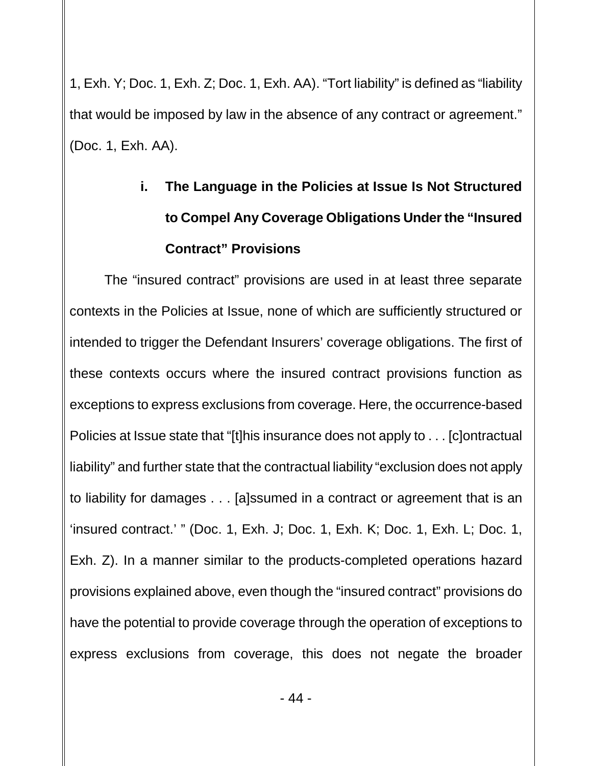1, Exh. Y; Doc. 1, Exh. Z; Doc. 1, Exh. AA). "Tort liability" is defined as "liability that would be imposed by law in the absence of any contract or agreement." (Doc. 1, Exh. AA).

**i. The Language in the Policies at Issue Is Not Structured to Compel Any Coverage Obligations Under the "Insured Contract" Provisions**

The "insured contract" provisions are used in at least three separate contexts in the Policies at Issue, none of which are sufficiently structured or intended to trigger the Defendant Insurers' coverage obligations. The first of these contexts occurs where the insured contract provisions function as exceptions to express exclusions from coverage. Here, the occurrence-based Policies at Issue state that "[t]his insurance does not apply to . . . [c]ontractual liability" and further state that the contractual liability "exclusion does not apply to liability for damages . . . [a]ssumed in a contract or agreement that is an 'insured contract.' " (Doc. 1, Exh. J; Doc. 1, Exh. K; Doc. 1, Exh. L; Doc. 1, Exh. Z). In a manner similar to the products-completed operations hazard provisions explained above, even though the "insured contract" provisions do have the potential to provide coverage through the operation of exceptions to express exclusions from coverage, this does not negate the broader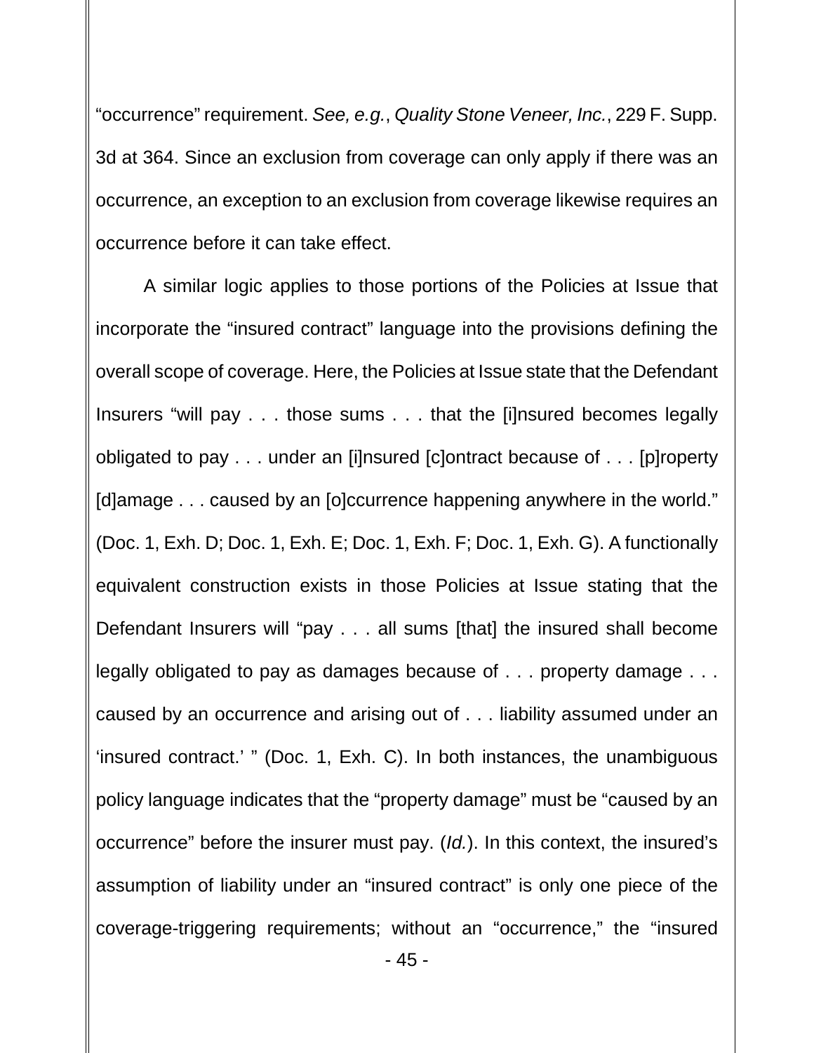"occurrence" requirement. *See, e.g.*, *Quality Stone Veneer, Inc.*, 229 F. Supp. 3d at 364. Since an exclusion from coverage can only apply if there was an occurrence, an exception to an exclusion from coverage likewise requires an occurrence before it can take effect.

A similar logic applies to those portions of the Policies at Issue that incorporate the "insured contract" language into the provisions defining the overall scope of coverage. Here, the Policies at Issue state that the Defendant Insurers "will pay . . . those sums . . . that the [i]nsured becomes legally obligated to pay . . . under an [i]nsured [c]ontract because of . . . [p]roperty [d]amage . . . caused by an [o]ccurrence happening anywhere in the world." (Doc. 1, Exh. D; Doc. 1, Exh. E; Doc. 1, Exh. F; Doc. 1, Exh. G). A functionally equivalent construction exists in those Policies at Issue stating that the Defendant Insurers will "pay . . . all sums [that] the insured shall become legally obligated to pay as damages because of . . . property damage . . . caused by an occurrence and arising out of . . . liability assumed under an 'insured contract.' " (Doc. 1, Exh. C). In both instances, the unambiguous policy language indicates that the "property damage" must be "caused by an occurrence" before the insurer must pay. (*Id.*). In this context, the insured's assumption of liability under an "insured contract" is only one piece of the coverage-triggering requirements; without an "occurrence," the "insured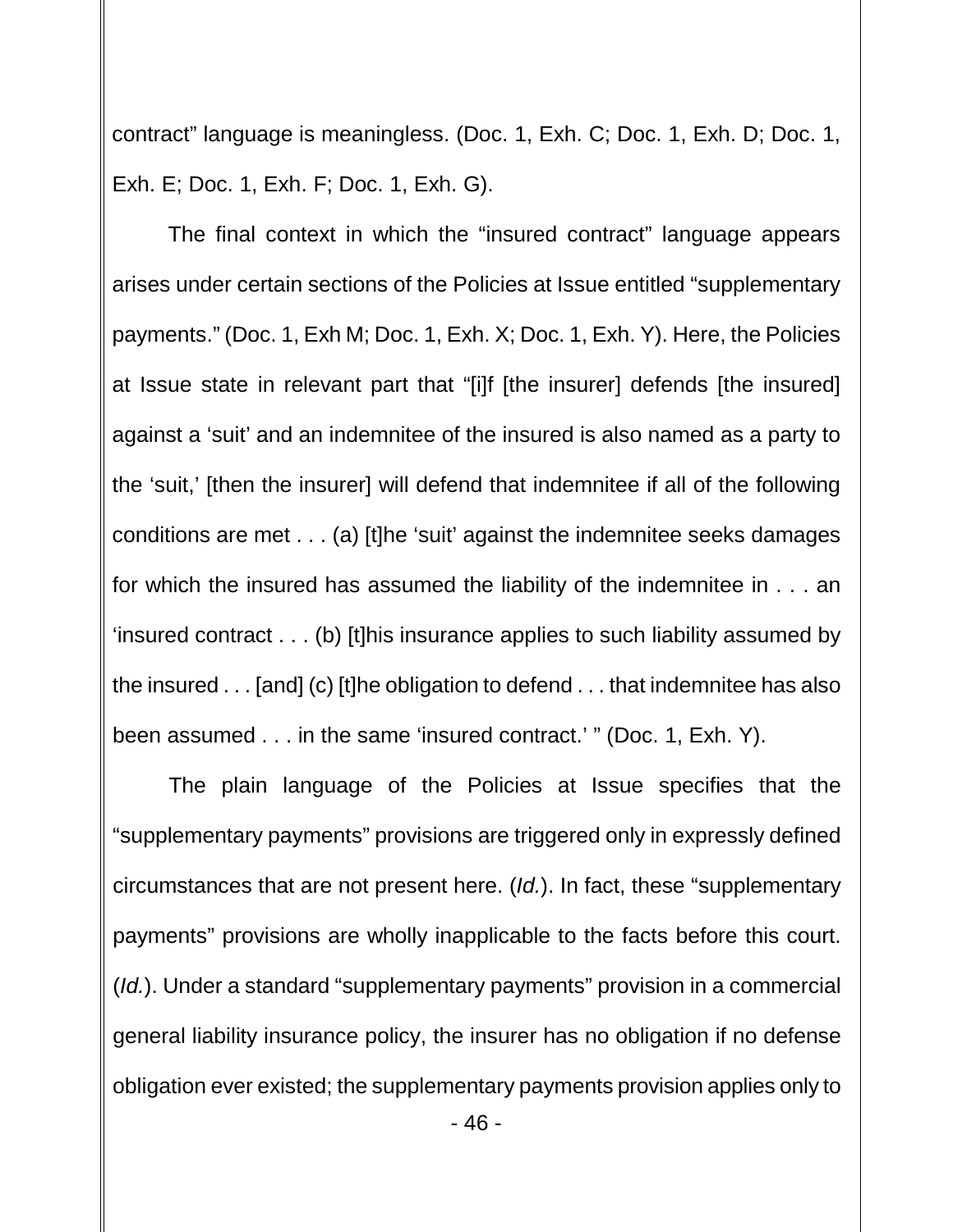contract" language is meaningless. (Doc. 1, Exh. C; Doc. 1, Exh. D; Doc. 1, Exh. E; Doc. 1, Exh. F; Doc. 1, Exh. G).

The final context in which the "insured contract" language appears arises under certain sections of the Policies at Issue entitled "supplementary payments." (Doc. 1, Exh M; Doc. 1, Exh. X; Doc. 1, Exh. Y). Here, the Policies at Issue state in relevant part that "[i]f [the insurer] defends [the insured] against a 'suit' and an indemnitee of the insured is also named as a party to the 'suit,' [then the insurer] will defend that indemnitee if all of the following conditions are met . . . (a) [t]he 'suit' against the indemnitee seeks damages for which the insured has assumed the liability of the indemnitee in . . . an 'insured contract . . . (b) [t]his insurance applies to such liability assumed by the insured . . . [and] (c) [t]he obligation to defend . . . that indemnitee has also been assumed . . . in the same 'insured contract.' " (Doc. 1, Exh. Y).

The plain language of the Policies at Issue specifies that the "supplementary payments" provisions are triggered only in expressly defined circumstances that are not present here. (*Id.*). In fact, these "supplementary payments" provisions are wholly inapplicable to the facts before this court. (*Id.*). Under a standard "supplementary payments" provision in a commercial general liability insurance policy, the insurer has no obligation if no defense obligation ever existed; the supplementary payments provision applies only to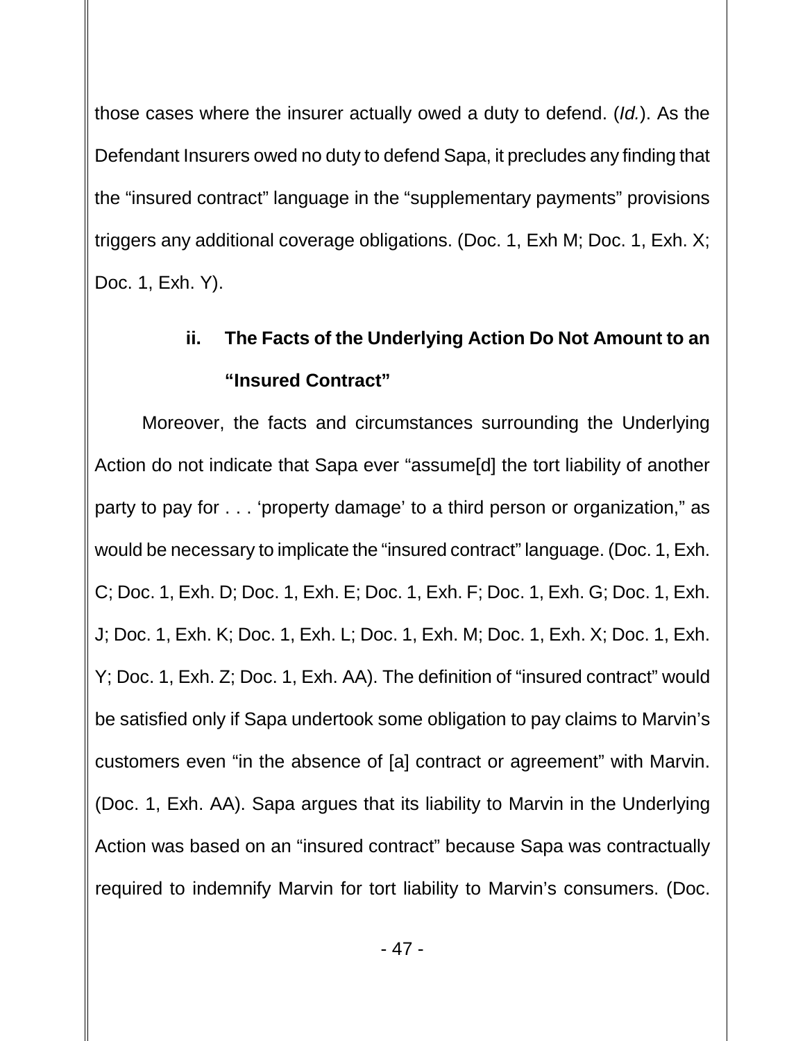those cases where the insurer actually owed a duty to defend. (*Id.*). As the Defendant Insurers owed no duty to defend Sapa, it precludes any finding that the "insured contract" language in the "supplementary payments" provisions triggers any additional coverage obligations. (Doc. 1, Exh M; Doc. 1, Exh. X; Doc. 1, Exh. Y).

**ii. The Facts of the Underlying Action Do Not Amount to an "Insured Contract"**

Moreover, the facts and circumstances surrounding the Underlying Action do not indicate that Sapa ever "assume[d] the tort liability of another party to pay for . . . 'property damage' to a third person or organization," as would be necessary to implicate the "insured contract" language. (Doc. 1, Exh. C; Doc. 1, Exh. D; Doc. 1, Exh. E; Doc. 1, Exh. F; Doc. 1, Exh. G; Doc. 1, Exh. J; Doc. 1, Exh. K; Doc. 1, Exh. L; Doc. 1, Exh. M; Doc. 1, Exh. X; Doc. 1, Exh. Y; Doc. 1, Exh. Z; Doc. 1, Exh. AA). The definition of "insured contract" would be satisfied only if Sapa undertook some obligation to pay claims to Marvin's customers even "in the absence of [a] contract or agreement" with Marvin. (Doc. 1, Exh. AA). Sapa argues that its liability to Marvin in the Underlying Action was based on an "insured contract" because Sapa was contractually required to indemnify Marvin for tort liability to Marvin's consumers. (Doc.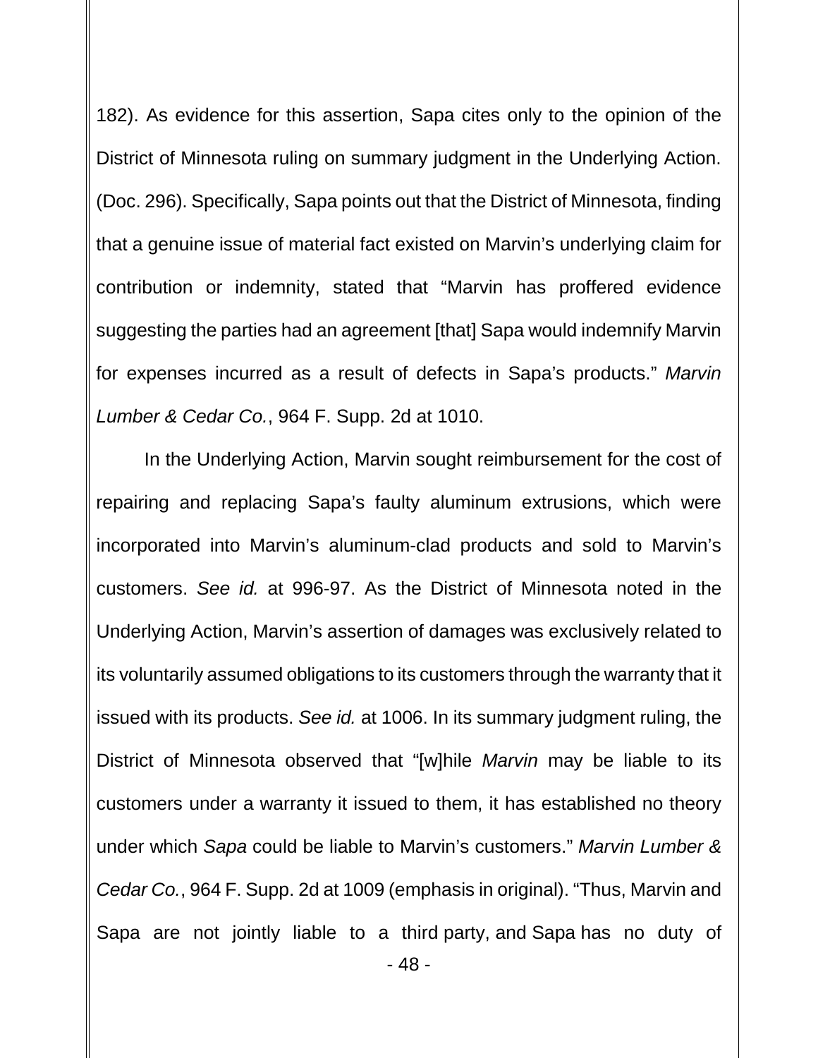182). As evidence for this assertion, Sapa cites only to the opinion of the District of Minnesota ruling on summary judgment in the Underlying Action. (Doc. 296). Specifically, Sapa points out that the District of Minnesota, finding that a genuine issue of material fact existed on Marvin's underlying claim for contribution or indemnity, stated that "Marvin has proffered evidence suggesting the parties had an agreement [that] Sapa would indemnify Marvin for expenses incurred as a result of defects in Sapa's products." *Marvin Lumber & Cedar Co.*, 964 F. Supp. 2d at 1010.

In the Underlying Action, Marvin sought reimbursement for the cost of repairing and replacing Sapa's faulty aluminum extrusions, which were incorporated into Marvin's aluminum-clad products and sold to Marvin's customers. *See id.* at 996-97. As the District of Minnesota noted in the Underlying Action, Marvin's assertion of damages was exclusively related to its voluntarily assumed obligations to its customers through the warranty that it issued with its products. *See id.* at 1006. In its summary judgment ruling, the District of Minnesota observed that "[w]hile *Marvin* may be liable to its customers under a warranty it issued to them, it has established no theory under which *Sapa* could be liable to Marvin's customers." *Marvin Lumber & Cedar Co.*, 964 F. Supp. 2d at 1009 (emphasis in original). "Thus, Marvin and Sapa are not jointly liable to a third party, and Sapa has no duty of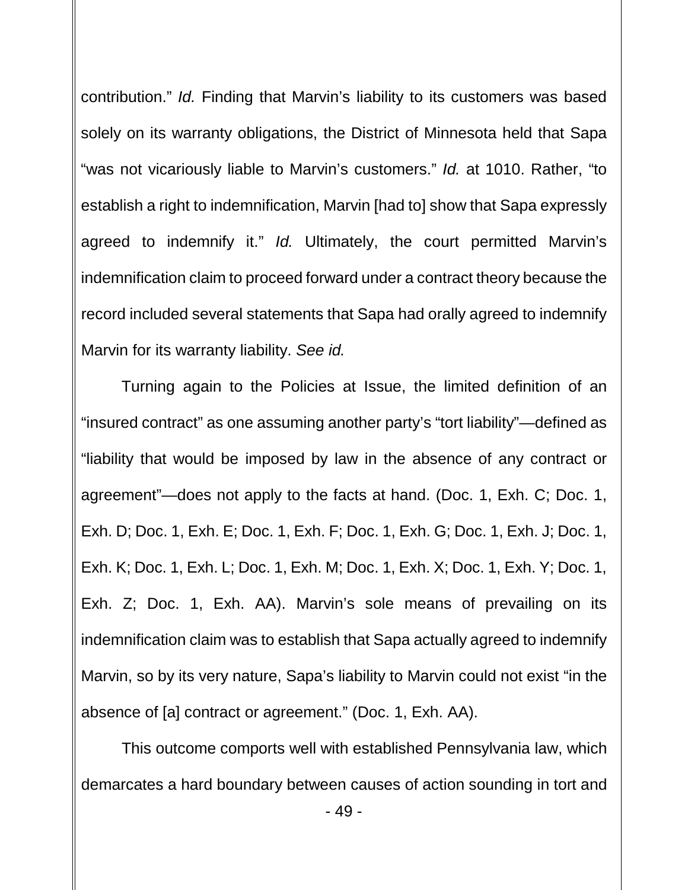contribution." *Id.* Finding that Marvin's liability to its customers was based solely on its warranty obligations, the District of Minnesota held that Sapa "was not vicariously liable to Marvin's customers." *Id.* at 1010. Rather, "to establish a right to indemnification, Marvin [had to] show that Sapa expressly agreed to indemnify it." *Id.* Ultimately, the court permitted Marvin's indemnification claim to proceed forward under a contract theory because the record included several statements that Sapa had orally agreed to indemnify Marvin for its warranty liability. *See id.*

Turning again to the Policies at Issue, the limited definition of an "insured contract" as one assuming another party's "tort liability"—defined as "liability that would be imposed by law in the absence of any contract or agreement"—does not apply to the facts at hand. (Doc. 1, Exh. C; Doc. 1, Exh. D; Doc. 1, Exh. E; Doc. 1, Exh. F; Doc. 1, Exh. G; Doc. 1, Exh. J; Doc. 1, Exh. K; Doc. 1, Exh. L; Doc. 1, Exh. M; Doc. 1, Exh. X; Doc. 1, Exh. Y; Doc. 1, Exh. Z; Doc. 1, Exh. AA). Marvin's sole means of prevailing on its indemnification claim was to establish that Sapa actually agreed to indemnify Marvin, so by its very nature, Sapa's liability to Marvin could not exist "in the absence of [a] contract or agreement." (Doc. 1, Exh. AA).

This outcome comports well with established Pennsylvania law, which demarcates a hard boundary between causes of action sounding in tort and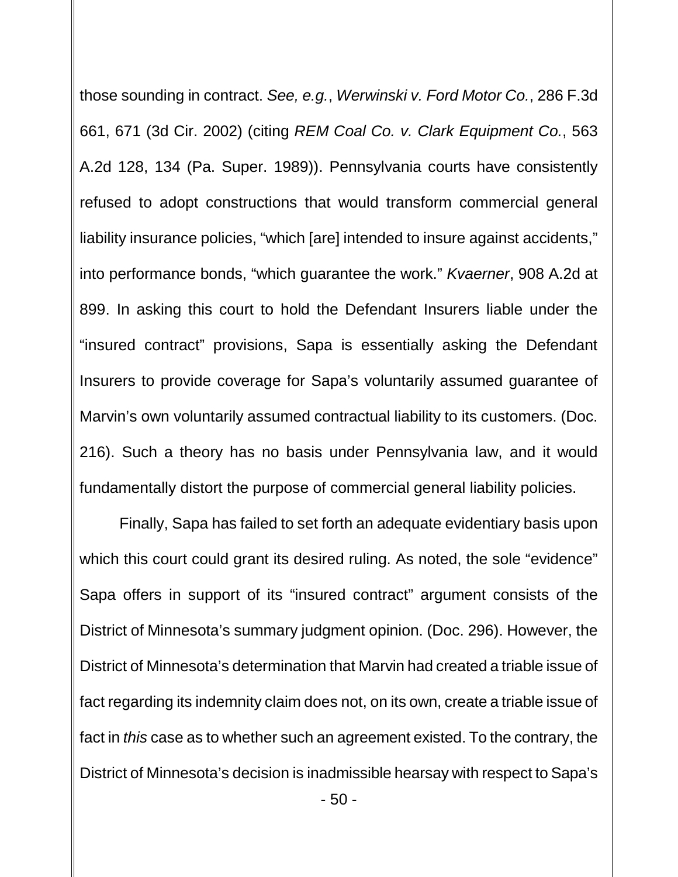those sounding in contract. *See, e.g.*, *Werwinski v. Ford Motor Co.*, 286 F.3d 661, 671 (3d Cir. 2002) (citing *REM Coal Co. v. Clark Equipment Co.*, 563 A.2d 128, 134 (Pa. Super. 1989)). Pennsylvania courts have consistently refused to adopt constructions that would transform commercial general liability insurance policies, "which [are] intended to insure against accidents," into performance bonds, "which guarantee the work." *Kvaerner*, 908 A.2d at 899. In asking this court to hold the Defendant Insurers liable under the "insured contract" provisions, Sapa is essentially asking the Defendant Insurers to provide coverage for Sapa's voluntarily assumed guarantee of Marvin's own voluntarily assumed contractual liability to its customers. (Doc. 216). Such a theory has no basis under Pennsylvania law, and it would fundamentally distort the purpose of commercial general liability policies.

Finally, Sapa has failed to set forth an adequate evidentiary basis upon which this court could grant its desired ruling. As noted, the sole "evidence" Sapa offers in support of its "insured contract" argument consists of the District of Minnesota's summary judgment opinion. (Doc. 296). However, the District of Minnesota's determination that Marvin had created a triable issue of fact regarding its indemnity claim does not, on its own, create a triable issue of fact in *this* case as to whether such an agreement existed. To the contrary, the District of Minnesota's decision is inadmissible hearsay with respect to Sapa's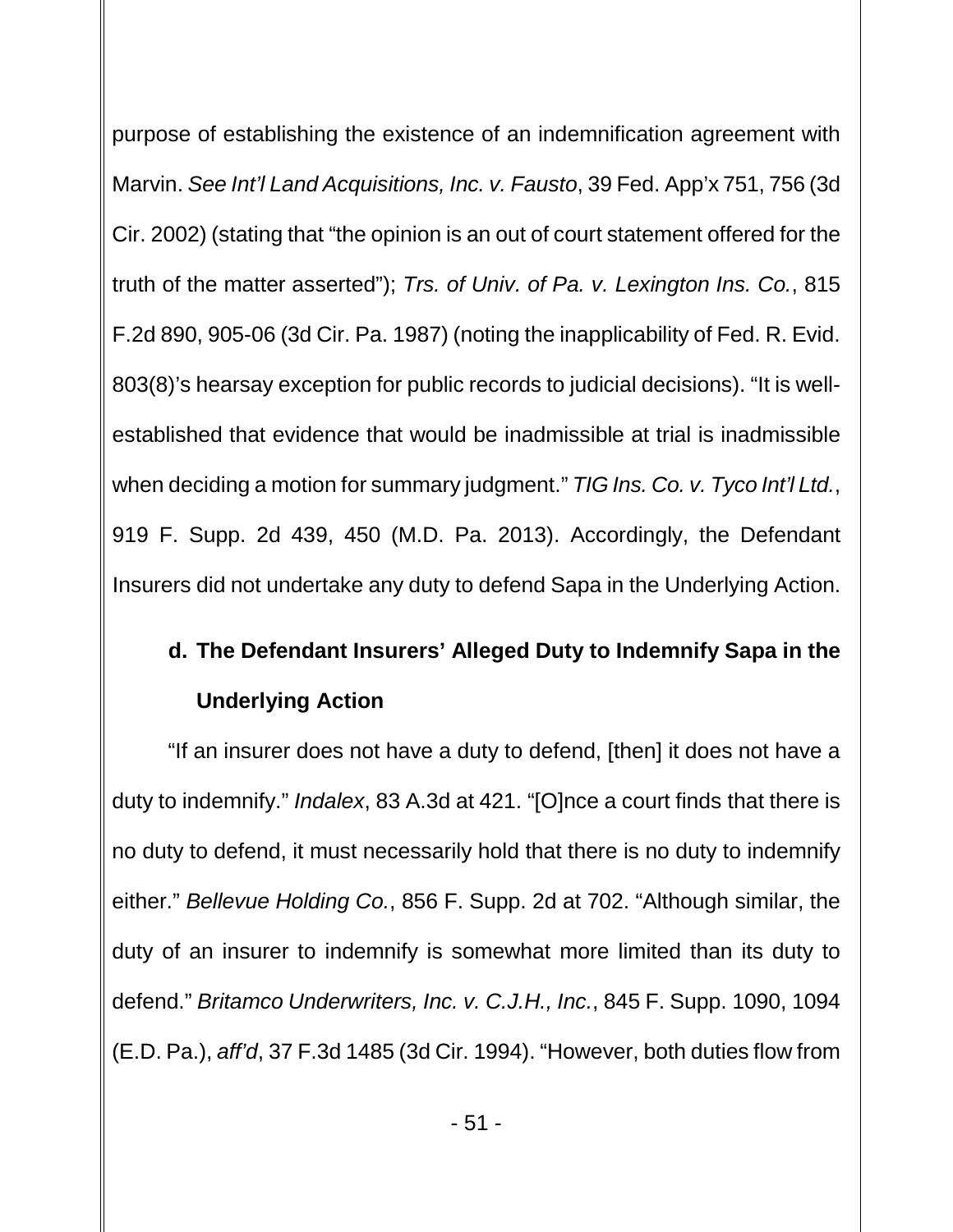purpose of establishing the existence of an indemnification agreement with Marvin. *See Int'l Land Acquisitions, Inc. v. Fausto*, 39 Fed. App'x 751, 756 (3d Cir. 2002) (stating that "the opinion is an out of court statement offered for the truth of the matter asserted"); *Trs. of Univ. of Pa. v. Lexington Ins. Co.*, 815 F.2d 890, 905-06 (3d Cir. Pa. 1987) (noting the inapplicability of Fed. R. Evid. 803(8)'s hearsay exception for public records to judicial decisions). "It is well-established that evidence that would be inadmissible at trial is inadmissible when deciding a motion for summary judgment." *TIG Ins. Co. v. Tyco Int'l Ltd.*, 919 F. Supp. 2d 439, 450 (M.D. Pa. 2013). Accordingly, the Defendant Insurers did not undertake any duty to defend Sapa in the Underlying Action.

**d. The Defendant Insurers' Alleged Duty to Indemnify Sapa in the Underlying Action**

"If an insurer does not have a duty to defend, [then] it does not have a duty to indemnify." *Indalex*, 83 A.3d at 421. "[O]nce a court finds that there is no duty to defend, it must necessarily hold that there is no duty to indemnify either." *Bellevue Holding Co.*, 856 F. Supp. 2d at 702. "Although similar, the duty of an insurer to indemnify is somewhat more limited than its duty to defend." *Britamco Underwriters, Inc. v. C.J.H., Inc.*, 845 F. Supp. 1090, 1094 (E.D. Pa.), *aff'd*, 37 F.3d 1485 (3d Cir. 1994). "However, both duties flow from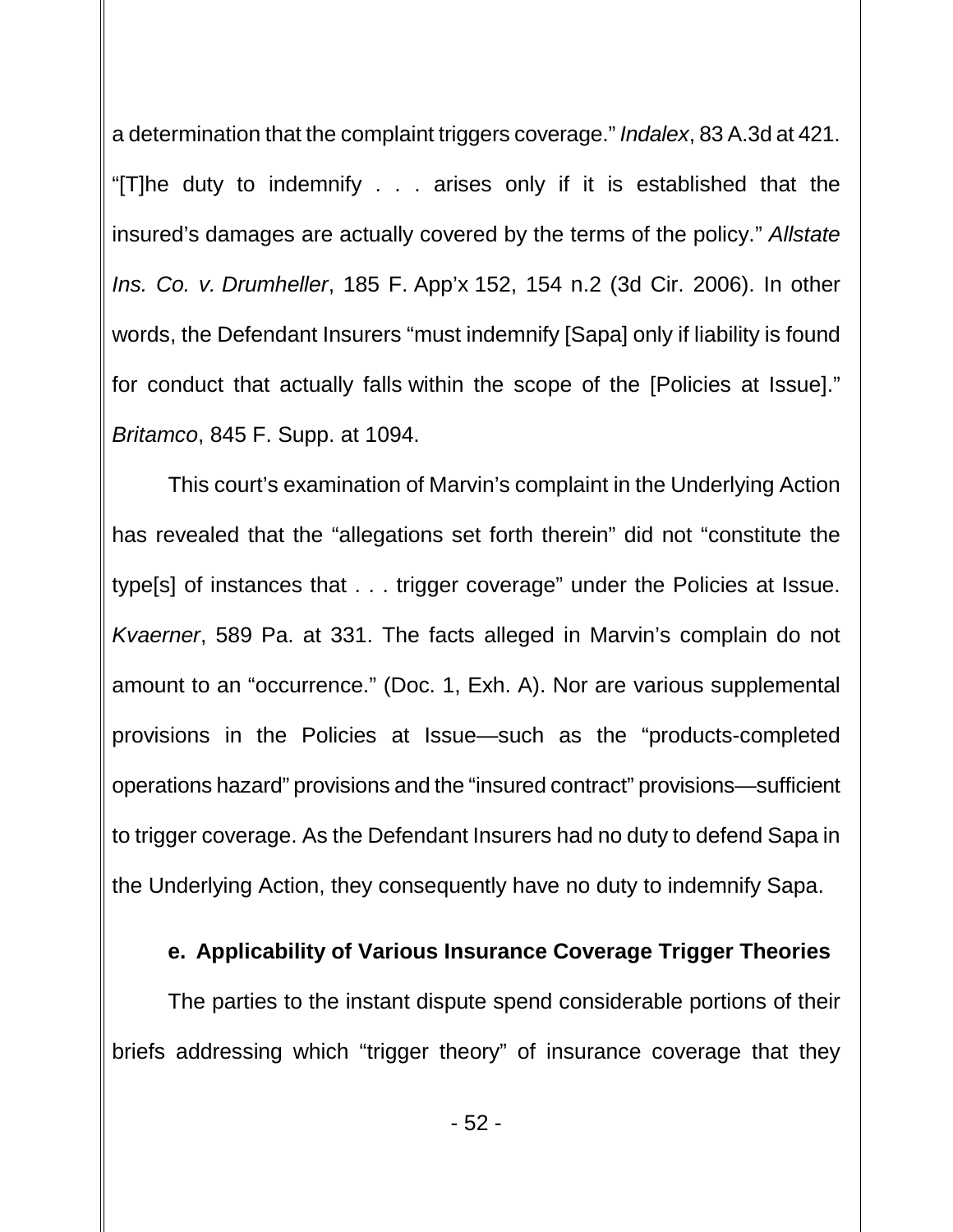a determination that the complaint triggers coverage." *Indalex*, 83 A.3d at 421. "[T]he duty to indemnify . . . arises only if it is established that the insured's damages are actually covered by the terms of the policy." *Allstate Ins. Co. v. Drumheller*, 185 F. App'x 152, 154 n.2 (3d Cir. 2006). In other words, the Defendant Insurers "must indemnify [Sapa] only if liability is found for conduct that actually falls within the scope of the [Policies at Issue]." *Britamco*, 845 F. Supp. at 1094.

This court's examination of Marvin's complaint in the Underlying Action has revealed that the "allegations set forth therein" did not "constitute the type[s] of instances that . . . trigger coverage" under the Policies at Issue. *Kvaerner*, 589 Pa. at 331. The facts alleged in Marvin's complain do not amount to an "occurrence." (Doc. 1, Exh. A). Nor are various supplemental provisions in the Policies at Issue—such as the "products-completed operations hazard" provisions and the "insured contract" provisions—sufficient to trigger coverage. As the Defendant Insurers had no duty to defend Sapa in the Underlying Action, they consequently have no duty to indemnify Sapa.

**e. Applicability of Various Insurance Coverage Trigger Theories**

The parties to the instant dispute spend considerable portions of their briefs addressing which "trigger theory" of insurance coverage that they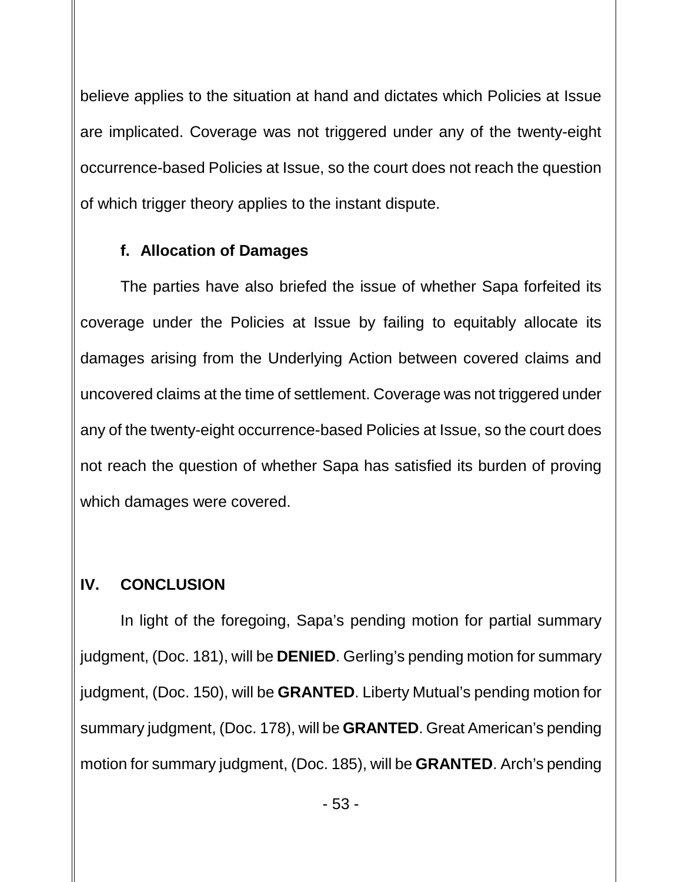believe applies to the situation at hand and dictates which Policies at Issue are implicated. Coverage was not triggered under any of the twenty-eight occurrence-based Policies at Issue, so the court does not reach the question of which trigger theory applies to the instant dispute.

#### f. Allocation of Damages

The parties have also briefed the issue of whether Sapa forfeited its coverage under the Policies at Issue by failing to equitably allocate its damages arising from the Underlying Action between covered claims and uncovered claims at the time of settlement. Coverage was not triggered under any of the twenty-eight occurrence-based Policies at Issue, so the court does not reach the question of whether Sapa has satisfied its burden of proving which damages were covered.

## IV. CONCLUSION

In light of the foregoing, Sapa's pending motion for partial summary judgment, (Doc. 181), will be **DENIED**. Gerling's pending motion for summary judgment, (Doc. 150), will be **GRANTED**. Liberty Mutual's pending motion for summary judgment, (Doc. 178), will be **GRANTED**. Great American's pending motion for summary judgment, (Doc. 185), will be **GRANTED**. Arch's pending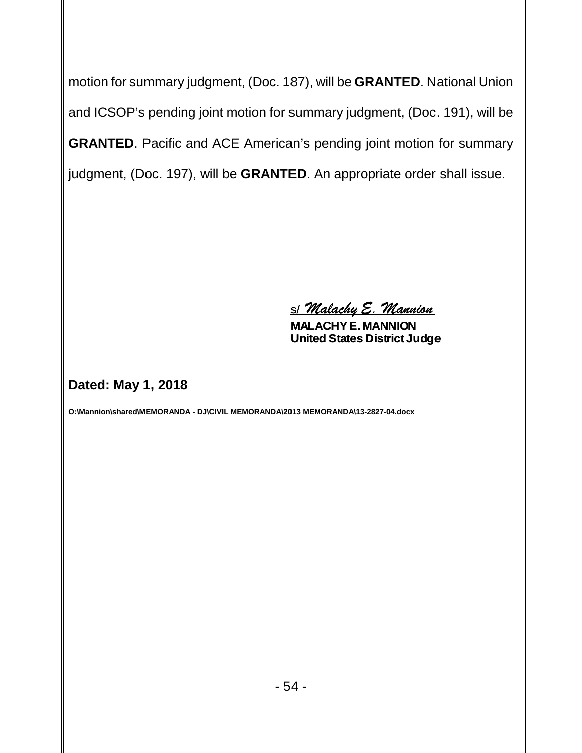motion for summary judgment, (Doc. 187), will be **GRANTED**. National Union and ICSOP's pending joint motion for summary judgment, (Doc. 191), will be **GRANTED**. Pacific and ACE American's pending joint motion for summary judgment, (Doc. 197), will be **GRANTED**. An appropriate order shall issue.

s/ *Malachy E. Mannion*
**MALACHY E. MANNION**
**United States District Judge**

**Dated: May 1, 2018**

**O:\Mannion\shared\MEMORANDA - DJ\CIVIL MEMORANDA\2013 MEMORANDA\13-2827-04.docx**